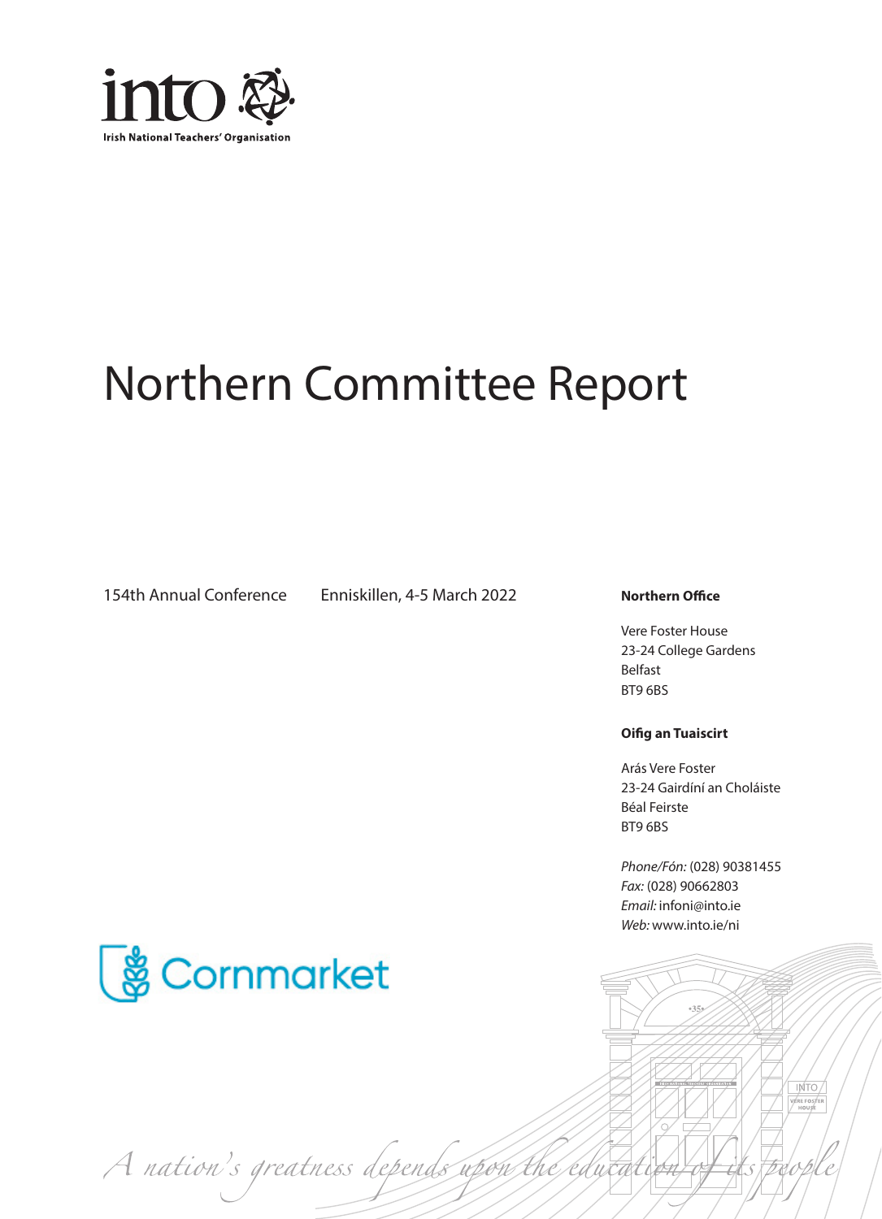into

Irish National Teachers' Organisation

# Northern Committee Report

154th Annual Conference

Enniskillen, 4-5 March 2022

**Northern Office**

Vere Foster House
23-24 College Gardens
Belfast
BT9 6BS

**Oifig an Tuaiscirt**

Arás Vere Foster
23-24 Gairdíní an Choláiste
Béal Feirste
BT9 6BS

*Phone/Fón:* (028) 90381455
*Fax:* (028) 90662803
*Email:* infoni@into.ie
*Web:* www.into.ie/ni

Cornmarket

*A nation's greatness depends upon the education of its people*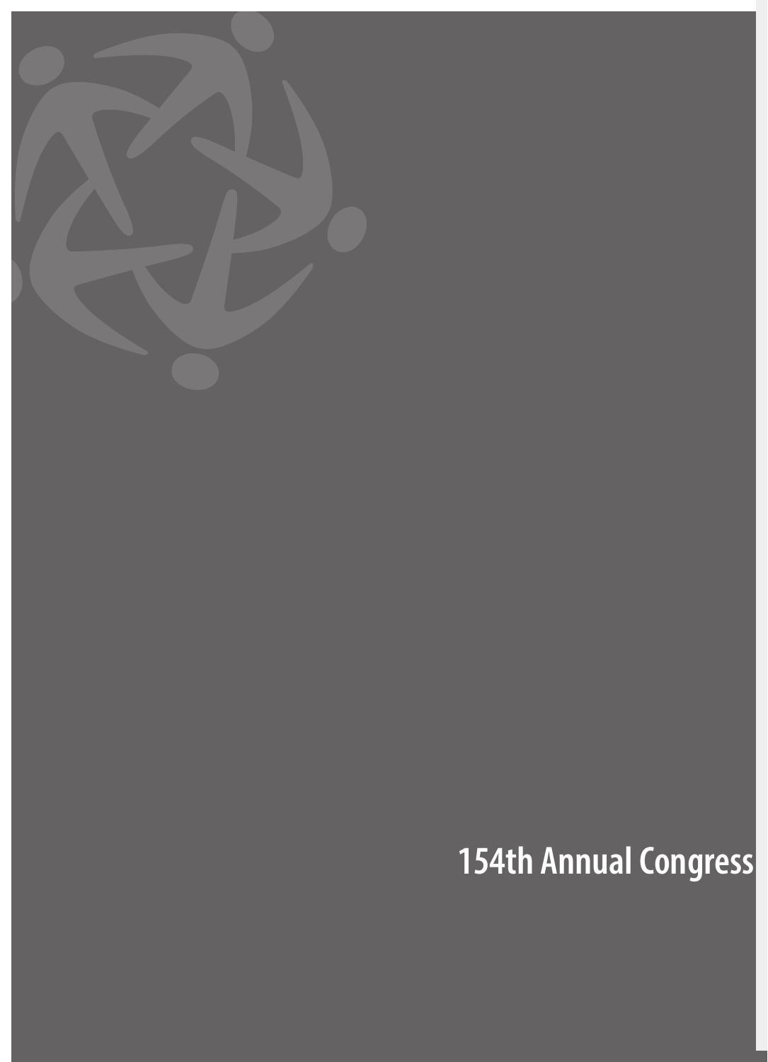154th Annual Congress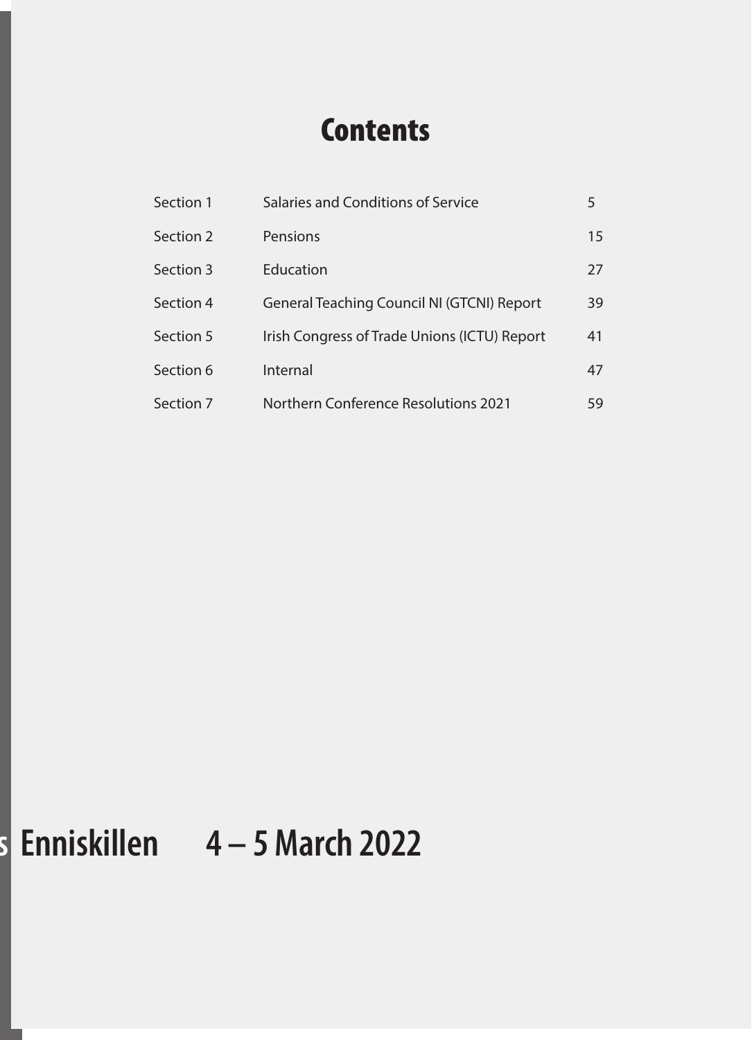# Contents

| | | |
|---|---|---|
| Section 1 | Salaries and Conditions of Service | 5 |
| Section 2 | Pensions | 15 |
| Section 3 | Education | 27 |
| Section 4 | General Teaching Council NI (GTCNI) Report | 39 |
| Section 5 | Irish Congress of Trade Unions (ICTU) Report | 41 |
| Section 6 | Internal | 47 |
| Section 7 | Northern Conference Resolutions 2021 | 59 |

**Enniskillen 4 – 5 March 2022**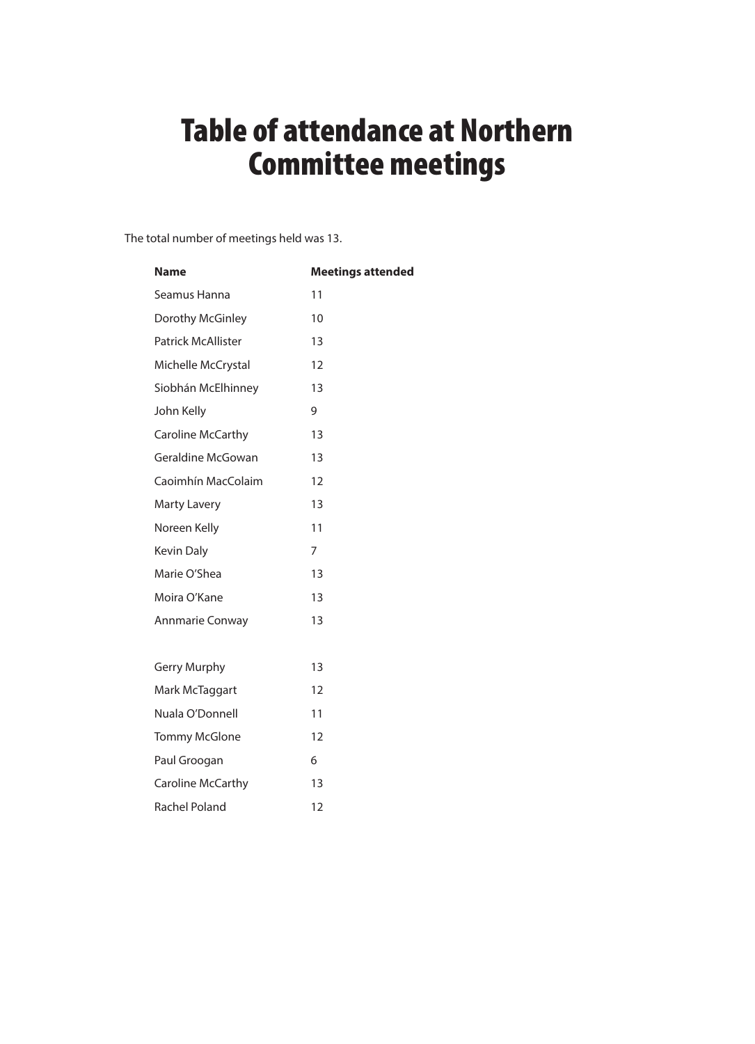# Table of attendance at Northern Committee meetings

The total number of meetings held was 13.

| Name | Meetings attended |
|---|---|
| Seamus Hanna | 11 |
| Dorothy McGinley | 10 |
| Patrick McAllister | 13 |
| Michelle McCrystal | 12 |
| Siobhán McElhinney | 13 |
| John Kelly | 9 |
| Caroline McCarthy | 13 |
| Geraldine McGowan | 13 |
| Caoimhín MacColaim | 12 |
| Marty Lavery | 13 |
| Noreen Kelly | 11 |
| Kevin Daly | 7 |
| Marie O'Shea | 13 |
| Moira O'Kane | 13 |
| Annmarie Conway | 13 |
| | |
| Gerry Murphy | 13 |
| Mark McTaggart | 12 |
| Nuala O'Donnell | 11 |
| Tommy McGlone | 12 |
| Paul Groogan | 6 |
| Caroline McCarthy | 13 |
| Rachel Poland | 12 |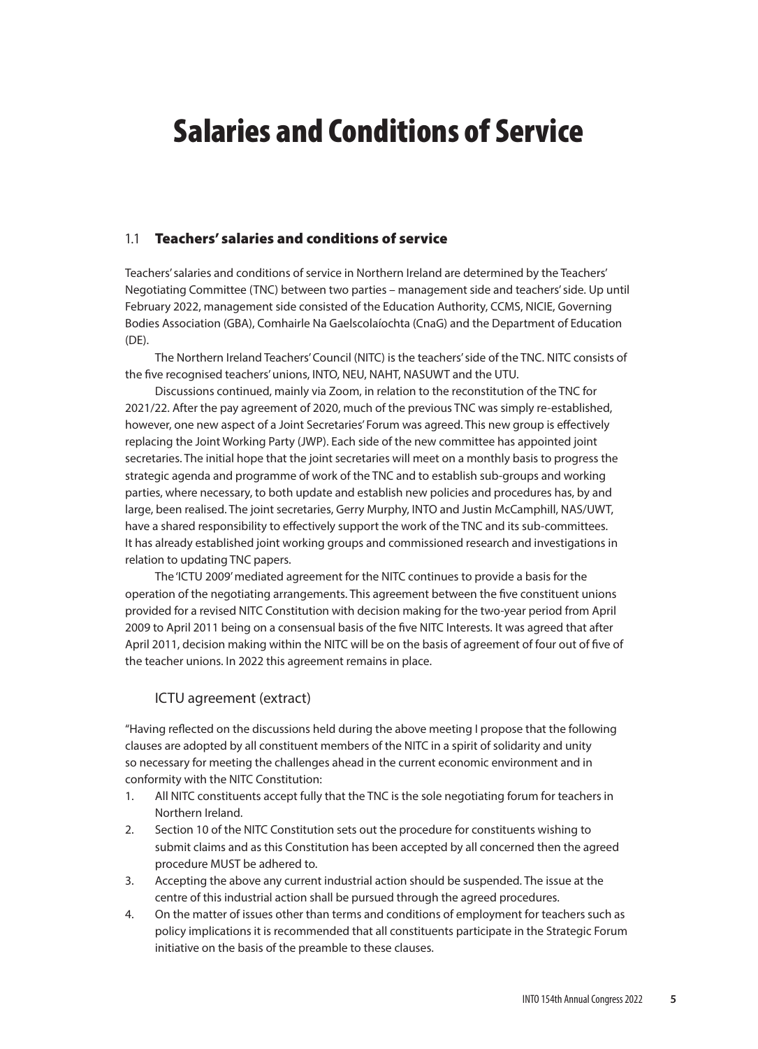# Salaries and Conditions of Service

## 1.1 Teachers' salaries and conditions of service

Teachers' salaries and conditions of service in Northern Ireland are determined by the Teachers' Negotiating Committee (TNC) between two parties – management side and teachers' side. Up until February 2022, management side consisted of the Education Authority, CCMS, NICIE, Governing Bodies Association (GBA), Comhairle Na Gaelscolaíochta (CnaG) and the Department of Education (DE).

The Northern Ireland Teachers' Council (NITC) is the teachers' side of the TNC. NITC consists of the five recognised teachers' unions, INTO, NEU, NAHT, NASUWT and the UTU.

Discussions continued, mainly via Zoom, in relation to the reconstitution of the TNC for 2021/22. After the pay agreement of 2020, much of the previous TNC was simply re-established, however, one new aspect of a Joint Secretaries' Forum was agreed. This new group is effectively replacing the Joint Working Party (JWP). Each side of the new committee has appointed joint secretaries. The initial hope that the joint secretaries will meet on a monthly basis to progress the strategic agenda and programme of work of the TNC and to establish sub-groups and working parties, where necessary, to both update and establish new policies and procedures has, by and large, been realised. The joint secretaries, Gerry Murphy, INTO and Justin McCamphill, NAS/UWT, have a shared responsibility to effectively support the work of the TNC and its sub-committees. It has already established joint working groups and commissioned research and investigations in relation to updating TNC papers.

The 'ICTU 2009' mediated agreement for the NITC continues to provide a basis for the operation of the negotiating arrangements. This agreement between the five constituent unions provided for a revised NITC Constitution with decision making for the two-year period from April 2009 to April 2011 being on a consensual basis of the five NITC Interests. It was agreed that after April 2011, decision making within the NITC will be on the basis of agreement of four out of five of the teacher unions. In 2022 this agreement remains in place.

### ICTU agreement (extract)

"Having reflected on the discussions held during the above meeting I propose that the following clauses are adopted by all constituent members of the NITC in a spirit of solidarity and unity so necessary for meeting the challenges ahead in the current economic environment and in conformity with the NITC Constitution:

1. All NITC constituents accept fully that the TNC is the sole negotiating forum for teachers in Northern Ireland.
2. Section 10 of the NITC Constitution sets out the procedure for constituents wishing to submit claims and as this Constitution has been accepted by all concerned then the agreed procedure MUST be adhered to.
3. Accepting the above any current industrial action should be suspended. The issue at the centre of this industrial action shall be pursued through the agreed procedures.
4. On the matter of issues other than terms and conditions of employment for teachers such as policy implications it is recommended that all constituents participate in the Strategic Forum initiative on the basis of the preamble to these clauses.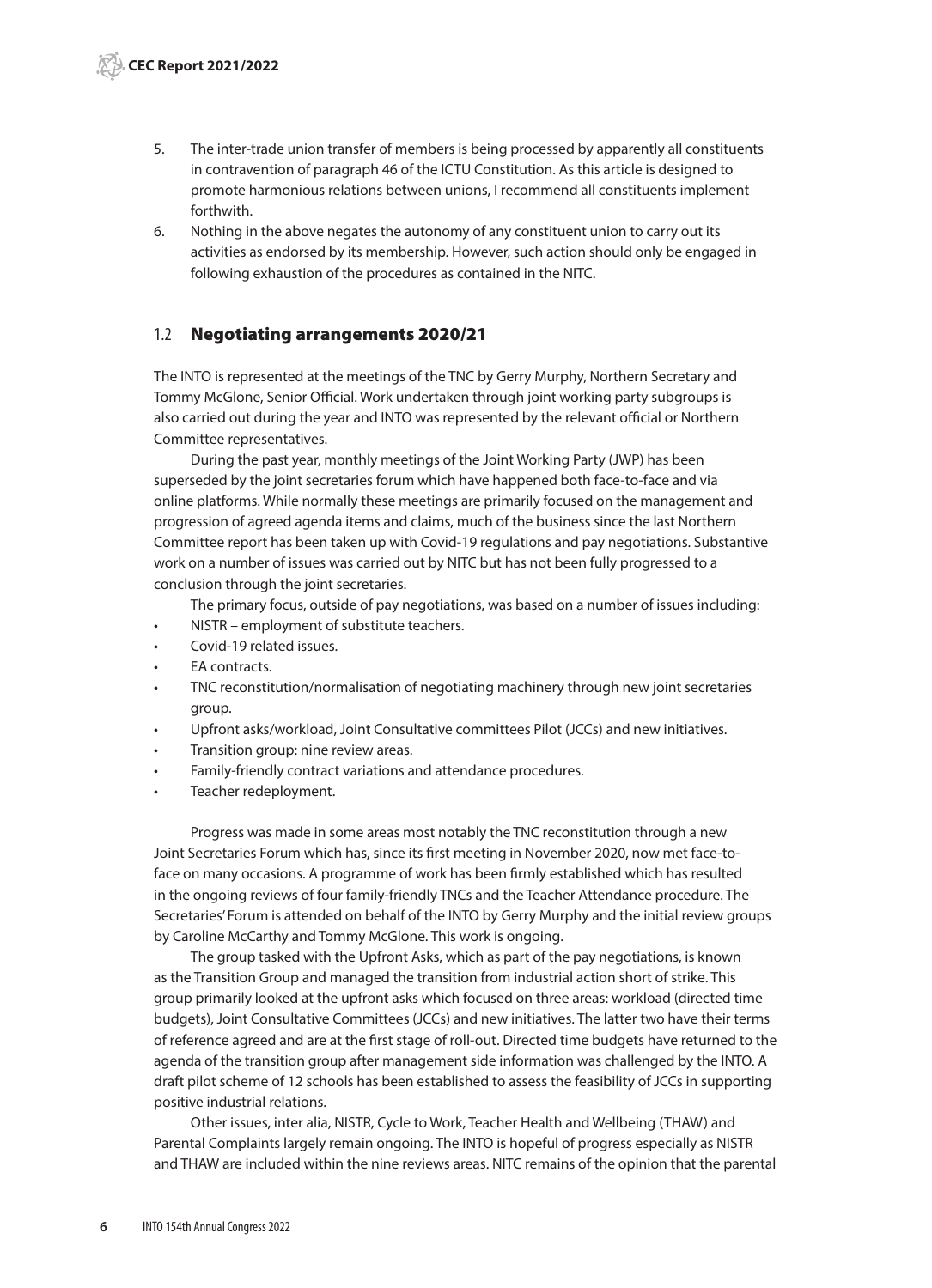5. The inter-trade union transfer of members is being processed by apparently all constituents in contravention of paragraph 46 of the ICTU Constitution. As this article is designed to promote harmonious relations between unions, I recommend all constituents implement forthwith.
6. Nothing in the above negates the autonomy of any constituent union to carry out its activities as endorsed by its membership. However, such action should only be engaged in following exhaustion of the procedures as contained in the NITC.

## 1.2 Negotiating arrangements 2020/21

The INTO is represented at the meetings of the TNC by Gerry Murphy, Northern Secretary and Tommy McGlone, Senior Official. Work undertaken through joint working party subgroups is also carried out during the year and INTO was represented by the relevant official or Northern Committee representatives.

During the past year, monthly meetings of the Joint Working Party (JWP) has been superseded by the joint secretaries forum which have happened both face-to-face and via online platforms. While normally these meetings are primarily focused on the management and progression of agreed agenda items and claims, much of the business since the last Northern Committee report has been taken up with Covid-19 regulations and pay negotiations. Substantive work on a number of issues was carried out by NITC but has not been fully progressed to a conclusion through the joint secretaries.

The primary focus, outside of pay negotiations, was based on a number of issues including:

- NISTR – employment of substitute teachers.
- Covid-19 related issues.
- EA contracts.
- TNC reconstitution/normalisation of negotiating machinery through new joint secretaries group.
- Upfront asks/workload, Joint Consultative committees Pilot (JCCs) and new initiatives.
- Transition group: nine review areas.
- Family-friendly contract variations and attendance procedures.
- Teacher redeployment.

Progress was made in some areas most notably the TNC reconstitution through a new Joint Secretaries Forum which has, since its first meeting in November 2020, now met face-to-face on many occasions. A programme of work has been firmly established which has resulted in the ongoing reviews of four family-friendly TNCs and the Teacher Attendance procedure. The Secretaries' Forum is attended on behalf of the INTO by Gerry Murphy and the initial review groups by Caroline McCarthy and Tommy McGlone. This work is ongoing.

The group tasked with the Upfront Asks, which as part of the pay negotiations, is known as the Transition Group and managed the transition from industrial action short of strike. This group primarily looked at the upfront asks which focused on three areas: workload (directed time budgets), Joint Consultative Committees (JCCs) and new initiatives. The latter two have their terms of reference agreed and are at the first stage of roll-out. Directed time budgets have returned to the agenda of the transition group after management side information was challenged by the INTO. A draft pilot scheme of 12 schools has been established to assess the feasibility of JCCs in supporting positive industrial relations.

Other issues, inter alia, NISTR, Cycle to Work, Teacher Health and Wellbeing (THAW) and Parental Complaints largely remain ongoing. The INTO is hopeful of progress especially as NISTR and THAW are included within the nine reviews areas. NITC remains of the opinion that the parental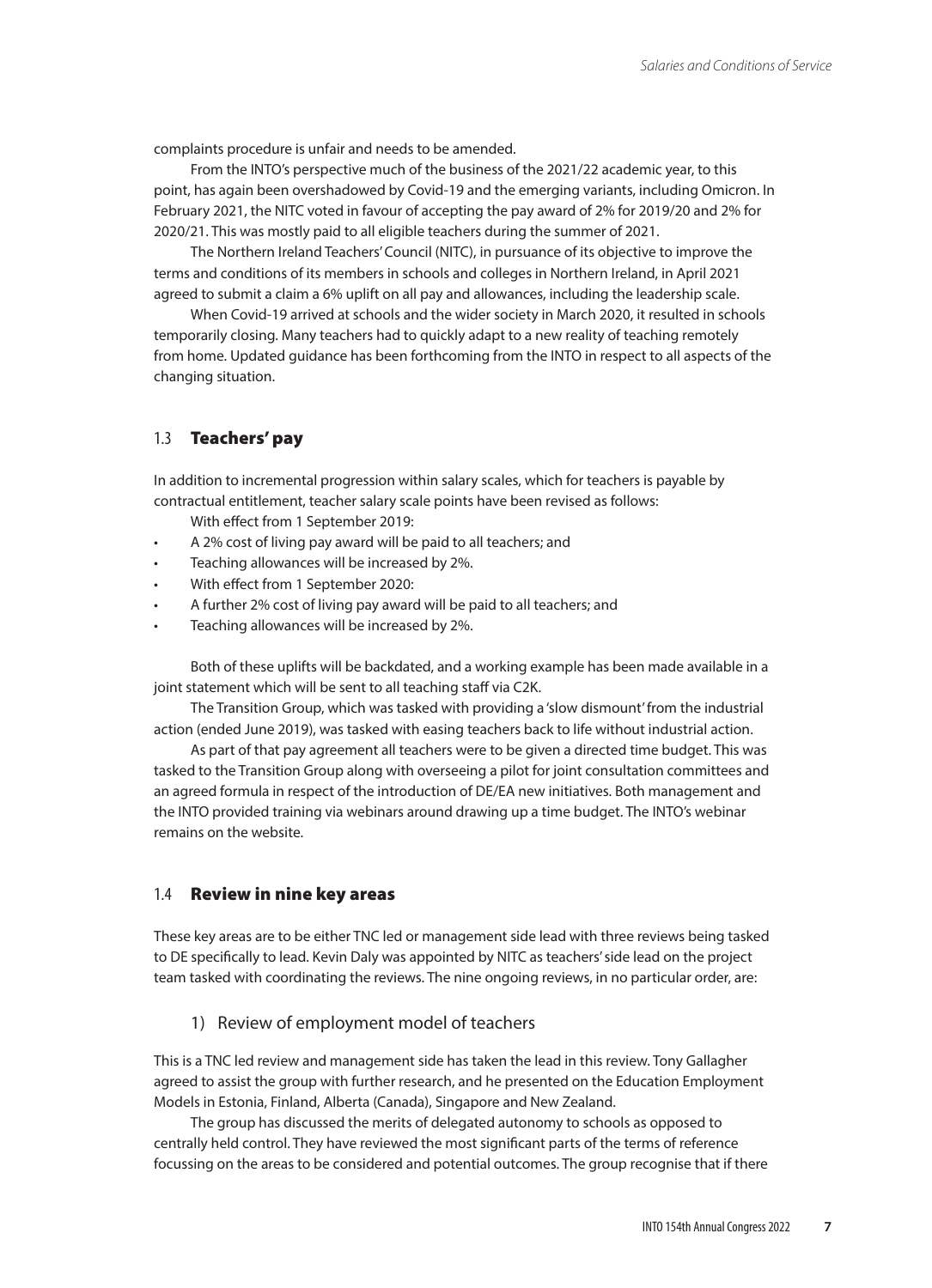complaints procedure is unfair and needs to be amended.

From the INTO's perspective much of the business of the 2021/22 academic year, to this point, has again been overshadowed by Covid-19 and the emerging variants, including Omicron. In February 2021, the NITC voted in favour of accepting the pay award of 2% for 2019/20 and 2% for 2020/21. This was mostly paid to all eligible teachers during the summer of 2021.

The Northern Ireland Teachers' Council (NITC), in pursuance of its objective to improve the terms and conditions of its members in schools and colleges in Northern Ireland, in April 2021 agreed to submit a claim a 6% uplift on all pay and allowances, including the leadership scale.

When Covid-19 arrived at schools and the wider society in March 2020, it resulted in schools temporarily closing. Many teachers had to quickly adapt to a new reality of teaching remotely from home. Updated guidance has been forthcoming from the INTO in respect to all aspects of the changing situation.

## 1.3 Teachers' pay

In addition to incremental progression within salary scales, which for teachers is payable by contractual entitlement, teacher salary scale points have been revised as follows:

With effect from 1 September 2019:

- A 2% cost of living pay award will be paid to all teachers; and
- Teaching allowances will be increased by 2%.
- With effect from 1 September 2020:
- A further 2% cost of living pay award will be paid to all teachers; and
- Teaching allowances will be increased by 2%.

Both of these uplifts will be backdated, and a working example has been made available in a joint statement which will be sent to all teaching staff via C2K.

The Transition Group, which was tasked with providing a 'slow dismount' from the industrial action (ended June 2019), was tasked with easing teachers back to life without industrial action.

As part of that pay agreement all teachers were to be given a directed time budget. This was tasked to the Transition Group along with overseeing a pilot for joint consultation committees and an agreed formula in respect of the introduction of DE/EA new initiatives. Both management and the INTO provided training via webinars around drawing up a time budget. The INTO's webinar remains on the website.

## 1.4 Review in nine key areas

These key areas are to be either TNC led or management side lead with three reviews being tasked to DE specifically to lead. Kevin Daly was appointed by NITC as teachers' side lead on the project team tasked with coordinating the reviews. The nine ongoing reviews, in no particular order, are:

### 1) Review of employment model of teachers

This is a TNC led review and management side has taken the lead in this review. Tony Gallagher agreed to assist the group with further research, and he presented on the Education Employment Models in Estonia, Finland, Alberta (Canada), Singapore and New Zealand.

The group has discussed the merits of delegated autonomy to schools as opposed to centrally held control. They have reviewed the most significant parts of the terms of reference focussing on the areas to be considered and potential outcomes. The group recognise that if there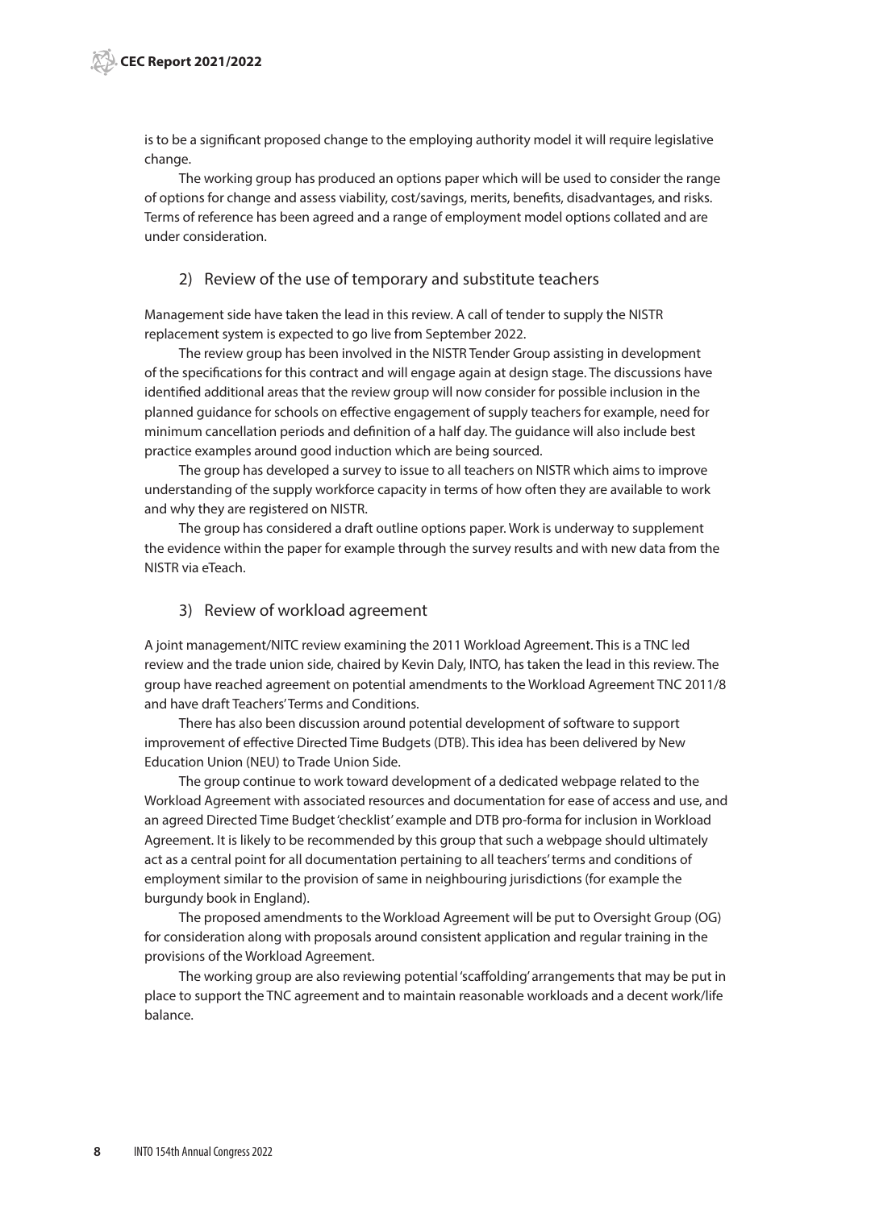is to be a significant proposed change to the employing authority model it will require legislative change.

The working group has produced an options paper which will be used to consider the range of options for change and assess viability, cost/savings, merits, benefits, disadvantages, and risks. Terms of reference has been agreed and a range of employment model options collated and are under consideration.

### 2) Review of the use of temporary and substitute teachers

Management side have taken the lead in this review. A call of tender to supply the NISTR replacement system is expected to go live from September 2022.

The review group has been involved in the NISTR Tender Group assisting in development of the specifications for this contract and will engage again at design stage. The discussions have identified additional areas that the review group will now consider for possible inclusion in the planned guidance for schools on effective engagement of supply teachers for example, need for minimum cancellation periods and definition of a half day. The guidance will also include best practice examples around good induction which are being sourced.

The group has developed a survey to issue to all teachers on NISTR which aims to improve understanding of the supply workforce capacity in terms of how often they are available to work and why they are registered on NISTR.

The group has considered a draft outline options paper. Work is underway to supplement the evidence within the paper for example through the survey results and with new data from the NISTR via eTeach.

### 3) Review of workload agreement

A joint management/NITC review examining the 2011 Workload Agreement. This is a TNC led review and the trade union side, chaired by Kevin Daly, INTO, has taken the lead in this review. The group have reached agreement on potential amendments to the Workload Agreement TNC 2011/8 and have draft Teachers' Terms and Conditions.

There has also been discussion around potential development of software to support improvement of effective Directed Time Budgets (DTB). This idea has been delivered by New Education Union (NEU) to Trade Union Side.

The group continue to work toward development of a dedicated webpage related to the Workload Agreement with associated resources and documentation for ease of access and use, and an agreed Directed Time Budget 'checklist' example and DTB pro-forma for inclusion in Workload Agreement. It is likely to be recommended by this group that such a webpage should ultimately act as a central point for all documentation pertaining to all teachers' terms and conditions of employment similar to the provision of same in neighbouring jurisdictions (for example the burgundy book in England).

The proposed amendments to the Workload Agreement will be put to Oversight Group (OG) for consideration along with proposals around consistent application and regular training in the provisions of the Workload Agreement.

The working group are also reviewing potential 'scaffolding' arrangements that may be put in place to support the TNC agreement and to maintain reasonable workloads and a decent work/life balance.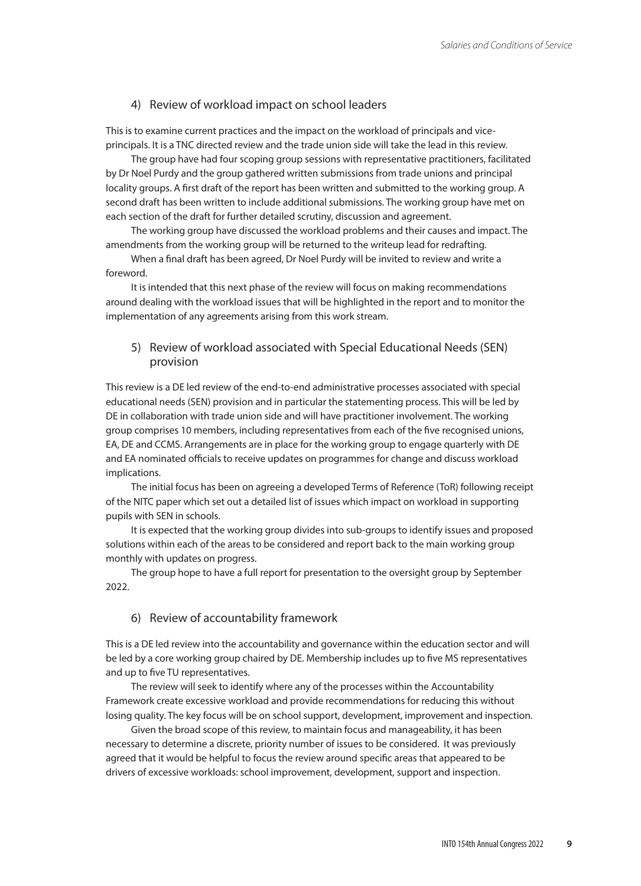### 4) Review of workload impact on school leaders

This is to examine current practices and the impact on the workload of principals and vice-principals. It is a TNC directed review and the trade union side will take the lead in this review.

The group have had four scoping group sessions with representative practitioners, facilitated by Dr Noel Purdy and the group gathered written submissions from trade unions and principal locality groups. A first draft of the report has been written and submitted to the working group. A second draft has been written to include additional submissions. The working group have met on each section of the draft for further detailed scrutiny, discussion and agreement.

The working group have discussed the workload problems and their causes and impact. The amendments from the working group will be returned to the writeup lead for redrafting.

When a final draft has been agreed, Dr Noel Purdy will be invited to review and write a foreword.

It is intended that this next phase of the review will focus on making recommendations around dealing with the workload issues that will be highlighted in the report and to monitor the implementation of any agreements arising from this work stream.

### 5) Review of workload associated with Special Educational Needs (SEN) provision

This review is a DE led review of the end-to-end administrative processes associated with special educational needs (SEN) provision and in particular the statementing process. This will be led by DE in collaboration with trade union side and will have practitioner involvement. The working group comprises 10 members, including representatives from each of the five recognised unions, EA, DE and CCMS. Arrangements are in place for the working group to engage quarterly with DE and EA nominated officials to receive updates on programmes for change and discuss workload implications.

The initial focus has been on agreeing a developed Terms of Reference (ToR) following receipt of the NITC paper which set out a detailed list of issues which impact on workload in supporting pupils with SEN in schools.

It is expected that the working group divides into sub-groups to identify issues and proposed solutions within each of the areas to be considered and report back to the main working group monthly with updates on progress.

The group hope to have a full report for presentation to the oversight group by September 2022.

### 6) Review of accountability framework

This is a DE led review into the accountability and governance within the education sector and will be led by a core working group chaired by DE. Membership includes up to five MS representatives and up to five TU representatives.

The review will seek to identify where any of the processes within the Accountability Framework create excessive workload and provide recommendations for reducing this without losing quality. The key focus will be on school support, development, improvement and inspection.

Given the broad scope of this review, to maintain focus and manageability, it has been necessary to determine a discrete, priority number of issues to be considered. It was previously agreed that it would be helpful to focus the review around specific areas that appeared to be drivers of excessive workloads: school improvement, development, support and inspection.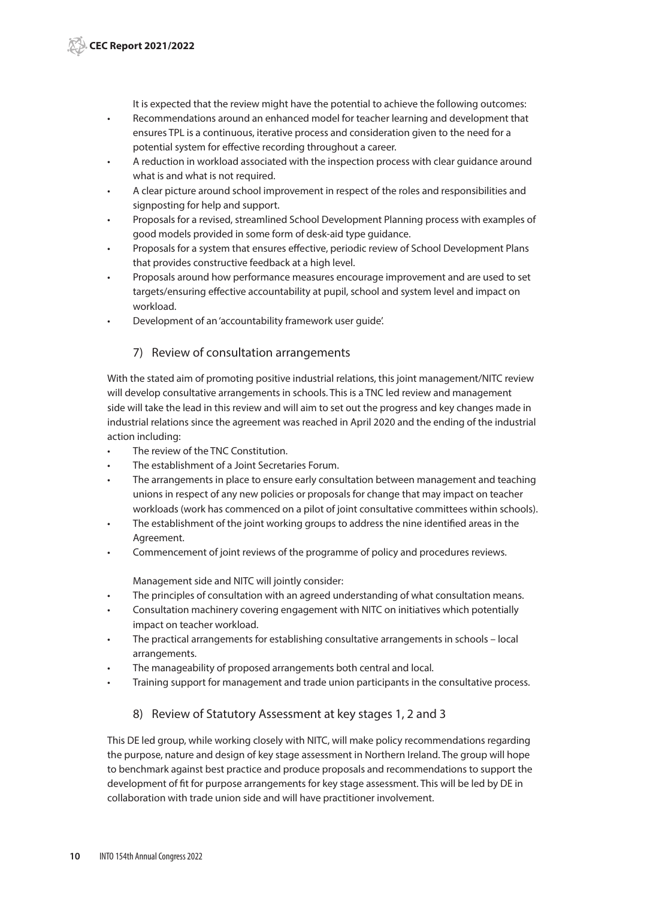It is expected that the review might have the potential to achieve the following outcomes:

- Recommendations around an enhanced model for teacher learning and development that ensures TPL is a continuous, iterative process and consideration given to the need for a potential system for effective recording throughout a career.
- A reduction in workload associated with the inspection process with clear guidance around what is and what is not required.
- A clear picture around school improvement in respect of the roles and responsibilities and signposting for help and support.
- Proposals for a revised, streamlined School Development Planning process with examples of good models provided in some form of desk-aid type guidance.
- Proposals for a system that ensures effective, periodic review of School Development Plans that provides constructive feedback at a high level.
- Proposals around how performance measures encourage improvement and are used to set targets/ensuring effective accountability at pupil, school and system level and impact on workload.
- Development of an 'accountability framework user guide'.

### 7) Review of consultation arrangements

With the stated aim of promoting positive industrial relations, this joint management/NITC review will develop consultative arrangements in schools. This is a TNC led review and management side will take the lead in this review and will aim to set out the progress and key changes made in industrial relations since the agreement was reached in April 2020 and the ending of the industrial action including:

- The review of the TNC Constitution.
- The establishment of a Joint Secretaries Forum.
- The arrangements in place to ensure early consultation between management and teaching unions in respect of any new policies or proposals for change that may impact on teacher workloads (work has commenced on a pilot of joint consultative committees within schools).
- The establishment of the joint working groups to address the nine identified areas in the Agreement.
- Commencement of joint reviews of the programme of policy and procedures reviews.

Management side and NITC will jointly consider:

- The principles of consultation with an agreed understanding of what consultation means.
- Consultation machinery covering engagement with NITC on initiatives which potentially impact on teacher workload.
- The practical arrangements for establishing consultative arrangements in schools – local arrangements.
- The manageability of proposed arrangements both central and local.
- Training support for management and trade union participants in the consultative process.

### 8) Review of Statutory Assessment at key stages 1, 2 and 3

This DE led group, while working closely with NITC, will make policy recommendations regarding the purpose, nature and design of key stage assessment in Northern Ireland. The group will hope to benchmark against best practice and produce proposals and recommendations to support the development of fit for purpose arrangements for key stage assessment. This will be led by DE in collaboration with trade union side and will have practitioner involvement.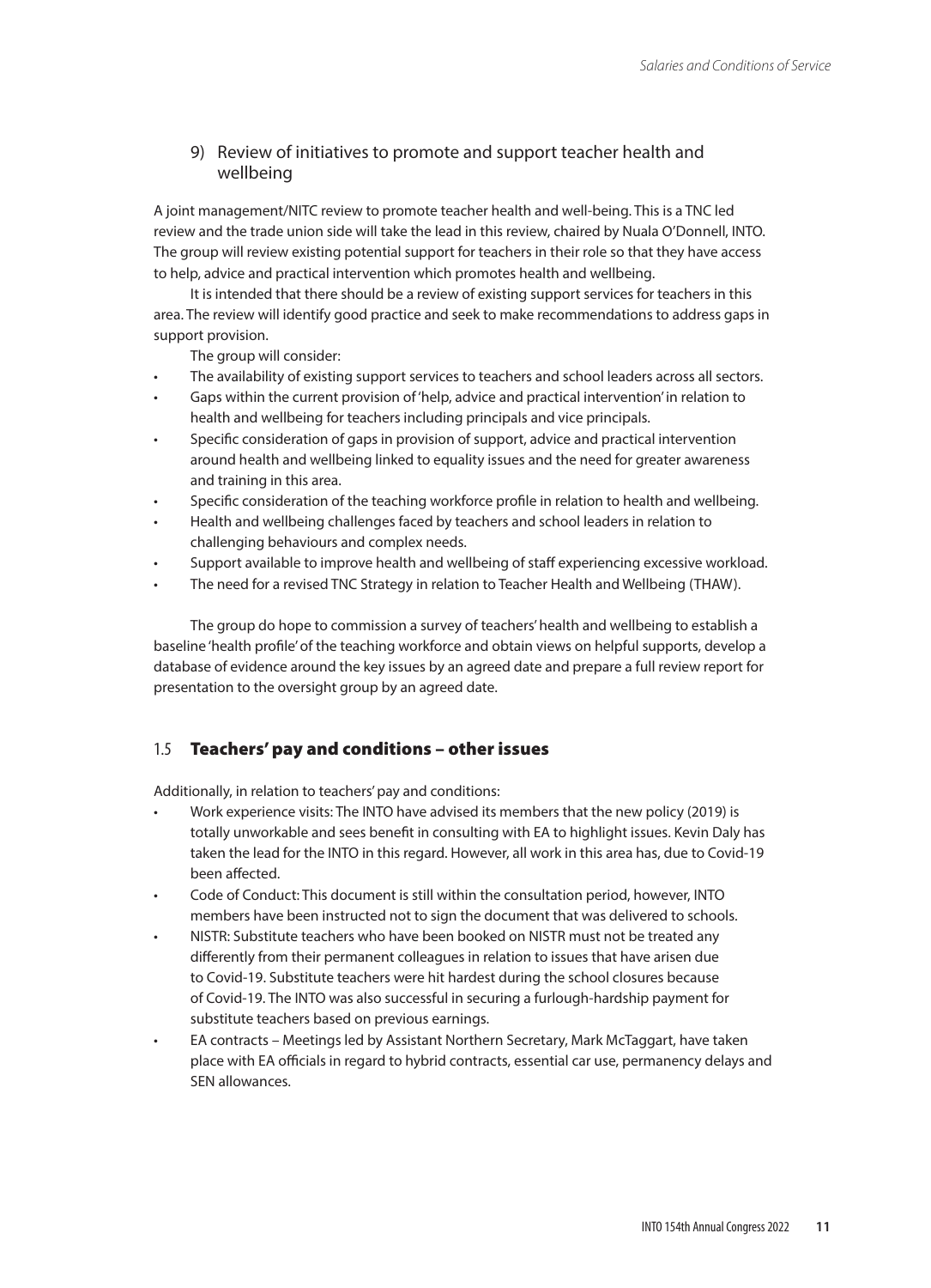### 9) Review of initiatives to promote and support teacher health and wellbeing

A joint management/NITC review to promote teacher health and well-being. This is a TNC led review and the trade union side will take the lead in this review, chaired by Nuala O'Donnell, INTO. The group will review existing potential support for teachers in their role so that they have access to help, advice and practical intervention which promotes health and wellbeing.

It is intended that there should be a review of existing support services for teachers in this area. The review will identify good practice and seek to make recommendations to address gaps in support provision.

The group will consider:

- The availability of existing support services to teachers and school leaders across all sectors.
- Gaps within the current provision of 'help, advice and practical intervention' in relation to health and wellbeing for teachers including principals and vice principals.
- Specific consideration of gaps in provision of support, advice and practical intervention around health and wellbeing linked to equality issues and the need for greater awareness and training in this area.
- Specific consideration of the teaching workforce profile in relation to health and wellbeing.
- Health and wellbeing challenges faced by teachers and school leaders in relation to challenging behaviours and complex needs.
- Support available to improve health and wellbeing of staff experiencing excessive workload.
- The need for a revised TNC Strategy in relation to Teacher Health and Wellbeing (THAW).

The group do hope to commission a survey of teachers' health and wellbeing to establish a baseline 'health profile' of the teaching workforce and obtain views on helpful supports, develop a database of evidence around the key issues by an agreed date and prepare a full review report for presentation to the oversight group by an agreed date.

## 1.5 Teachers' pay and conditions – other issues

Additionally, in relation to teachers' pay and conditions:

- Work experience visits: The INTO have advised its members that the new policy (2019) is totally unworkable and sees benefit in consulting with EA to highlight issues. Kevin Daly has taken the lead for the INTO in this regard. However, all work in this area has, due to Covid-19 been affected.
- Code of Conduct: This document is still within the consultation period, however, INTO members have been instructed not to sign the document that was delivered to schools.
- NISTR: Substitute teachers who have been booked on NISTR must not be treated any differently from their permanent colleagues in relation to issues that have arisen due to Covid-19. Substitute teachers were hit hardest during the school closures because of Covid-19. The INTO was also successful in securing a furlough-hardship payment for substitute teachers based on previous earnings.
- EA contracts – Meetings led by Assistant Northern Secretary, Mark McTaggart, have taken place with EA officials in regard to hybrid contracts, essential car use, permanency delays and SEN allowances.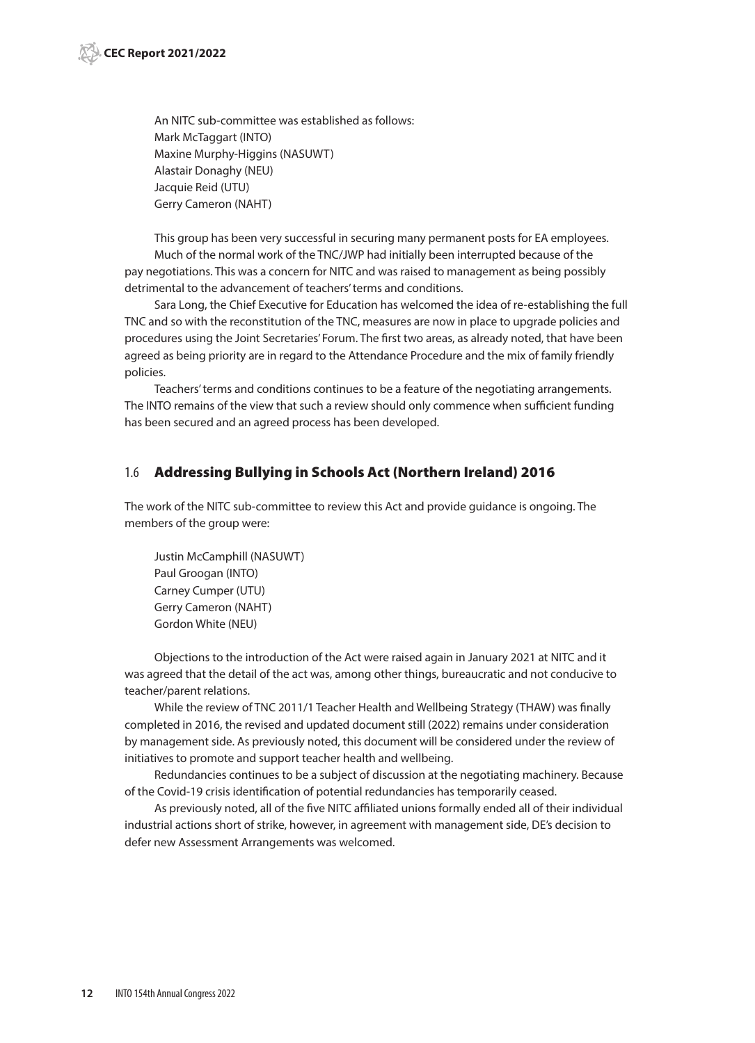An NITC sub-committee was established as follows:
Mark McTaggart (INTO)
Maxine Murphy-Higgins (NASUWT)
Alastair Donaghy (NEU)
Jacquie Reid (UTU)
Gerry Cameron (NAHT)

This group has been very successful in securing many permanent posts for EA employees.

Much of the normal work of the TNC/JWP had initially been interrupted because of the pay negotiations. This was a concern for NITC and was raised to management as being possibly detrimental to the advancement of teachers' terms and conditions.

Sara Long, the Chief Executive for Education has welcomed the idea of re-establishing the full TNC and so with the reconstitution of the TNC, measures are now in place to upgrade policies and procedures using the Joint Secretaries' Forum. The first two areas, as already noted, that have been agreed as being priority are in regard to the Attendance Procedure and the mix of family friendly policies.

Teachers' terms and conditions continues to be a feature of the negotiating arrangements. The INTO remains of the view that such a review should only commence when sufficient funding has been secured and an agreed process has been developed.

## 1.6 Addressing Bullying in Schools Act (Northern Ireland) 2016

The work of the NITC sub-committee to review this Act and provide guidance is ongoing. The members of the group were:

Justin McCamphill (NASUWT)
Paul Groogan (INTO)
Carney Cumper (UTU)
Gerry Cameron (NAHT)
Gordon White (NEU)

Objections to the introduction of the Act were raised again in January 2021 at NITC and it was agreed that the detail of the act was, among other things, bureaucratic and not conducive to teacher/parent relations.

While the review of TNC 2011/1 Teacher Health and Wellbeing Strategy (THAW) was finally completed in 2016, the revised and updated document still (2022) remains under consideration by management side. As previously noted, this document will be considered under the review of initiatives to promote and support teacher health and wellbeing.

Redundancies continues to be a subject of discussion at the negotiating machinery. Because of the Covid-19 crisis identification of potential redundancies has temporarily ceased.

As previously noted, all of the five NITC affiliated unions formally ended all of their individual industrial actions short of strike, however, in agreement with management side, DE's decision to defer new Assessment Arrangements was welcomed.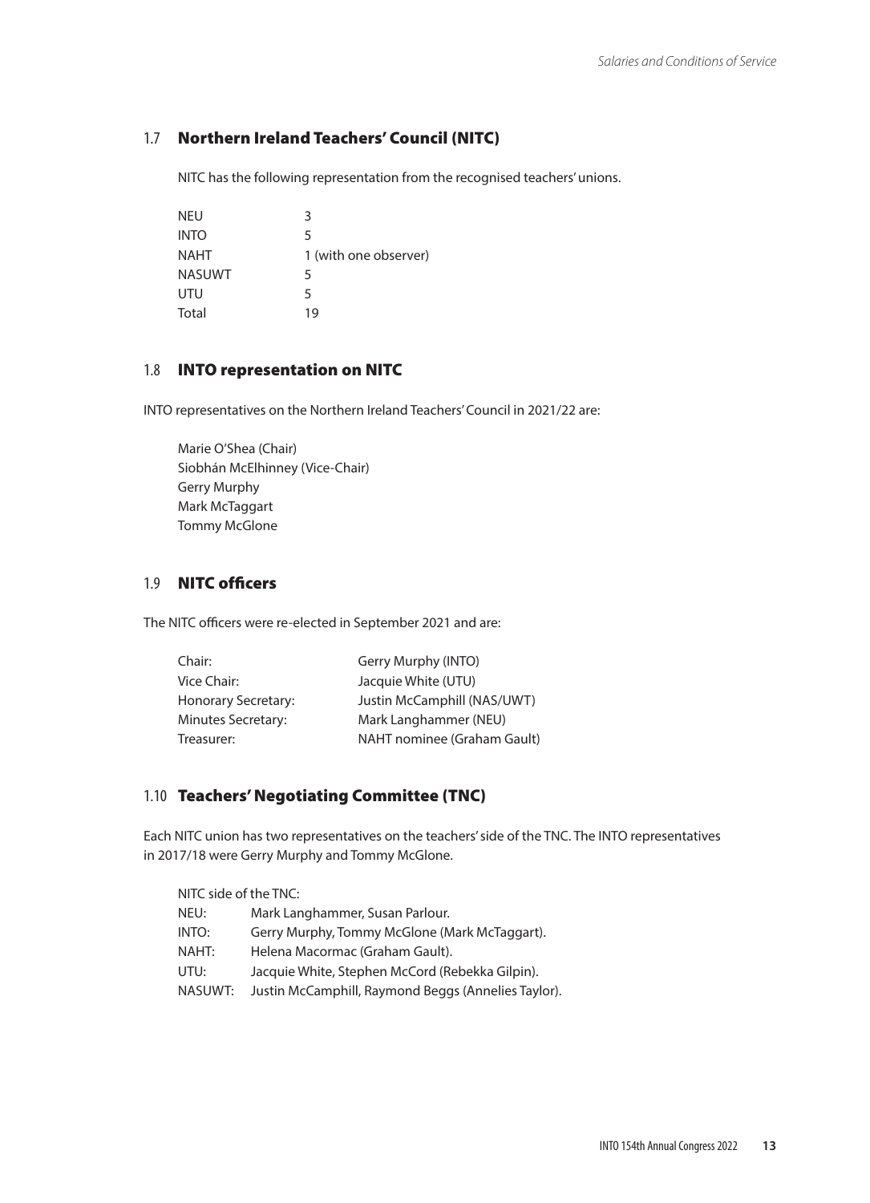## 1.7 Northern Ireland Teachers' Council (NITC)

NITC has the following representation from the recognised teachers' unions.

| | |
|---|---|
| NEU | 3 |
| INTO | 5 |
| NAHT | 1 (with one observer) |
| NASUWT | 5 |
| UTU | 5 |
| Total | 19 |

## 1.8 INTO representation on NITC

INTO representatives on the Northern Ireland Teachers' Council in 2021/22 are:

Marie O'Shea (Chair)
Siobhán McElhinney (Vice-Chair)
Gerry Murphy
Mark McTaggart
Tommy McGlone

## 1.9 NITC officers

The NITC officers were re-elected in September 2021 and are:

| | |
|---|---|
| Chair: | Gerry Murphy (INTO) |
| Vice Chair: | Jacquie White (UTU) |
| Honorary Secretary: | Justin McCamphill (NAS/UWT) |
| Minutes Secretary: | Mark Langhammer (NEU) |
| Treasurer: | NAHT nominee (Graham Gault) |

## 1.10 Teachers' Negotiating Committee (TNC)

Each NITC union has two representatives on the teachers' side of the TNC. The INTO representatives in 2017/18 were Gerry Murphy and Tommy McGlone.

NITC side of the TNC:

| | |
|---|---|
| NEU: | Mark Langhammer, Susan Parlour. |
| INTO: | Gerry Murphy, Tommy McGlone (Mark McTaggart). |
| NAHT: | Helena Macormac (Graham Gault). |
| UTU: | Jacquie White, Stephen McCord (Rebekka Gilpin). |
| NASUWT: | Justin McCamphill, Raymond Beggs (Annelies Taylor). |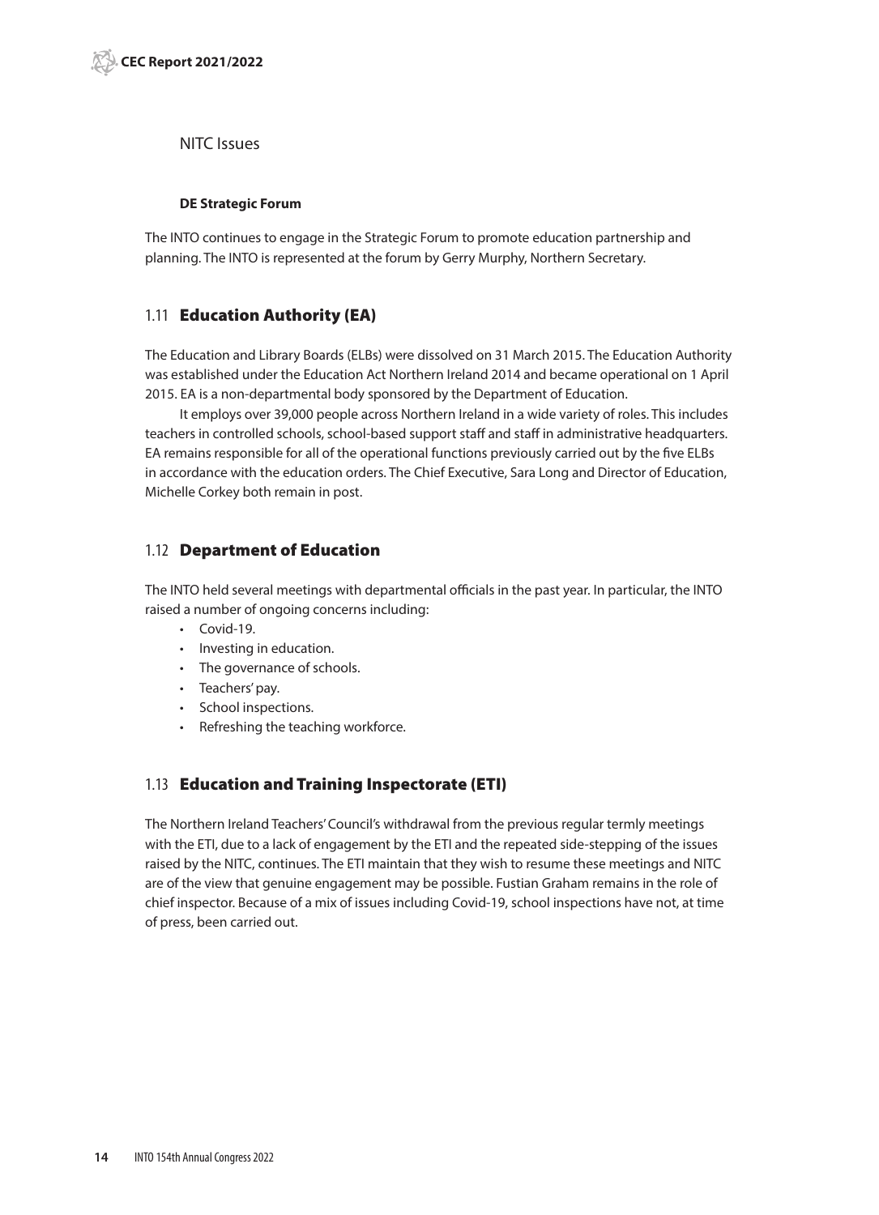NITC Issues

#### DE Strategic Forum

The INTO continues to engage in the Strategic Forum to promote education partnership and planning. The INTO is represented at the forum by Gerry Murphy, Northern Secretary.

## 1.11 Education Authority (EA)

The Education and Library Boards (ELBs) were dissolved on 31 March 2015. The Education Authority was established under the Education Act Northern Ireland 2014 and became operational on 1 April 2015. EA is a non-departmental body sponsored by the Department of Education.

It employs over 39,000 people across Northern Ireland in a wide variety of roles. This includes teachers in controlled schools, school-based support staff and staff in administrative headquarters. EA remains responsible for all of the operational functions previously carried out by the five ELBs in accordance with the education orders. The Chief Executive, Sara Long and Director of Education, Michelle Corkey both remain in post.

## 1.12 Department of Education

The INTO held several meetings with departmental officials in the past year. In particular, the INTO raised a number of ongoing concerns including:

- Covid-19.
- Investing in education.
- The governance of schools.
- Teachers' pay.
- School inspections.
- Refreshing the teaching workforce.

## 1.13 Education and Training Inspectorate (ETI)

The Northern Ireland Teachers' Council's withdrawal from the previous regular termly meetings with the ETI, due to a lack of engagement by the ETI and the repeated side-stepping of the issues raised by the NITC, continues. The ETI maintain that they wish to resume these meetings and NITC are of the view that genuine engagement may be possible. Fustian Graham remains in the role of chief inspector. Because of a mix of issues including Covid-19, school inspections have not, at time of press, been carried out.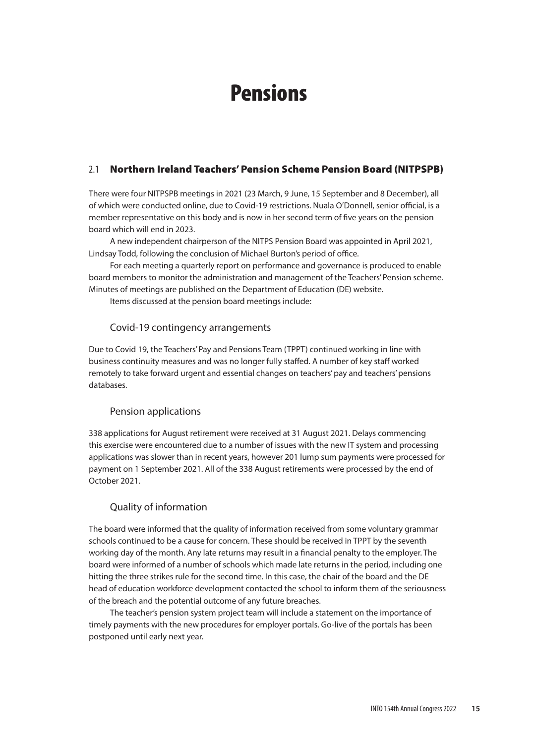# Pensions

## 2.1 Northern Ireland Teachers' Pension Scheme Pension Board (NITPSPB)

There were four NITPSPB meetings in 2021 (23 March, 9 June, 15 September and 8 December), all of which were conducted online, due to Covid-19 restrictions. Nuala O'Donnell, senior official, is a member representative on this body and is now in her second term of five years on the pension board which will end in 2023.

A new independent chairperson of the NITPS Pension Board was appointed in April 2021, Lindsay Todd, following the conclusion of Michael Burton's period of office.

For each meeting a quarterly report on performance and governance is produced to enable board members to monitor the administration and management of the Teachers' Pension scheme. Minutes of meetings are published on the Department of Education (DE) website.

Items discussed at the pension board meetings include:

### Covid-19 contingency arrangements

Due to Covid 19, the Teachers' Pay and Pensions Team (TPPT) continued working in line with business continuity measures and was no longer fully staffed. A number of key staff worked remotely to take forward urgent and essential changes on teachers' pay and teachers' pensions databases.

### Pension applications

338 applications for August retirement were received at 31 August 2021. Delays commencing this exercise were encountered due to a number of issues with the new IT system and processing applications was slower than in recent years, however 201 lump sum payments were processed for payment on 1 September 2021. All of the 338 August retirements were processed by the end of October 2021.

### Quality of information

The board were informed that the quality of information received from some voluntary grammar schools continued to be a cause for concern. These should be received in TPPT by the seventh working day of the month. Any late returns may result in a financial penalty to the employer. The board were informed of a number of schools which made late returns in the period, including one hitting the three strikes rule for the second time. In this case, the chair of the board and the DE head of education workforce development contacted the school to inform them of the seriousness of the breach and the potential outcome of any future breaches.

The teacher's pension system project team will include a statement on the importance of timely payments with the new procedures for employer portals. Go-live of the portals has been postponed until early next year.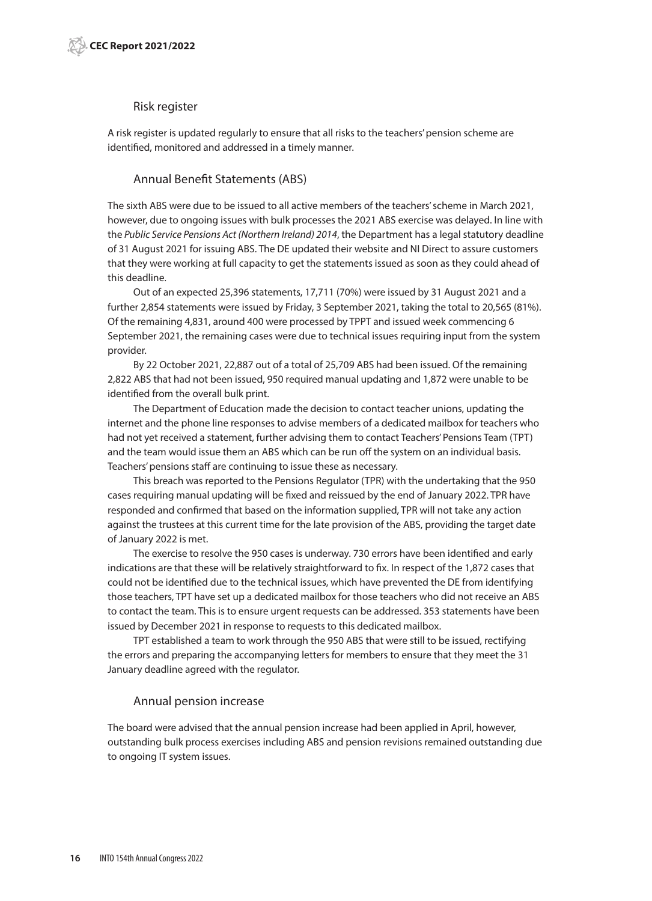### Risk register

A risk register is updated regularly to ensure that all risks to the teachers' pension scheme are identified, monitored and addressed in a timely manner.

### Annual Benefit Statements (ABS)

The sixth ABS were due to be issued to all active members of the teachers' scheme in March 2021, however, due to ongoing issues with bulk processes the 2021 ABS exercise was delayed. In line with the *Public Service Pensions Act (Northern Ireland) 2014*, the Department has a legal statutory deadline of 31 August 2021 for issuing ABS. The DE updated their website and NI Direct to assure customers that they were working at full capacity to get the statements issued as soon as they could ahead of this deadline.

Out of an expected 25,396 statements, 17,711 (70%) were issued by 31 August 2021 and a further 2,854 statements were issued by Friday, 3 September 2021, taking the total to 20,565 (81%). Of the remaining 4,831, around 400 were processed by TPPT and issued week commencing 6 September 2021, the remaining cases were due to technical issues requiring input from the system provider.

By 22 October 2021, 22,887 out of a total of 25,709 ABS had been issued. Of the remaining 2,822 ABS that had not been issued, 950 required manual updating and 1,872 were unable to be identified from the overall bulk print.

The Department of Education made the decision to contact teacher unions, updating the internet and the phone line responses to advise members of a dedicated mailbox for teachers who had not yet received a statement, further advising them to contact Teachers' Pensions Team (TPT) and the team would issue them an ABS which can be run off the system on an individual basis. Teachers' pensions staff are continuing to issue these as necessary.

This breach was reported to the Pensions Regulator (TPR) with the undertaking that the 950 cases requiring manual updating will be fixed and reissued by the end of January 2022. TPR have responded and confirmed that based on the information supplied, TPR will not take any action against the trustees at this current time for the late provision of the ABS, providing the target date of January 2022 is met.

The exercise to resolve the 950 cases is underway. 730 errors have been identified and early indications are that these will be relatively straightforward to fix. In respect of the 1,872 cases that could not be identified due to the technical issues, which have prevented the DE from identifying those teachers, TPT have set up a dedicated mailbox for those teachers who did not receive an ABS to contact the team. This is to ensure urgent requests can be addressed. 353 statements have been issued by December 2021 in response to requests to this dedicated mailbox.

TPT established a team to work through the 950 ABS that were still to be issued, rectifying the errors and preparing the accompanying letters for members to ensure that they meet the 31 January deadline agreed with the regulator.

### Annual pension increase

The board were advised that the annual pension increase had been applied in April, however, outstanding bulk process exercises including ABS and pension revisions remained outstanding due to ongoing IT system issues.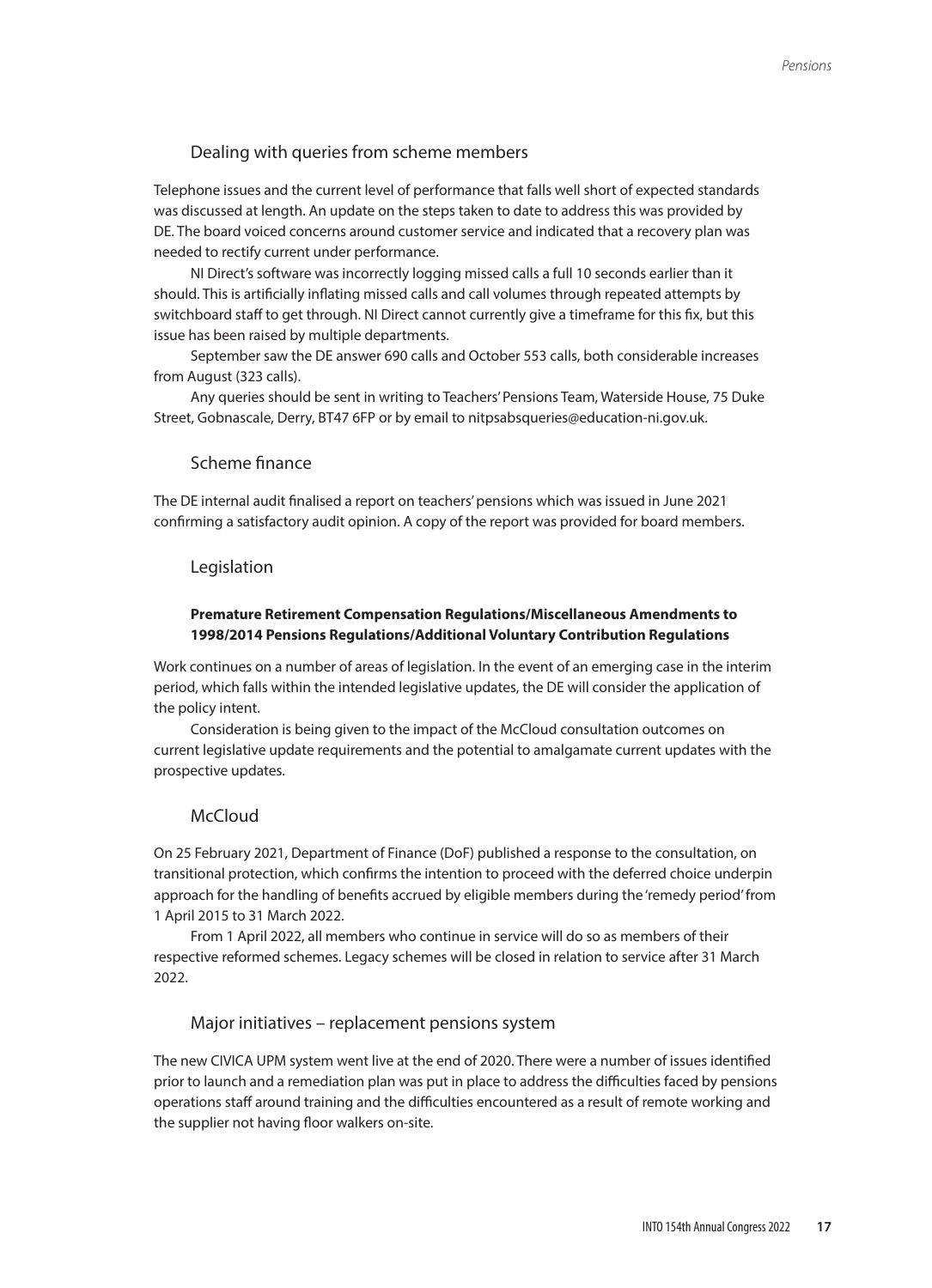## Dealing with queries from scheme members

Telephone issues and the current level of performance that falls well short of expected standards was discussed at length. An update on the steps taken to date to address this was provided by DE. The board voiced concerns around customer service and indicated that a recovery plan was needed to rectify current under performance.

NI Direct's software was incorrectly logging missed calls a full 10 seconds earlier than it should. This is artificially inflating missed calls and call volumes through repeated attempts by switchboard staff to get through. NI Direct cannot currently give a timeframe for this fix, but this issue has been raised by multiple departments.

September saw the DE answer 690 calls and October 553 calls, both considerable increases from August (323 calls).

Any queries should be sent in writing to Teachers' Pensions Team, Waterside House, 75 Duke Street, Gobnascale, Derry, BT47 6FP or by email to nitpsabsqueries@education-ni.gov.uk.

## Scheme finance

The DE internal audit finalised a report on teachers' pensions which was issued in June 2021 confirming a satisfactory audit opinion. A copy of the report was provided for board members.

## Legislation

**Premature Retirement Compensation Regulations/Miscellaneous Amendments to 1998/2014 Pensions Regulations/Additional Voluntary Contribution Regulations**

Work continues on a number of areas of legislation. In the event of an emerging case in the interim period, which falls within the intended legislative updates, the DE will consider the application of the policy intent.

Consideration is being given to the impact of the McCloud consultation outcomes on current legislative update requirements and the potential to amalgamate current updates with the prospective updates.

## McCloud

On 25 February 2021, Department of Finance (DoF) published a response to the consultation, on transitional protection, which confirms the intention to proceed with the deferred choice underpin approach for the handling of benefits accrued by eligible members during the 'remedy period' from 1 April 2015 to 31 March 2022.

From 1 April 2022, all members who continue in service will do so as members of their respective reformed schemes. Legacy schemes will be closed in relation to service after 31 March 2022.

## Major initiatives – replacement pensions system

The new CIVICA UPM system went live at the end of 2020. There were a number of issues identified prior to launch and a remediation plan was put in place to address the difficulties faced by pensions operations staff around training and the difficulties encountered as a result of remote working and the supplier not having floor walkers on-site.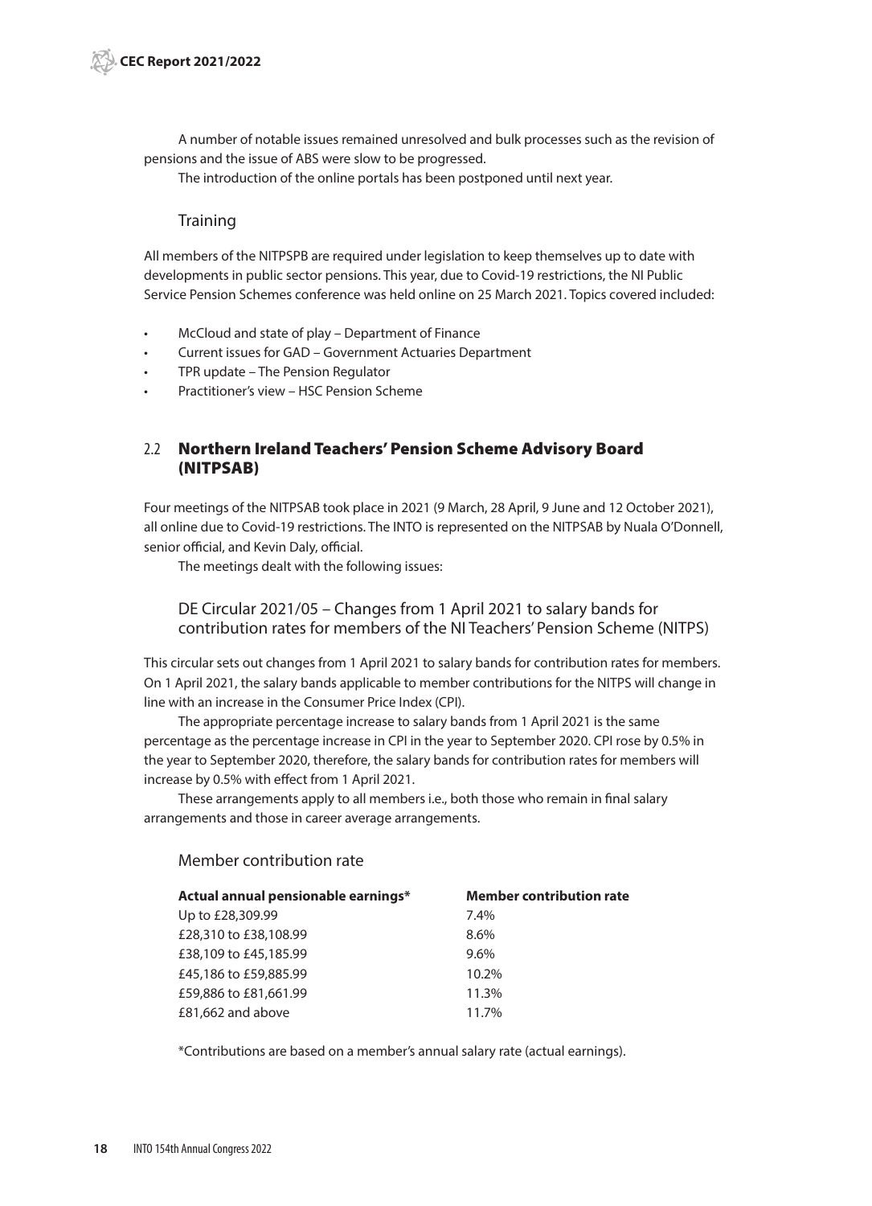A number of notable issues remained unresolved and bulk processes such as the revision of pensions and the issue of ABS were slow to be progressed.

The introduction of the online portals has been postponed until next year.

### Training

All members of the NITPSPB are required under legislation to keep themselves up to date with developments in public sector pensions. This year, due to Covid-19 restrictions, the NI Public Service Pension Schemes conference was held online on 25 March 2021. Topics covered included:

- McCloud and state of play – Department of Finance
- Current issues for GAD – Government Actuaries Department
- TPR update – The Pension Regulator
- Practitioner's view – HSC Pension Scheme

## 2.2 Northern Ireland Teachers' Pension Scheme Advisory Board (NITPSAB)

Four meetings of the NITPSAB took place in 2021 (9 March, 28 April, 9 June and 12 October 2021), all online due to Covid-19 restrictions. The INTO is represented on the NITPSAB by Nuala O'Donnell, senior official, and Kevin Daly, official.

The meetings dealt with the following issues:

### DE Circular 2021/05 – Changes from 1 April 2021 to salary bands for contribution rates for members of the NI Teachers' Pension Scheme (NITPS)

This circular sets out changes from 1 April 2021 to salary bands for contribution rates for members. On 1 April 2021, the salary bands applicable to member contributions for the NITPS will change in line with an increase in the Consumer Price Index (CPI).

The appropriate percentage increase to salary bands from 1 April 2021 is the same percentage as the percentage increase in CPI in the year to September 2020. CPI rose by 0.5% in the year to September 2020, therefore, the salary bands for contribution rates for members will increase by 0.5% with effect from 1 April 2021.

These arrangements apply to all members i.e., both those who remain in final salary arrangements and those in career average arrangements.

### Member contribution rate

| Actual annual pensionable earnings* | Member contribution rate |
|---|---|
| Up to £28,309.99 | 7.4% |
| £28,310 to £38,108.99 | 8.6% |
| £38,109 to £45,185.99 | 9.6% |
| £45,186 to £59,885.99 | 10.2% |
| £59,886 to £81,661.99 | 11.3% |
| £81,662 and above | 11.7% |

*Contributions are based on a member's annual salary rate (actual earnings).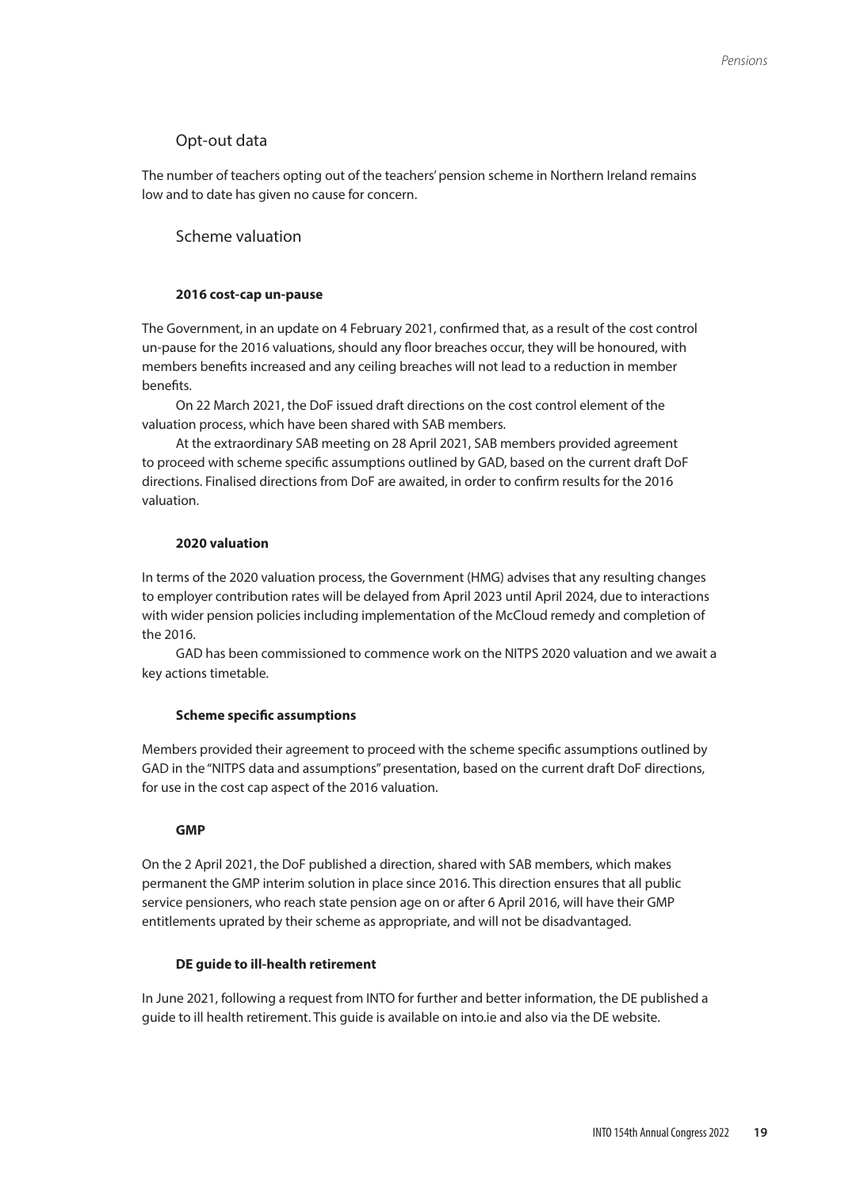## Opt-out data

The number of teachers opting out of the teachers' pension scheme in Northern Ireland remains low and to date has given no cause for concern.

## Scheme valuation

### 2016 cost-cap un-pause

The Government, in an update on 4 February 2021, confirmed that, as a result of the cost control un-pause for the 2016 valuations, should any floor breaches occur, they will be honoured, with members benefits increased and any ceiling breaches will not lead to a reduction in member benefits.

On 22 March 2021, the DoF issued draft directions on the cost control element of the valuation process, which have been shared with SAB members.

At the extraordinary SAB meeting on 28 April 2021, SAB members provided agreement to proceed with scheme specific assumptions outlined by GAD, based on the current draft DoF directions. Finalised directions from DoF are awaited, in order to confirm results for the 2016 valuation.

### 2020 valuation

In terms of the 2020 valuation process, the Government (HMG) advises that any resulting changes to employer contribution rates will be delayed from April 2023 until April 2024, due to interactions with wider pension policies including implementation of the McCloud remedy and completion of the 2016.

GAD has been commissioned to commence work on the NITPS 2020 valuation and we await a key actions timetable.

### Scheme specific assumptions

Members provided their agreement to proceed with the scheme specific assumptions outlined by GAD in the "NITPS data and assumptions" presentation, based on the current draft DoF directions, for use in the cost cap aspect of the 2016 valuation.

### GMP

On the 2 April 2021, the DoF published a direction, shared with SAB members, which makes permanent the GMP interim solution in place since 2016. This direction ensures that all public service pensioners, who reach state pension age on or after 6 April 2016, will have their GMP entitlements uprated by their scheme as appropriate, and will not be disadvantaged.

### DE guide to ill-health retirement

In June 2021, following a request from INTO for further and better information, the DE published a guide to ill health retirement. This guide is available on into.ie and also via the DE website.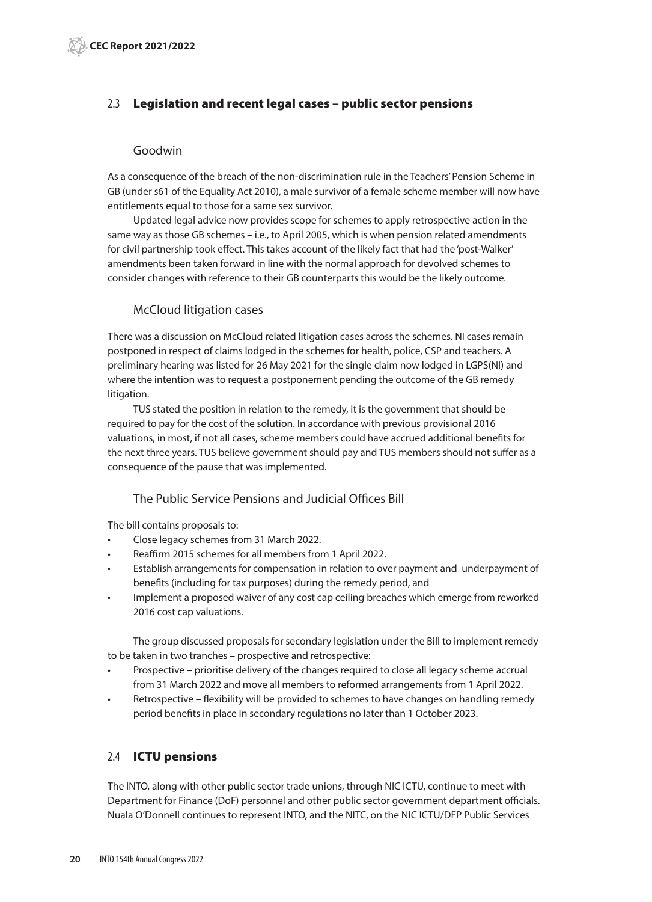## 2.3 Legislation and recent legal cases – public sector pensions

### Goodwin

As a consequence of the breach of the non-discrimination rule in the Teachers' Pension Scheme in GB (under s61 of the Equality Act 2010), a male survivor of a female scheme member will now have entitlements equal to those for a same sex survivor.

Updated legal advice now provides scope for schemes to apply retrospective action in the same way as those GB schemes – i.e., to April 2005, which is when pension related amendments for civil partnership took effect. This takes account of the likely fact that had the 'post-Walker' amendments been taken forward in line with the normal approach for devolved schemes to consider changes with reference to their GB counterparts this would be the likely outcome.

### McCloud litigation cases

There was a discussion on McCloud related litigation cases across the schemes. NI cases remain postponed in respect of claims lodged in the schemes for health, police, CSP and teachers. A preliminary hearing was listed for 26 May 2021 for the single claim now lodged in LGPS(NI) and where the intention was to request a postponement pending the outcome of the GB remedy litigation.

TUS stated the position in relation to the remedy, it is the government that should be required to pay for the cost of the solution. In accordance with previous provisional 2016 valuations, in most, if not all cases, scheme members could have accrued additional benefits for the next three years. TUS believe government should pay and TUS members should not suffer as a consequence of the pause that was implemented.

### The Public Service Pensions and Judicial Offices Bill

The bill contains proposals to:

- Close legacy schemes from 31 March 2022.
- Reaffirm 2015 schemes for all members from 1 April 2022.
- Establish arrangements for compensation in relation to over payment and underpayment of benefits (including for tax purposes) during the remedy period, and
- Implement a proposed waiver of any cost cap ceiling breaches which emerge from reworked 2016 cost cap valuations.

The group discussed proposals for secondary legislation under the Bill to implement remedy to be taken in two tranches – prospective and retrospective:

- Prospective – prioritise delivery of the changes required to close all legacy scheme accrual from 31 March 2022 and move all members to reformed arrangements from 1 April 2022.
- Retrospective – flexibility will be provided to schemes to have changes on handling remedy period benefits in place in secondary regulations no later than 1 October 2023.

## 2.4 ICTU pensions

The INTO, along with other public sector trade unions, through NIC ICTU, continue to meet with Department for Finance (DoF) personnel and other public sector government department officials. Nuala O'Donnell continues to represent INTO, and the NITC, on the NIC ICTU/DFP Public Services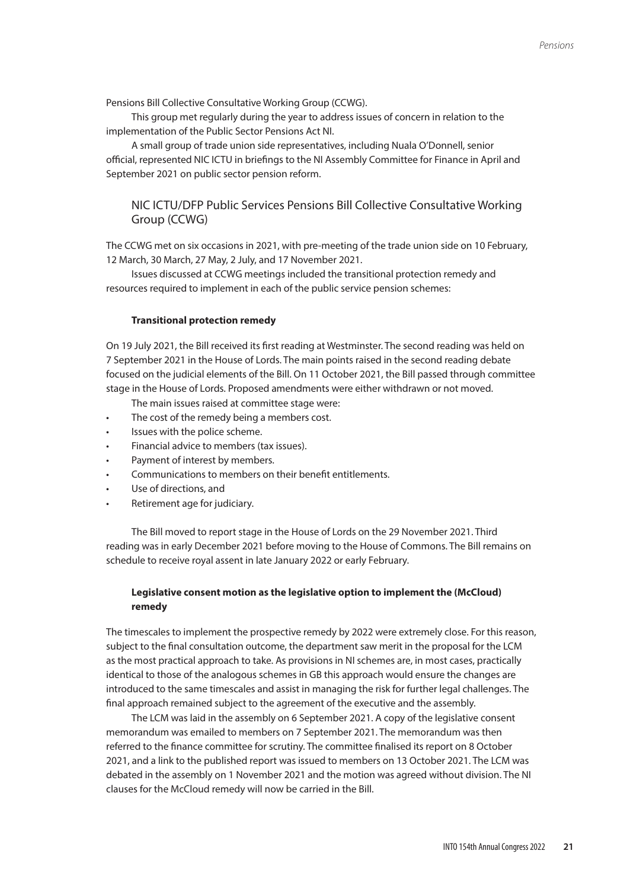Pensions Bill Collective Consultative Working Group (CCWG).

This group met regularly during the year to address issues of concern in relation to the implementation of the Public Sector Pensions Act NI.

A small group of trade union side representatives, including Nuala O'Donnell, senior official, represented NIC ICTU in briefings to the NI Assembly Committee for Finance in April and September 2021 on public sector pension reform.

## NIC ICTU/DFP Public Services Pensions Bill Collective Consultative Working Group (CCWG)

The CCWG met on six occasions in 2021, with pre-meeting of the trade union side on 10 February, 12 March, 30 March, 27 May, 2 July, and 17 November 2021.

Issues discussed at CCWG meetings included the transitional protection remedy and resources required to implement in each of the public service pension schemes:

### Transitional protection remedy

On 19 July 2021, the Bill received its first reading at Westminster. The second reading was held on 7 September 2021 in the House of Lords. The main points raised in the second reading debate focused on the judicial elements of the Bill. On 11 October 2021, the Bill passed through committee stage in the House of Lords. Proposed amendments were either withdrawn or not moved.

The main issues raised at committee stage were:

- The cost of the remedy being a members cost.
- Issues with the police scheme.
- Financial advice to members (tax issues).
- Payment of interest by members.
- Communications to members on their benefit entitlements.
- Use of directions, and
- Retirement age for judiciary.

The Bill moved to report stage in the House of Lords on the 29 November 2021. Third reading was in early December 2021 before moving to the House of Commons. The Bill remains on schedule to receive royal assent in late January 2022 or early February.

### Legislative consent motion as the legislative option to implement the (McCloud) remedy

The timescales to implement the prospective remedy by 2022 were extremely close. For this reason, subject to the final consultation outcome, the department saw merit in the proposal for the LCM as the most practical approach to take. As provisions in NI schemes are, in most cases, practically identical to those of the analogous schemes in GB this approach would ensure the changes are introduced to the same timescales and assist in managing the risk for further legal challenges. The final approach remained subject to the agreement of the executive and the assembly.

The LCM was laid in the assembly on 6 September 2021. A copy of the legislative consent memorandum was emailed to members on 7 September 2021. The memorandum was then referred to the finance committee for scrutiny. The committee finalised its report on 8 October 2021, and a link to the published report was issued to members on 13 October 2021. The LCM was debated in the assembly on 1 November 2021 and the motion was agreed without division. The NI clauses for the McCloud remedy will now be carried in the Bill.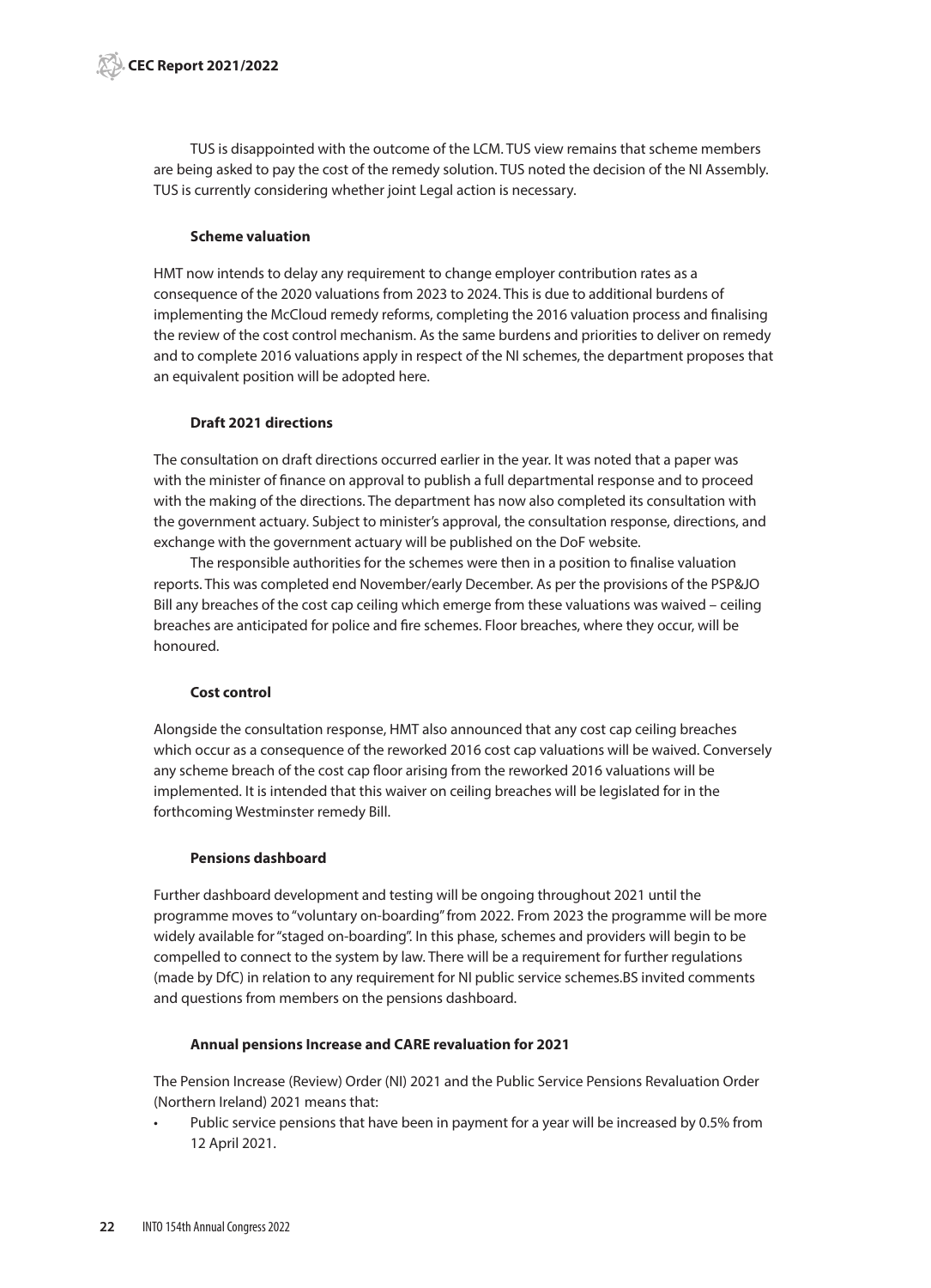TUS is disappointed with the outcome of the LCM. TUS view remains that scheme members are being asked to pay the cost of the remedy solution. TUS noted the decision of the NI Assembly. TUS is currently considering whether joint Legal action is necessary.

**Scheme valuation**

HMT now intends to delay any requirement to change employer contribution rates as a consequence of the 2020 valuations from 2023 to 2024. This is due to additional burdens of implementing the McCloud remedy reforms, completing the 2016 valuation process and finalising the review of the cost control mechanism. As the same burdens and priorities to deliver on remedy and to complete 2016 valuations apply in respect of the NI schemes, the department proposes that an equivalent position will be adopted here.

**Draft 2021 directions**

The consultation on draft directions occurred earlier in the year. It was noted that a paper was with the minister of finance on approval to publish a full departmental response and to proceed with the making of the directions. The department has now also completed its consultation with the government actuary. Subject to minister's approval, the consultation response, directions, and exchange with the government actuary will be published on the DoF website.

The responsible authorities for the schemes were then in a position to finalise valuation reports. This was completed end November/early December. As per the provisions of the PSP&JO Bill any breaches of the cost cap ceiling which emerge from these valuations was waived – ceiling breaches are anticipated for police and fire schemes. Floor breaches, where they occur, will be honoured.

**Cost control**

Alongside the consultation response, HMT also announced that any cost cap ceiling breaches which occur as a consequence of the reworked 2016 cost cap valuations will be waived. Conversely any scheme breach of the cost cap floor arising from the reworked 2016 valuations will be implemented. It is intended that this waiver on ceiling breaches will be legislated for in the forthcoming Westminster remedy Bill.

**Pensions dashboard**

Further dashboard development and testing will be ongoing throughout 2021 until the programme moves to "voluntary on-boarding" from 2022. From 2023 the programme will be more widely available for "staged on-boarding". In this phase, schemes and providers will begin to be compelled to connect to the system by law. There will be a requirement for further regulations (made by DfC) in relation to any requirement for NI public service schemes.BS invited comments and questions from members on the pensions dashboard.

**Annual pensions Increase and CARE revaluation for 2021**

The Pension Increase (Review) Order (NI) 2021 and the Public Service Pensions Revaluation Order (Northern Ireland) 2021 means that:

- Public service pensions that have been in payment for a year will be increased by 0.5% from 12 April 2021.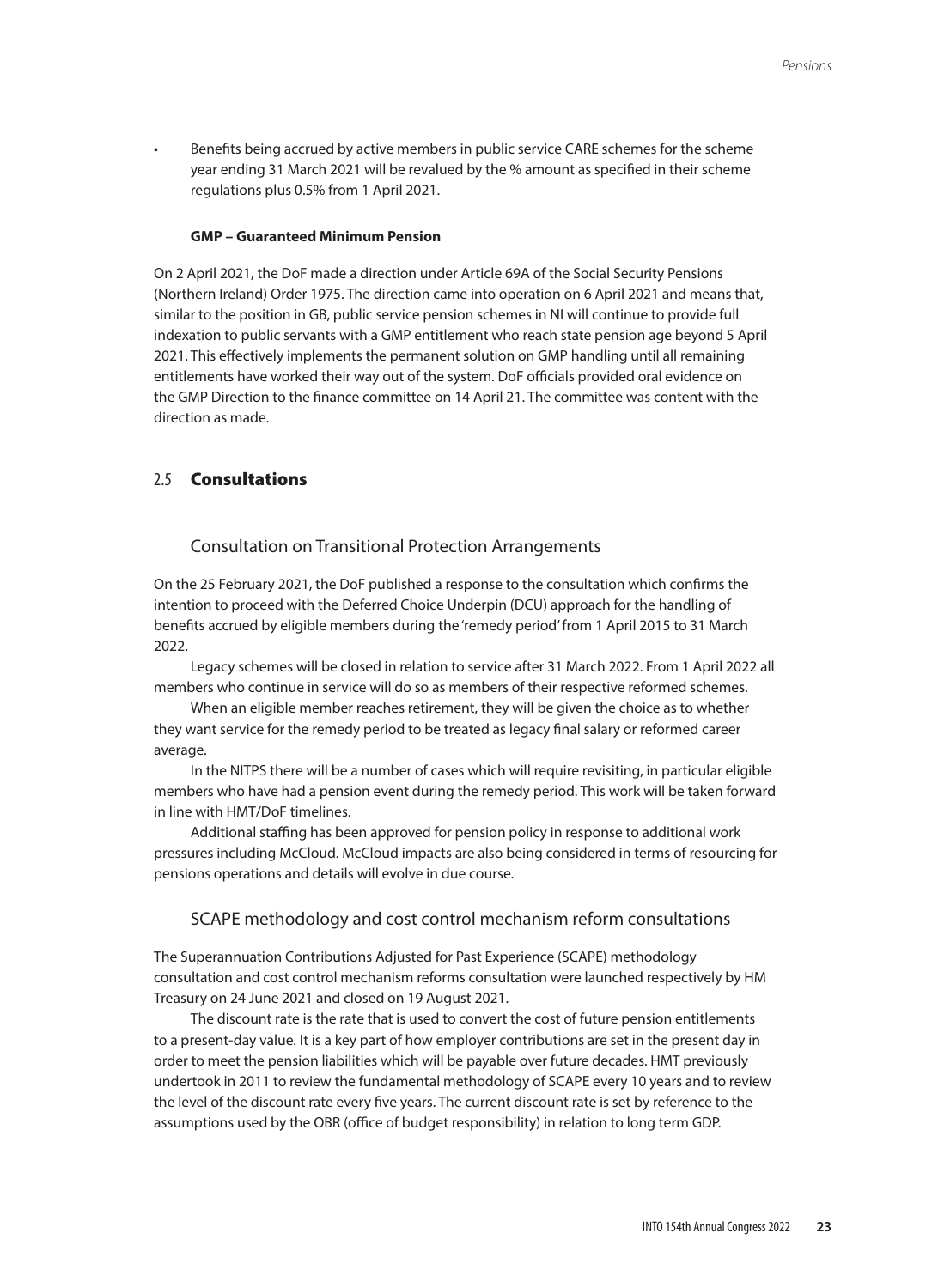- Benefits being accrued by active members in public service CARE schemes for the scheme year ending 31 March 2021 will be revalued by the % amount as specified in their scheme regulations plus 0.5% from 1 April 2021.

**GMP – Guaranteed Minimum Pension**

On 2 April 2021, the DoF made a direction under Article 69A of the Social Security Pensions (Northern Ireland) Order 1975. The direction came into operation on 6 April 2021 and means that, similar to the position in GB, public service pension schemes in NI will continue to provide full indexation to public servants with a GMP entitlement who reach state pension age beyond 5 April 2021. This effectively implements the permanent solution on GMP handling until all remaining entitlements have worked their way out of the system. DoF officials provided oral evidence on the GMP Direction to the finance committee on 14 April 21. The committee was content with the direction as made.

## 2.5 Consultations

### Consultation on Transitional Protection Arrangements

On the 25 February 2021, the DoF published a response to the consultation which confirms the intention to proceed with the Deferred Choice Underpin (DCU) approach for the handling of benefits accrued by eligible members during the 'remedy period' from 1 April 2015 to 31 March 2022.

Legacy schemes will be closed in relation to service after 31 March 2022. From 1 April 2022 all members who continue in service will do so as members of their respective reformed schemes.

When an eligible member reaches retirement, they will be given the choice as to whether they want service for the remedy period to be treated as legacy final salary or reformed career average.

In the NITPS there will be a number of cases which will require revisiting, in particular eligible members who have had a pension event during the remedy period. This work will be taken forward in line with HMT/DoF timelines.

Additional staffing has been approved for pension policy in response to additional work pressures including McCloud. McCloud impacts are also being considered in terms of resourcing for pensions operations and details will evolve in due course.

### SCAPE methodology and cost control mechanism reform consultations

The Superannuation Contributions Adjusted for Past Experience (SCAPE) methodology consultation and cost control mechanism reforms consultation were launched respectively by HM Treasury on 24 June 2021 and closed on 19 August 2021.

The discount rate is the rate that is used to convert the cost of future pension entitlements to a present-day value. It is a key part of how employer contributions are set in the present day in order to meet the pension liabilities which will be payable over future decades. HMT previously undertook in 2011 to review the fundamental methodology of SCAPE every 10 years and to review the level of the discount rate every five years. The current discount rate is set by reference to the assumptions used by the OBR (office of budget responsibility) in relation to long term GDP.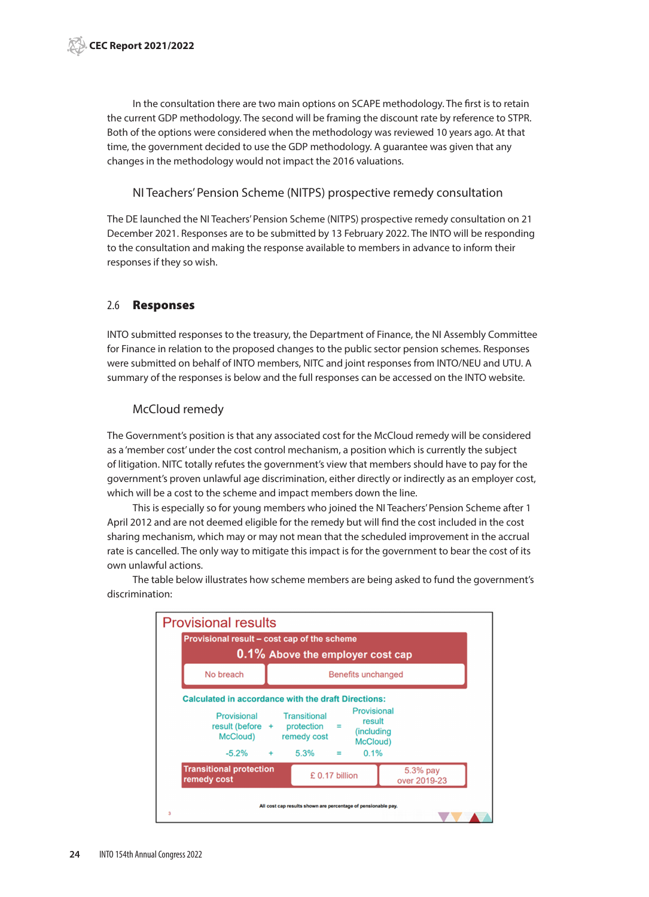In the consultation there are two main options on SCAPE methodology. The first is to retain the current GDP methodology. The second will be framing the discount rate by reference to STPR. Both of the options were considered when the methodology was reviewed 10 years ago. At that time, the government decided to use the GDP methodology. A guarantee was given that any changes in the methodology would not impact the 2016 valuations.

### NI Teachers' Pension Scheme (NITPS) prospective remedy consultation

The DE launched the NI Teachers' Pension Scheme (NITPS) prospective remedy consultation on 21 December 2021. Responses are to be submitted by 13 February 2022. The INTO will be responding to the consultation and making the response available to members in advance to inform their responses if they so wish.

## 2.6 Responses

INTO submitted responses to the treasury, the Department of Finance, the NI Assembly Committee for Finance in relation to the proposed changes to the public sector pension schemes. Responses were submitted on behalf of INTO members, NITC and joint responses from INTO/NEU and UTU. A summary of the responses is below and the full responses can be accessed on the INTO website.

### McCloud remedy

The Government's position is that any associated cost for the McCloud remedy will be considered as a 'member cost' under the cost control mechanism, a position which is currently the subject of litigation. NITC totally refutes the government's view that members should have to pay for the government's proven unlawful age discrimination, either directly or indirectly as an employer cost, which will be a cost to the scheme and impact members down the line.

This is especially so for young members who joined the NI Teachers' Pension Scheme after 1 April 2012 and are not deemed eligible for the remedy but will find the cost included in the cost sharing mechanism, which may or may not mean that the scheduled improvement in the accrual rate is cancelled. The only way to mitigate this impact is for the government to bear the cost of its own unlawful actions.

The table below illustrates how scheme members are being asked to fund the government's discrimination:

**Provisional results**

**Provisional result – cost cap of the scheme**

**0.1% Above the employer cost cap**

| No breach | Benefits unchanged |
|---|---|

**Calculated in accordance with the draft Directions:**

| Provisional result (before McCloud) | + | Transitional protection remedy cost | = | Provisional result (including McCloud) |
|---|---|---|---|---|
| -5.2% | + | 5.3% | = | 0.1% |

| Transitional protection remedy cost | £ 0.17 billion | 5.3% pay over 2019-23 |
|---|---|---|

All cost cap results shown are percentage of pensionable pay.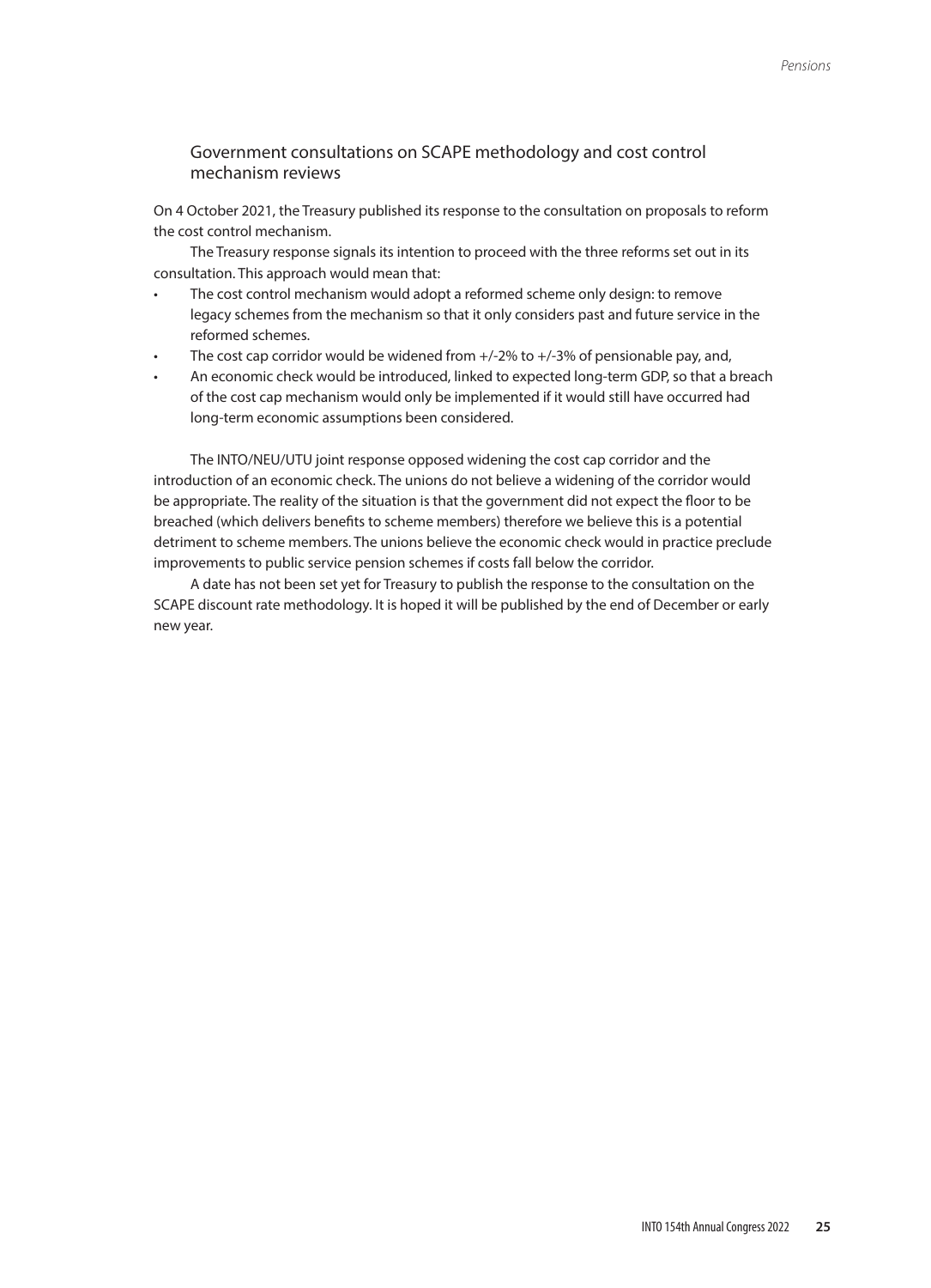## Government consultations on SCAPE methodology and cost control mechanism reviews

On 4 October 2021, the Treasury published its response to the consultation on proposals to reform the cost control mechanism.

The Treasury response signals its intention to proceed with the three reforms set out in its consultation. This approach would mean that:

- The cost control mechanism would adopt a reformed scheme only design: to remove legacy schemes from the mechanism so that it only considers past and future service in the reformed schemes.
- The cost cap corridor would be widened from +/-2% to +/-3% of pensionable pay, and,
- An economic check would be introduced, linked to expected long-term GDP, so that a breach of the cost cap mechanism would only be implemented if it would still have occurred had long-term economic assumptions been considered.

The INTO/NEU/UTU joint response opposed widening the cost cap corridor and the introduction of an economic check. The unions do not believe a widening of the corridor would be appropriate. The reality of the situation is that the government did not expect the floor to be breached (which delivers benefits to scheme members) therefore we believe this is a potential detriment to scheme members. The unions believe the economic check would in practice preclude improvements to public service pension schemes if costs fall below the corridor.

A date has not been set yet for Treasury to publish the response to the consultation on the SCAPE discount rate methodology. It is hoped it will be published by the end of December or early new year.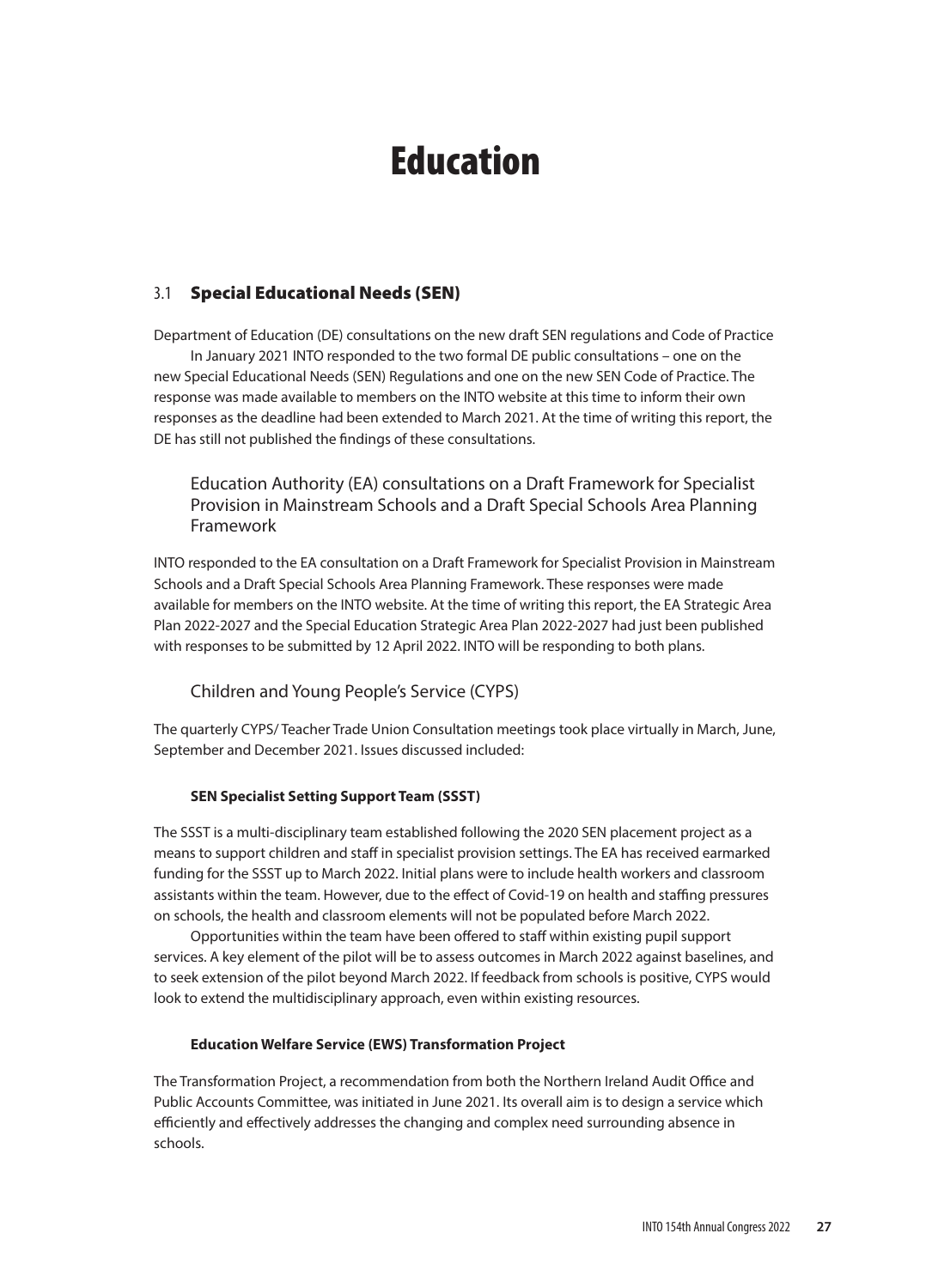# Education

## 3.1 Special Educational Needs (SEN)

Department of Education (DE) consultations on the new draft SEN regulations and Code of Practice

In January 2021 INTO responded to the two formal DE public consultations – one on the new Special Educational Needs (SEN) Regulations and one on the new SEN Code of Practice. The response was made available to members on the INTO website at this time to inform their own responses as the deadline had been extended to March 2021. At the time of writing this report, the DE has still not published the findings of these consultations.

### Education Authority (EA) consultations on a Draft Framework for Specialist Provision in Mainstream Schools and a Draft Special Schools Area Planning Framework

INTO responded to the EA consultation on a Draft Framework for Specialist Provision in Mainstream Schools and a Draft Special Schools Area Planning Framework. These responses were made available for members on the INTO website. At the time of writing this report, the EA Strategic Area Plan 2022-2027 and the Special Education Strategic Area Plan 2022-2027 had just been published with responses to be submitted by 12 April 2022. INTO will be responding to both plans.

### Children and Young People's Service (CYPS)

The quarterly CYPS/ Teacher Trade Union Consultation meetings took place virtually in March, June, September and December 2021. Issues discussed included:

#### SEN Specialist Setting Support Team (SSST)

The SSST is a multi-disciplinary team established following the 2020 SEN placement project as a means to support children and staff in specialist provision settings. The EA has received earmarked funding for the SSST up to March 2022. Initial plans were to include health workers and classroom assistants within the team. However, due to the effect of Covid-19 on health and staffing pressures on schools, the health and classroom elements will not be populated before March 2022.

Opportunities within the team have been offered to staff within existing pupil support services. A key element of the pilot will be to assess outcomes in March 2022 against baselines, and to seek extension of the pilot beyond March 2022. If feedback from schools is positive, CYPS would look to extend the multidisciplinary approach, even within existing resources.

#### Education Welfare Service (EWS) Transformation Project

The Transformation Project, a recommendation from both the Northern Ireland Audit Office and Public Accounts Committee, was initiated in June 2021. Its overall aim is to design a service which efficiently and effectively addresses the changing and complex need surrounding absence in schools.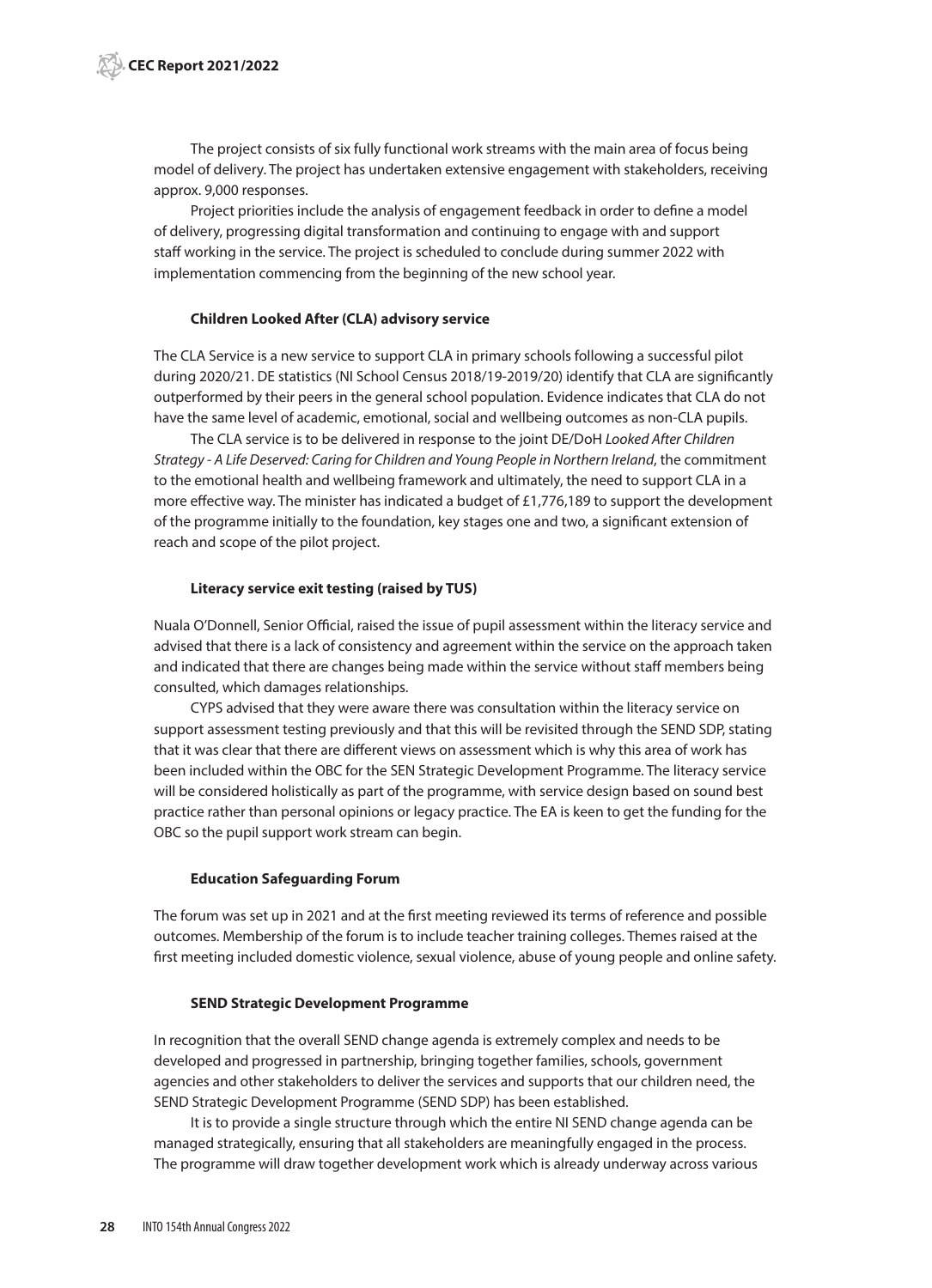The project consists of six fully functional work streams with the main area of focus being model of delivery. The project has undertaken extensive engagement with stakeholders, receiving approx. 9,000 responses.

Project priorities include the analysis of engagement feedback in order to define a model of delivery, progressing digital transformation and continuing to engage with and support staff working in the service. The project is scheduled to conclude during summer 2022 with implementation commencing from the beginning of the new school year.

### Children Looked After (CLA) advisory service

The CLA Service is a new service to support CLA in primary schools following a successful pilot during 2020/21. DE statistics (NI School Census 2018/19-2019/20) identify that CLA are significantly outperformed by their peers in the general school population. Evidence indicates that CLA do not have the same level of academic, emotional, social and wellbeing outcomes as non-CLA pupils.

The CLA service is to be delivered in response to the joint DE/DoH *Looked After Children Strategy - A Life Deserved: Caring for Children and Young People in Northern Ireland*, the commitment to the emotional health and wellbeing framework and ultimately, the need to support CLA in a more effective way. The minister has indicated a budget of £1,776,189 to support the development of the programme initially to the foundation, key stages one and two, a significant extension of reach and scope of the pilot project.

### Literacy service exit testing (raised by TUS)

Nuala O'Donnell, Senior Official, raised the issue of pupil assessment within the literacy service and advised that there is a lack of consistency and agreement within the service on the approach taken and indicated that there are changes being made within the service without staff members being consulted, which damages relationships.

CYPS advised that they were aware there was consultation within the literacy service on support assessment testing previously and that this will be revisited through the SEND SDP, stating that it was clear that there are different views on assessment which is why this area of work has been included within the OBC for the SEN Strategic Development Programme. The literacy service will be considered holistically as part of the programme, with service design based on sound best practice rather than personal opinions or legacy practice. The EA is keen to get the funding for the OBC so the pupil support work stream can begin.

### Education Safeguarding Forum

The forum was set up in 2021 and at the first meeting reviewed its terms of reference and possible outcomes. Membership of the forum is to include teacher training colleges. Themes raised at the first meeting included domestic violence, sexual violence, abuse of young people and online safety.

### SEND Strategic Development Programme

In recognition that the overall SEND change agenda is extremely complex and needs to be developed and progressed in partnership, bringing together families, schools, government agencies and other stakeholders to deliver the services and supports that our children need, the SEND Strategic Development Programme (SEND SDP) has been established.

It is to provide a single structure through which the entire NI SEND change agenda can be managed strategically, ensuring that all stakeholders are meaningfully engaged in the process. The programme will draw together development work which is already underway across various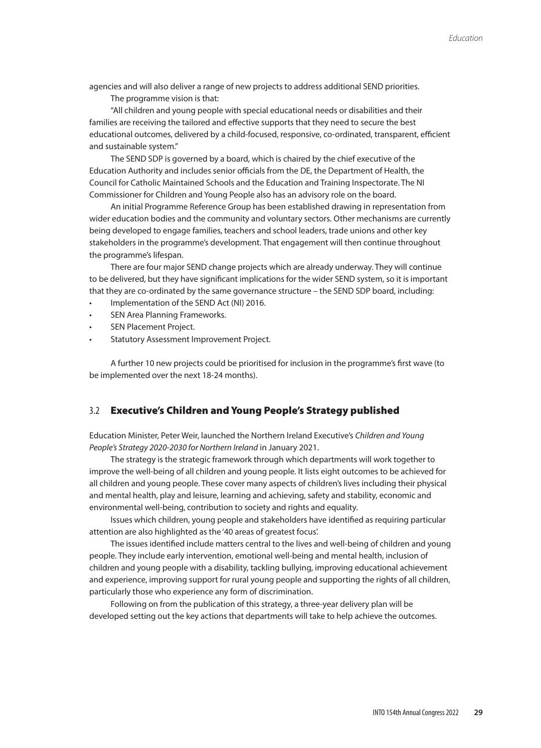agencies and will also deliver a range of new projects to address additional SEND priorities.

The programme vision is that:

"All children and young people with special educational needs or disabilities and their families are receiving the tailored and effective supports that they need to secure the best educational outcomes, delivered by a child-focused, responsive, co-ordinated, transparent, efficient and sustainable system."

The SEND SDP is governed by a board, which is chaired by the chief executive of the Education Authority and includes senior officials from the DE, the Department of Health, the Council for Catholic Maintained Schools and the Education and Training Inspectorate. The NI Commissioner for Children and Young People also has an advisory role on the board.

An initial Programme Reference Group has been established drawing in representation from wider education bodies and the community and voluntary sectors. Other mechanisms are currently being developed to engage families, teachers and school leaders, trade unions and other key stakeholders in the programme's development. That engagement will then continue throughout the programme's lifespan.

There are four major SEND change projects which are already underway. They will continue to be delivered, but they have significant implications for the wider SEND system, so it is important that they are co-ordinated by the same governance structure – the SEND SDP board, including:

- Implementation of the SEND Act (NI) 2016.
- SEN Area Planning Frameworks.
- SEN Placement Project.
- Statutory Assessment Improvement Project.

A further 10 new projects could be prioritised for inclusion in the programme's first wave (to be implemented over the next 18-24 months).

## 3.2 Executive's Children and Young People's Strategy published

Education Minister, Peter Weir, launched the Northern Ireland Executive's *Children and Young People's Strategy 2020-2030 for Northern Ireland* in January 2021.

The strategy is the strategic framework through which departments will work together to improve the well-being of all children and young people. It lists eight outcomes to be achieved for all children and young people. These cover many aspects of children's lives including their physical and mental health, play and leisure, learning and achieving, safety and stability, economic and environmental well-being, contribution to society and rights and equality.

Issues which children, young people and stakeholders have identified as requiring particular attention are also highlighted as the '40 areas of greatest focus'.

The issues identified include matters central to the lives and well-being of children and young people. They include early intervention, emotional well-being and mental health, inclusion of children and young people with a disability, tackling bullying, improving educational achievement and experience, improving support for rural young people and supporting the rights of all children, particularly those who experience any form of discrimination.

Following on from the publication of this strategy, a three-year delivery plan will be developed setting out the key actions that departments will take to help achieve the outcomes.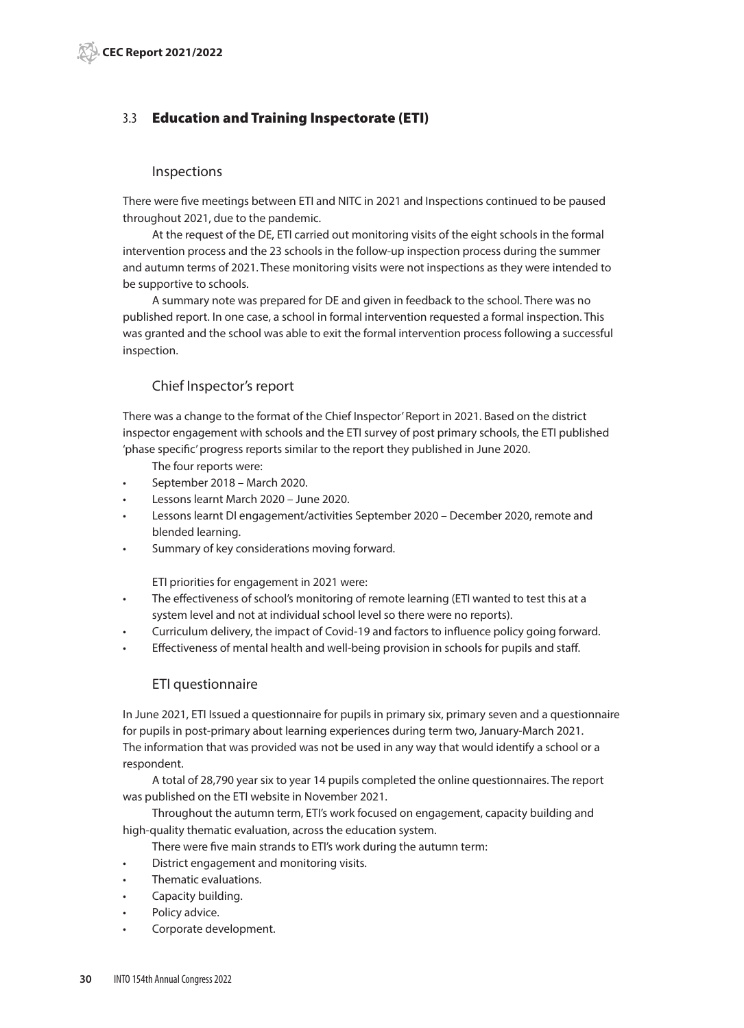## 3.3 Education and Training Inspectorate (ETI)

### Inspections

There were five meetings between ETI and NITC in 2021 and Inspections continued to be paused throughout 2021, due to the pandemic.

At the request of the DE, ETI carried out monitoring visits of the eight schools in the formal intervention process and the 23 schools in the follow-up inspection process during the summer and autumn terms of 2021. These monitoring visits were not inspections as they were intended to be supportive to schools.

A summary note was prepared for DE and given in feedback to the school. There was no published report. In one case, a school in formal intervention requested a formal inspection. This was granted and the school was able to exit the formal intervention process following a successful inspection.

### Chief Inspector's report

There was a change to the format of the Chief Inspector' Report in 2021. Based on the district inspector engagement with schools and the ETI survey of post primary schools, the ETI published 'phase specific' progress reports similar to the report they published in June 2020.

The four reports were:

- September 2018 – March 2020.
- Lessons learnt March 2020 – June 2020.
- Lessons learnt DI engagement/activities September 2020 – December 2020, remote and blended learning.
- Summary of key considerations moving forward.

ETI priorities for engagement in 2021 were:

- The effectiveness of school's monitoring of remote learning (ETI wanted to test this at a system level and not at individual school level so there were no reports).
- Curriculum delivery, the impact of Covid-19 and factors to influence policy going forward.
- Effectiveness of mental health and well-being provision in schools for pupils and staff.

### ETI questionnaire

In June 2021, ETI Issued a questionnaire for pupils in primary six, primary seven and a questionnaire for pupils in post-primary about learning experiences during term two, January-March 2021. The information that was provided was not be used in any way that would identify a school or a respondent.

A total of 28,790 year six to year 14 pupils completed the online questionnaires. The report was published on the ETI website in November 2021.

Throughout the autumn term, ETI's work focused on engagement, capacity building and high-quality thematic evaluation, across the education system.

There were five main strands to ETI's work during the autumn term:

- District engagement and monitoring visits.
- Thematic evaluations.
- Capacity building.
- Policy advice.
- Corporate development.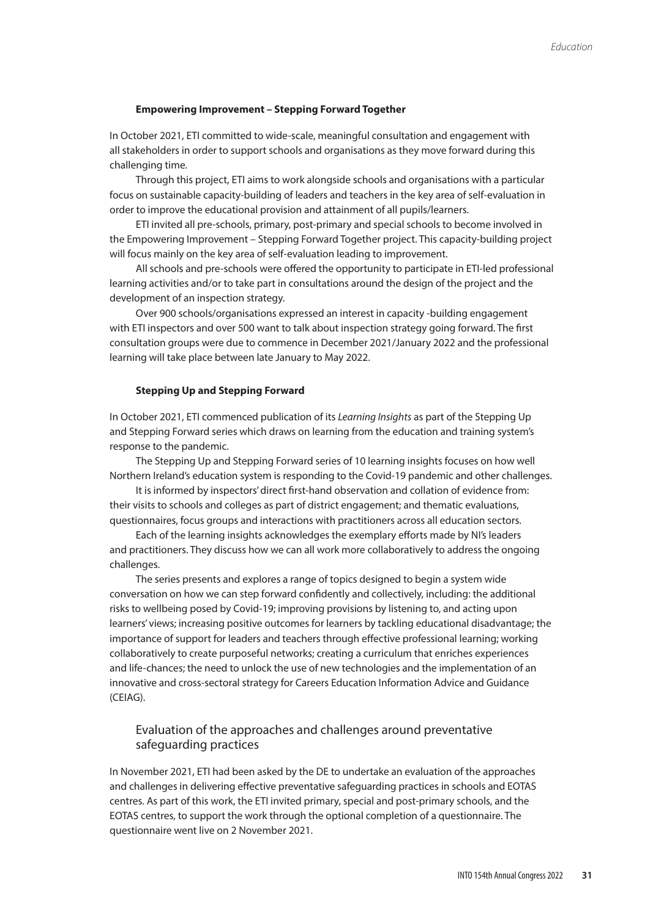#### Empowering Improvement – Stepping Forward Together

In October 2021, ETI committed to wide-scale, meaningful consultation and engagement with all stakeholders in order to support schools and organisations as they move forward during this challenging time.

Through this project, ETI aims to work alongside schools and organisations with a particular focus on sustainable capacity-building of leaders and teachers in the key area of self-evaluation in order to improve the educational provision and attainment of all pupils/learners.

ETI invited all pre-schools, primary, post-primary and special schools to become involved in the Empowering Improvement – Stepping Forward Together project. This capacity-building project will focus mainly on the key area of self-evaluation leading to improvement.

All schools and pre-schools were offered the opportunity to participate in ETI-led professional learning activities and/or to take part in consultations around the design of the project and the development of an inspection strategy.

Over 900 schools/organisations expressed an interest in capacity -building engagement with ETI inspectors and over 500 want to talk about inspection strategy going forward. The first consultation groups were due to commence in December 2021/January 2022 and the professional learning will take place between late January to May 2022.

#### Stepping Up and Stepping Forward

In October 2021, ETI commenced publication of its *Learning Insights* as part of the Stepping Up and Stepping Forward series which draws on learning from the education and training system's response to the pandemic.

The Stepping Up and Stepping Forward series of 10 learning insights focuses on how well Northern Ireland's education system is responding to the Covid-19 pandemic and other challenges.

It is informed by inspectors' direct first-hand observation and collation of evidence from: their visits to schools and colleges as part of district engagement; and thematic evaluations, questionnaires, focus groups and interactions with practitioners across all education sectors.

Each of the learning insights acknowledges the exemplary efforts made by NI's leaders and practitioners. They discuss how we can all work more collaboratively to address the ongoing challenges.

The series presents and explores a range of topics designed to begin a system wide conversation on how we can step forward confidently and collectively, including: the additional risks to wellbeing posed by Covid-19; improving provisions by listening to, and acting upon learners' views; increasing positive outcomes for learners by tackling educational disadvantage; the importance of support for leaders and teachers through effective professional learning; working collaboratively to create purposeful networks; creating a curriculum that enriches experiences and life-chances; the need to unlock the use of new technologies and the implementation of an innovative and cross-sectoral strategy for Careers Education Information Advice and Guidance (CEIAG).

### Evaluation of the approaches and challenges around preventative safeguarding practices

In November 2021, ETI had been asked by the DE to undertake an evaluation of the approaches and challenges in delivering effective preventative safeguarding practices in schools and EOTAS centres. As part of this work, the ETI invited primary, special and post-primary schools, and the EOTAS centres, to support the work through the optional completion of a questionnaire. The questionnaire went live on 2 November 2021.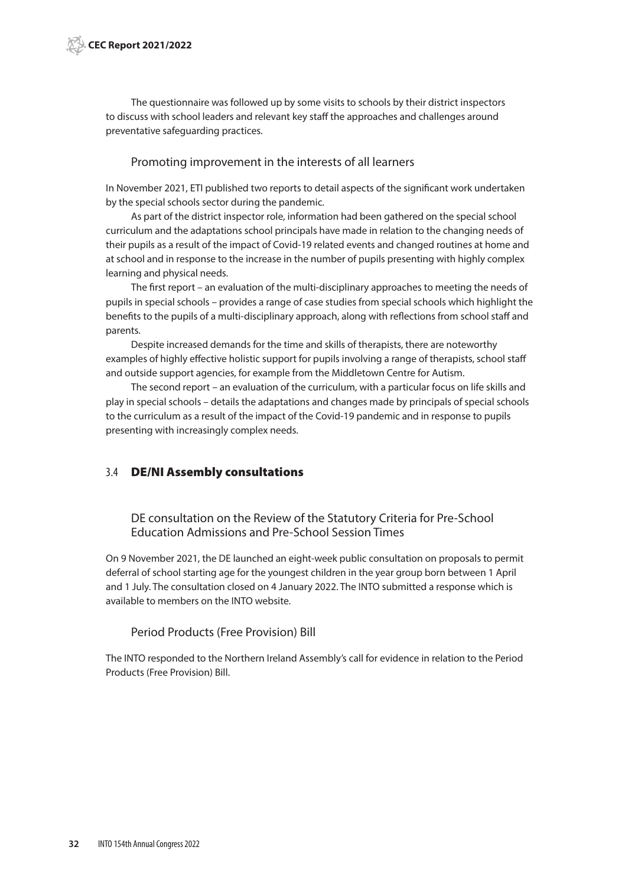The questionnaire was followed up by some visits to schools by their district inspectors to discuss with school leaders and relevant key staff the approaches and challenges around preventative safeguarding practices.

### Promoting improvement in the interests of all learners

In November 2021, ETI published two reports to detail aspects of the significant work undertaken by the special schools sector during the pandemic.

As part of the district inspector role, information had been gathered on the special school curriculum and the adaptations school principals have made in relation to the changing needs of their pupils as a result of the impact of Covid-19 related events and changed routines at home and at school and in response to the increase in the number of pupils presenting with highly complex learning and physical needs.

The first report – an evaluation of the multi-disciplinary approaches to meeting the needs of pupils in special schools – provides a range of case studies from special schools which highlight the benefits to the pupils of a multi-disciplinary approach, along with reflections from school staff and parents.

Despite increased demands for the time and skills of therapists, there are noteworthy examples of highly effective holistic support for pupils involving a range of therapists, school staff and outside support agencies, for example from the Middletown Centre for Autism.

The second report – an evaluation of the curriculum, with a particular focus on life skills and play in special schools – details the adaptations and changes made by principals of special schools to the curriculum as a result of the impact of the Covid-19 pandemic and in response to pupils presenting with increasingly complex needs.

## 3.4 DE/NI Assembly consultations

### DE consultation on the Review of the Statutory Criteria for Pre-School Education Admissions and Pre-School Session Times

On 9 November 2021, the DE launched an eight-week public consultation on proposals to permit deferral of school starting age for the youngest children in the year group born between 1 April and 1 July. The consultation closed on 4 January 2022. The INTO submitted a response which is available to members on the INTO website.

### Period Products (Free Provision) Bill

The INTO responded to the Northern Ireland Assembly's call for evidence in relation to the Period Products (Free Provision) Bill.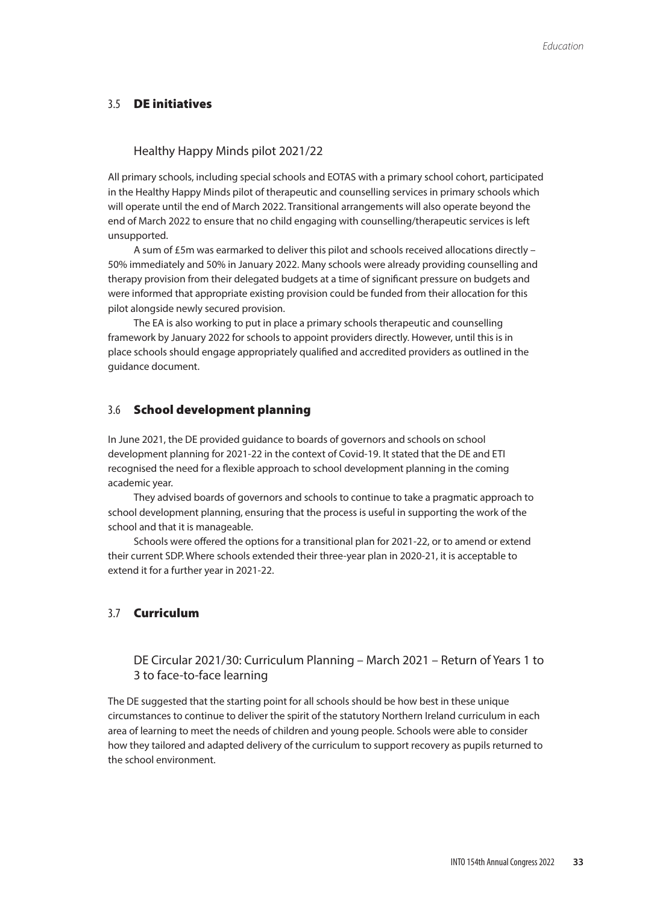## 3.5 DE initiatives

### Healthy Happy Minds pilot 2021/22

All primary schools, including special schools and EOTAS with a primary school cohort, participated in the Healthy Happy Minds pilot of therapeutic and counselling services in primary schools which will operate until the end of March 2022. Transitional arrangements will also operate beyond the end of March 2022 to ensure that no child engaging with counselling/therapeutic services is left unsupported.

A sum of £5m was earmarked to deliver this pilot and schools received allocations directly – 50% immediately and 50% in January 2022. Many schools were already providing counselling and therapy provision from their delegated budgets at a time of significant pressure on budgets and were informed that appropriate existing provision could be funded from their allocation for this pilot alongside newly secured provision.

The EA is also working to put in place a primary schools therapeutic and counselling framework by January 2022 for schools to appoint providers directly. However, until this is in place schools should engage appropriately qualified and accredited providers as outlined in the guidance document.

## 3.6 School development planning

In June 2021, the DE provided guidance to boards of governors and schools on school development planning for 2021-22 in the context of Covid-19. It stated that the DE and ETI recognised the need for a flexible approach to school development planning in the coming academic year.

They advised boards of governors and schools to continue to take a pragmatic approach to school development planning, ensuring that the process is useful in supporting the work of the school and that it is manageable.

Schools were offered the options for a transitional plan for 2021-22, or to amend or extend their current SDP. Where schools extended their three-year plan in 2020-21, it is acceptable to extend it for a further year in 2021-22.

## 3.7 Curriculum

### DE Circular 2021/30: Curriculum Planning – March 2021 – Return of Years 1 to 3 to face-to-face learning

The DE suggested that the starting point for all schools should be how best in these unique circumstances to continue to deliver the spirit of the statutory Northern Ireland curriculum in each area of learning to meet the needs of children and young people. Schools were able to consider how they tailored and adapted delivery of the curriculum to support recovery as pupils returned to the school environment.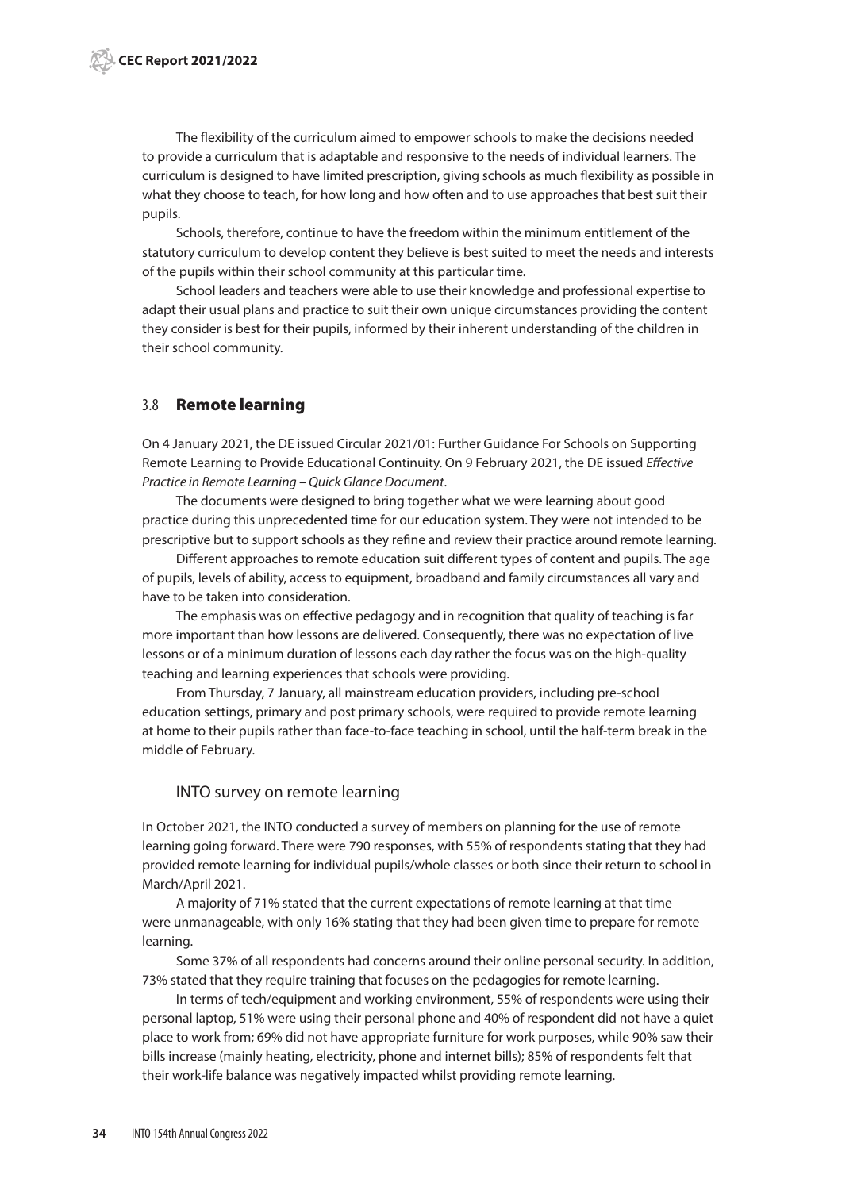The flexibility of the curriculum aimed to empower schools to make the decisions needed to provide a curriculum that is adaptable and responsive to the needs of individual learners. The curriculum is designed to have limited prescription, giving schools as much flexibility as possible in what they choose to teach, for how long and how often and to use approaches that best suit their pupils.

Schools, therefore, continue to have the freedom within the minimum entitlement of the statutory curriculum to develop content they believe is best suited to meet the needs and interests of the pupils within their school community at this particular time.

School leaders and teachers were able to use their knowledge and professional expertise to adapt their usual plans and practice to suit their own unique circumstances providing the content they consider is best for their pupils, informed by their inherent understanding of the children in their school community.

## 3.8 Remote learning

On 4 January 2021, the DE issued Circular 2021/01: Further Guidance For Schools on Supporting Remote Learning to Provide Educational Continuity. On 9 February 2021, the DE issued *Effective Practice in Remote Learning – Quick Glance Document*.

The documents were designed to bring together what we were learning about good practice during this unprecedented time for our education system. They were not intended to be prescriptive but to support schools as they refine and review their practice around remote learning.

Different approaches to remote education suit different types of content and pupils. The age of pupils, levels of ability, access to equipment, broadband and family circumstances all vary and have to be taken into consideration.

The emphasis was on effective pedagogy and in recognition that quality of teaching is far more important than how lessons are delivered. Consequently, there was no expectation of live lessons or of a minimum duration of lessons each day rather the focus was on the high-quality teaching and learning experiences that schools were providing.

From Thursday, 7 January, all mainstream education providers, including pre-school education settings, primary and post primary schools, were required to provide remote learning at home to their pupils rather than face-to-face teaching in school, until the half-term break in the middle of February.

### INTO survey on remote learning

In October 2021, the INTO conducted a survey of members on planning for the use of remote learning going forward. There were 790 responses, with 55% of respondents stating that they had provided remote learning for individual pupils/whole classes or both since their return to school in March/April 2021.

A majority of 71% stated that the current expectations of remote learning at that time were unmanageable, with only 16% stating that they had been given time to prepare for remote learning.

Some 37% of all respondents had concerns around their online personal security. In addition, 73% stated that they require training that focuses on the pedagogies for remote learning.

In terms of tech/equipment and working environment, 55% of respondents were using their personal laptop, 51% were using their personal phone and 40% of respondent did not have a quiet place to work from; 69% did not have appropriate furniture for work purposes, while 90% saw their bills increase (mainly heating, electricity, phone and internet bills); 85% of respondents felt that their work-life balance was negatively impacted whilst providing remote learning.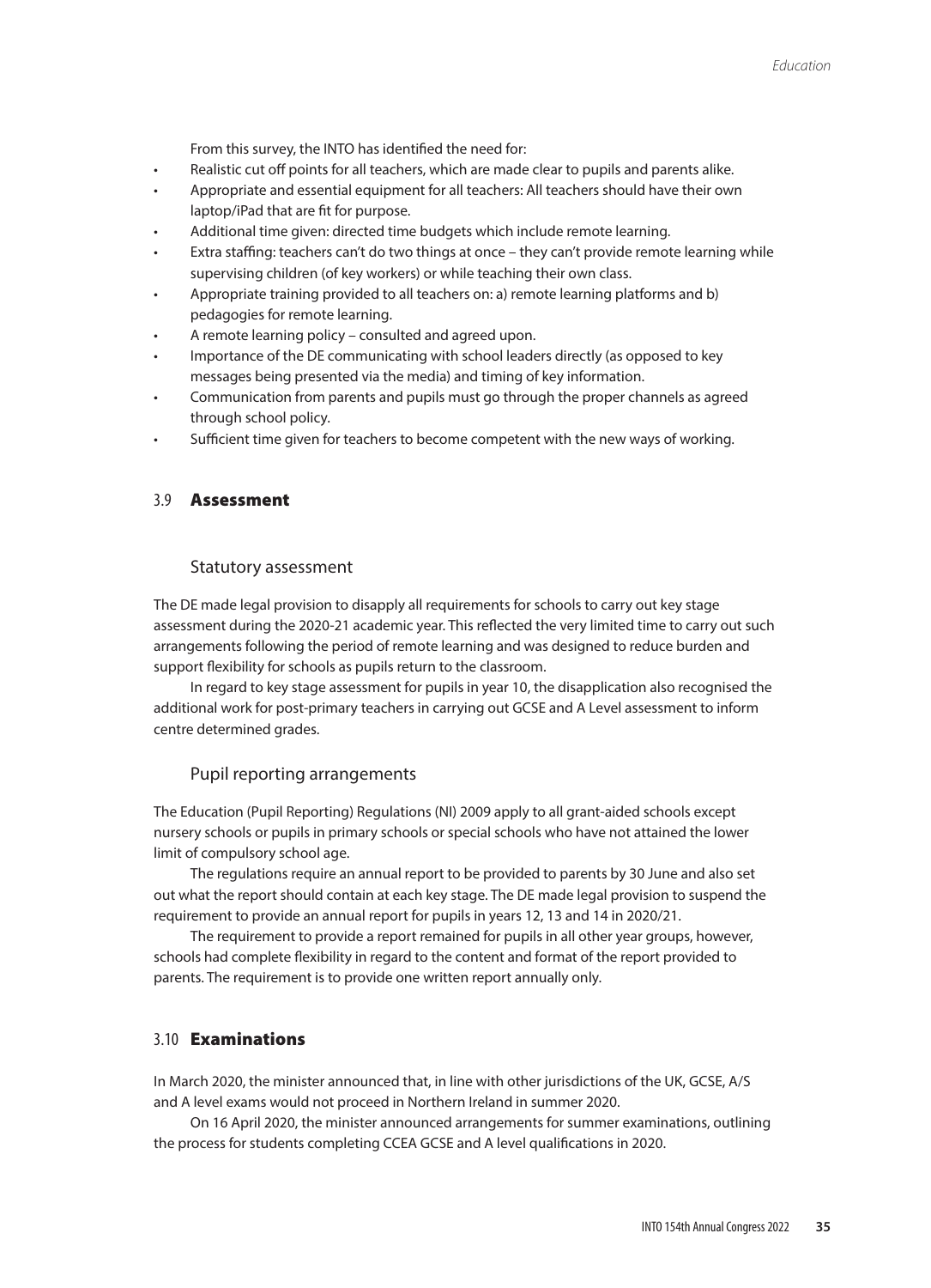From this survey, the INTO has identified the need for:

- Realistic cut off points for all teachers, which are made clear to pupils and parents alike.
- Appropriate and essential equipment for all teachers: All teachers should have their own laptop/iPad that are fit for purpose.
- Additional time given: directed time budgets which include remote learning.
- Extra staffing: teachers can't do two things at once – they can't provide remote learning while supervising children (of key workers) or while teaching their own class.
- Appropriate training provided to all teachers on: a) remote learning platforms and b) pedagogies for remote learning.
- A remote learning policy – consulted and agreed upon.
- Importance of the DE communicating with school leaders directly (as opposed to key messages being presented via the media) and timing of key information.
- Communication from parents and pupils must go through the proper channels as agreed through school policy.
- Sufficient time given for teachers to become competent with the new ways of working.

## 3.9 Assessment

### Statutory assessment

The DE made legal provision to disapply all requirements for schools to carry out key stage assessment during the 2020-21 academic year. This reflected the very limited time to carry out such arrangements following the period of remote learning and was designed to reduce burden and support flexibility for schools as pupils return to the classroom.

In regard to key stage assessment for pupils in year 10, the disapplication also recognised the additional work for post-primary teachers in carrying out GCSE and A Level assessment to inform centre determined grades.

### Pupil reporting arrangements

The Education (Pupil Reporting) Regulations (NI) 2009 apply to all grant-aided schools except nursery schools or pupils in primary schools or special schools who have not attained the lower limit of compulsory school age.

The regulations require an annual report to be provided to parents by 30 June and also set out what the report should contain at each key stage. The DE made legal provision to suspend the requirement to provide an annual report for pupils in years 12, 13 and 14 in 2020/21.

The requirement to provide a report remained for pupils in all other year groups, however, schools had complete flexibility in regard to the content and format of the report provided to parents. The requirement is to provide one written report annually only.

## 3.10 Examinations

In March 2020, the minister announced that, in line with other jurisdictions of the UK, GCSE, A/S and A level exams would not proceed in Northern Ireland in summer 2020.

On 16 April 2020, the minister announced arrangements for summer examinations, outlining the process for students completing CCEA GCSE and A level qualifications in 2020.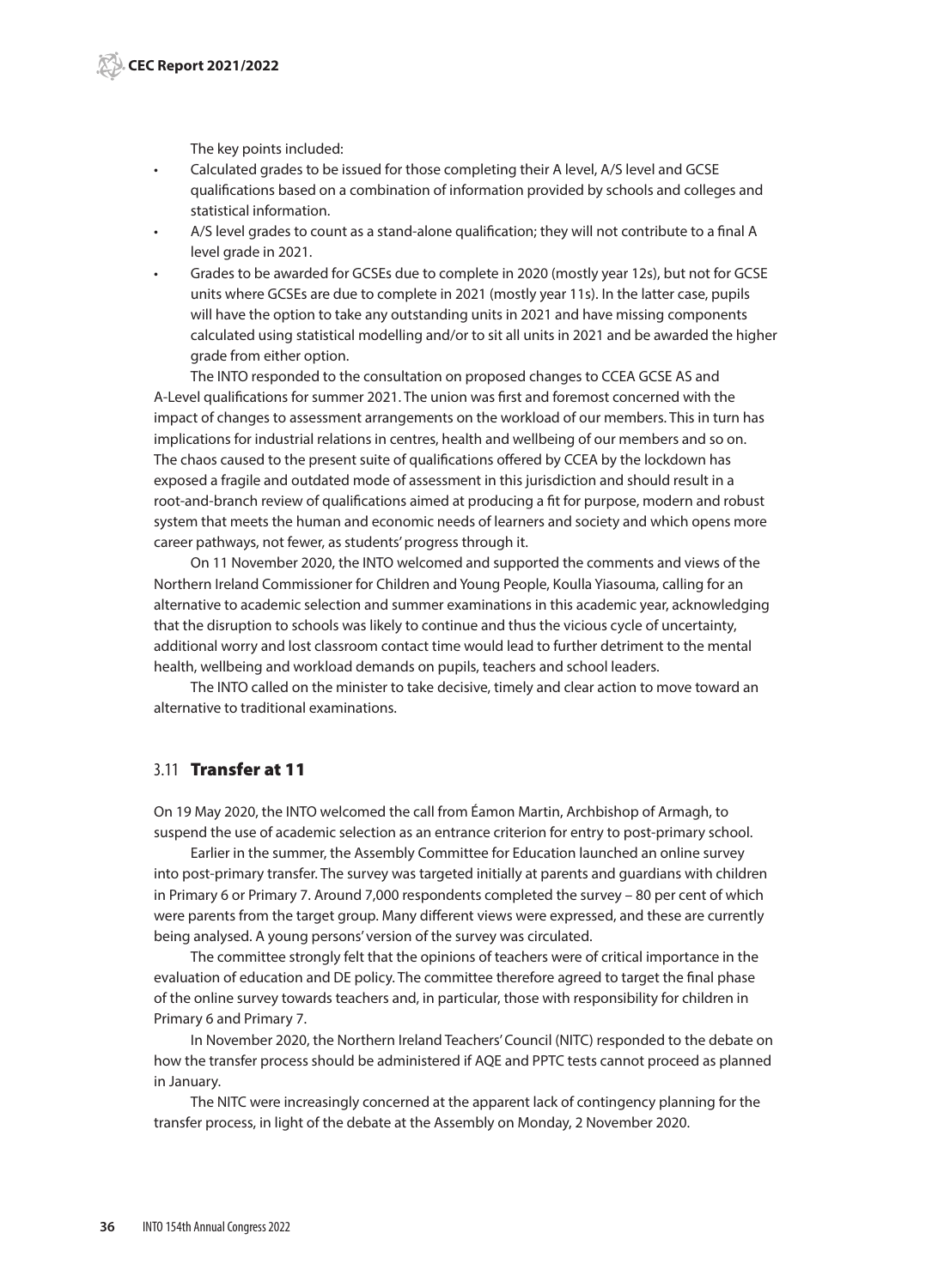The key points included:

- Calculated grades to be issued for those completing their A level, A/S level and GCSE qualifications based on a combination of information provided by schools and colleges and statistical information.
- A/S level grades to count as a stand-alone qualification; they will not contribute to a final A level grade in 2021.
- Grades to be awarded for GCSEs due to complete in 2020 (mostly year 12s), but not for GCSE units where GCSEs are due to complete in 2021 (mostly year 11s). In the latter case, pupils will have the option to take any outstanding units in 2021 and have missing components calculated using statistical modelling and/or to sit all units in 2021 and be awarded the higher grade from either option.

The INTO responded to the consultation on proposed changes to CCEA GCSE AS and A-Level qualifications for summer 2021. The union was first and foremost concerned with the impact of changes to assessment arrangements on the workload of our members. This in turn has implications for industrial relations in centres, health and wellbeing of our members and so on. The chaos caused to the present suite of qualifications offered by CCEA by the lockdown has exposed a fragile and outdated mode of assessment in this jurisdiction and should result in a root-and-branch review of qualifications aimed at producing a fit for purpose, modern and robust system that meets the human and economic needs of learners and society and which opens more career pathways, not fewer, as students' progress through it.

On 11 November 2020, the INTO welcomed and supported the comments and views of the Northern Ireland Commissioner for Children and Young People, Koulla Yiasouma, calling for an alternative to academic selection and summer examinations in this academic year, acknowledging that the disruption to schools was likely to continue and thus the vicious cycle of uncertainty, additional worry and lost classroom contact time would lead to further detriment to the mental health, wellbeing and workload demands on pupils, teachers and school leaders.

The INTO called on the minister to take decisive, timely and clear action to move toward an alternative to traditional examinations.

## 3.11 Transfer at 11

On 19 May 2020, the INTO welcomed the call from Éamon Martin, Archbishop of Armagh, to suspend the use of academic selection as an entrance criterion for entry to post-primary school.

Earlier in the summer, the Assembly Committee for Education launched an online survey into post-primary transfer. The survey was targeted initially at parents and guardians with children in Primary 6 or Primary 7. Around 7,000 respondents completed the survey – 80 per cent of which were parents from the target group. Many different views were expressed, and these are currently being analysed. A young persons' version of the survey was circulated.

The committee strongly felt that the opinions of teachers were of critical importance in the evaluation of education and DE policy. The committee therefore agreed to target the final phase of the online survey towards teachers and, in particular, those with responsibility for children in Primary 6 and Primary 7.

In November 2020, the Northern Ireland Teachers' Council (NITC) responded to the debate on how the transfer process should be administered if AQE and PPTC tests cannot proceed as planned in January.

The NITC were increasingly concerned at the apparent lack of contingency planning for the transfer process, in light of the debate at the Assembly on Monday, 2 November 2020.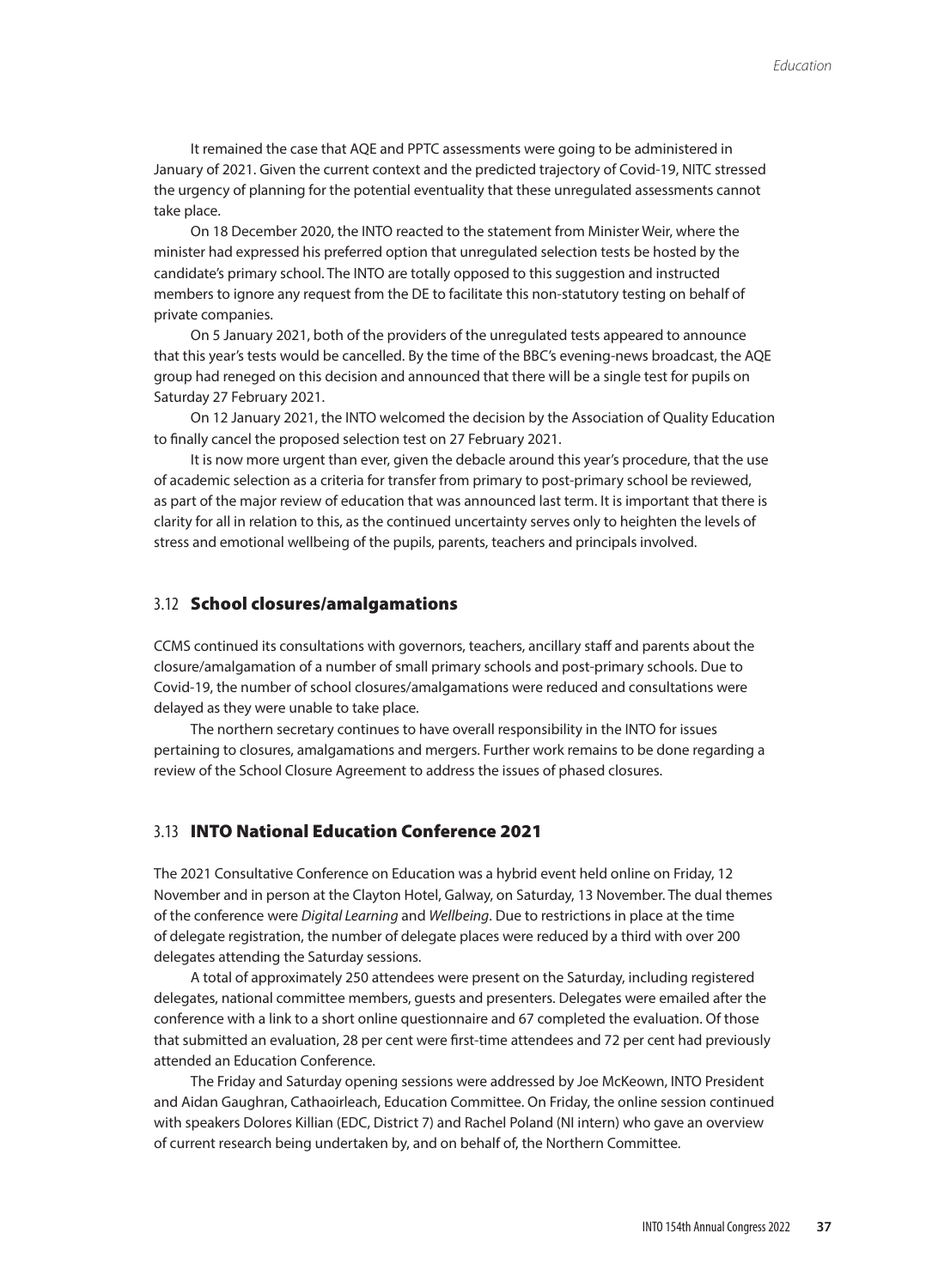It remained the case that AQE and PPTC assessments were going to be administered in January of 2021. Given the current context and the predicted trajectory of Covid-19, NITC stressed the urgency of planning for the potential eventuality that these unregulated assessments cannot take place.

On 18 December 2020, the INTO reacted to the statement from Minister Weir, where the minister had expressed his preferred option that unregulated selection tests be hosted by the candidate's primary school. The INTO are totally opposed to this suggestion and instructed members to ignore any request from the DE to facilitate this non-statutory testing on behalf of private companies.

On 5 January 2021, both of the providers of the unregulated tests appeared to announce that this year's tests would be cancelled. By the time of the BBC's evening-news broadcast, the AQE group had reneged on this decision and announced that there will be a single test for pupils on Saturday 27 February 2021.

On 12 January 2021, the INTO welcomed the decision by the Association of Quality Education to finally cancel the proposed selection test on 27 February 2021.

It is now more urgent than ever, given the debacle around this year's procedure, that the use of academic selection as a criteria for transfer from primary to post-primary school be reviewed, as part of the major review of education that was announced last term. It is important that there is clarity for all in relation to this, as the continued uncertainty serves only to heighten the levels of stress and emotional wellbeing of the pupils, parents, teachers and principals involved.

## 3.12 School closures/amalgamations

CCMS continued its consultations with governors, teachers, ancillary staff and parents about the closure/amalgamation of a number of small primary schools and post-primary schools. Due to Covid-19, the number of school closures/amalgamations were reduced and consultations were delayed as they were unable to take place.

The northern secretary continues to have overall responsibility in the INTO for issues pertaining to closures, amalgamations and mergers. Further work remains to be done regarding a review of the School Closure Agreement to address the issues of phased closures.

## 3.13 INTO National Education Conference 2021

The 2021 Consultative Conference on Education was a hybrid event held online on Friday, 12 November and in person at the Clayton Hotel, Galway, on Saturday, 13 November. The dual themes of the conference were *Digital Learning* and *Wellbeing*. Due to restrictions in place at the time of delegate registration, the number of delegate places were reduced by a third with over 200 delegates attending the Saturday sessions.

A total of approximately 250 attendees were present on the Saturday, including registered delegates, national committee members, guests and presenters. Delegates were emailed after the conference with a link to a short online questionnaire and 67 completed the evaluation. Of those that submitted an evaluation, 28 per cent were first-time attendees and 72 per cent had previously attended an Education Conference.

The Friday and Saturday opening sessions were addressed by Joe McKeown, INTO President and Aidan Gaughran, Cathaoirleach, Education Committee. On Friday, the online session continued with speakers Dolores Killian (EDC, District 7) and Rachel Poland (NI intern) who gave an overview of current research being undertaken by, and on behalf of, the Northern Committee.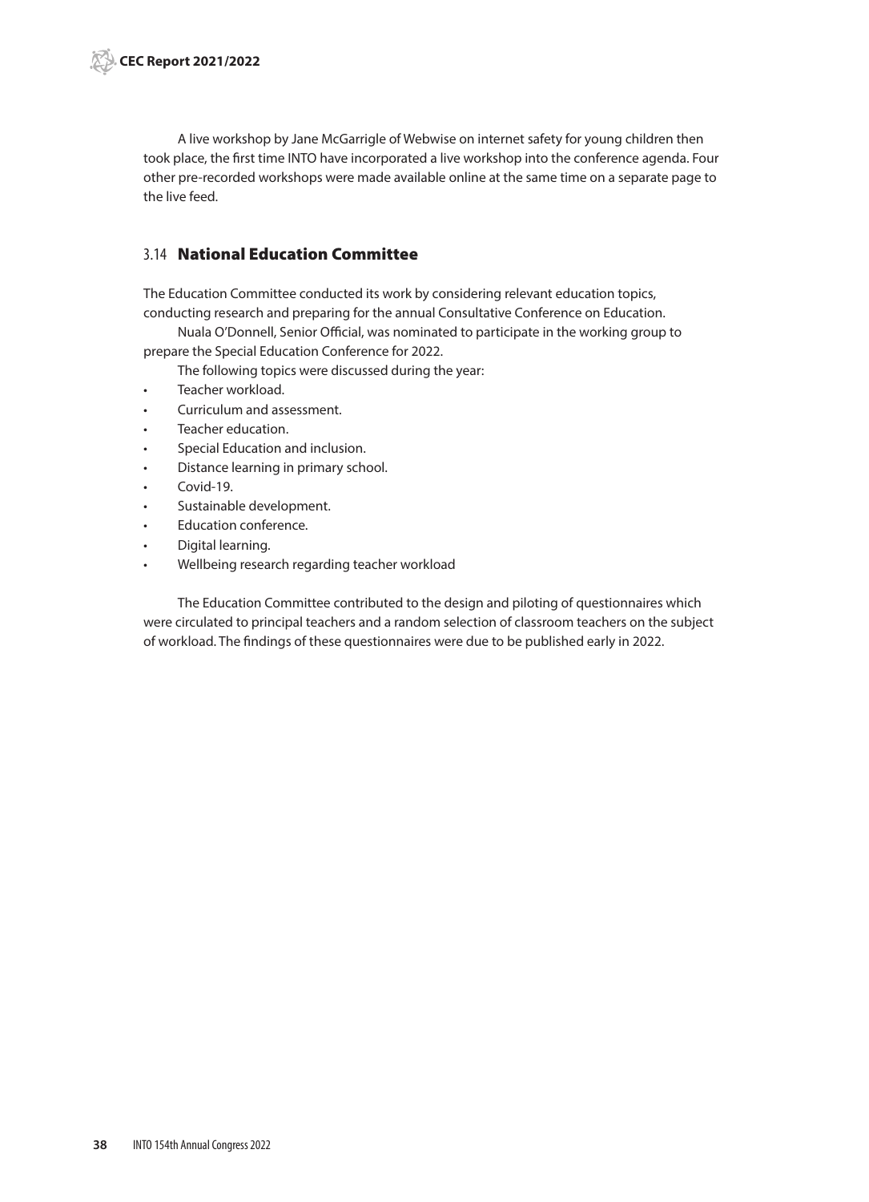A live workshop by Jane McGarrigle of Webwise on internet safety for young children then took place, the first time INTO have incorporated a live workshop into the conference agenda. Four other pre-recorded workshops were made available online at the same time on a separate page to the live feed.

## 3.14 National Education Committee

The Education Committee conducted its work by considering relevant education topics, conducting research and preparing for the annual Consultative Conference on Education.

Nuala O'Donnell, Senior Official, was nominated to participate in the working group to prepare the Special Education Conference for 2022.

The following topics were discussed during the year:

- Teacher workload.
- Curriculum and assessment.
- Teacher education.
- Special Education and inclusion.
- Distance learning in primary school.
- Covid-19.
- Sustainable development.
- Education conference.
- Digital learning.
- Wellbeing research regarding teacher workload

The Education Committee contributed to the design and piloting of questionnaires which were circulated to principal teachers and a random selection of classroom teachers on the subject of workload. The findings of these questionnaires were due to be published early in 2022.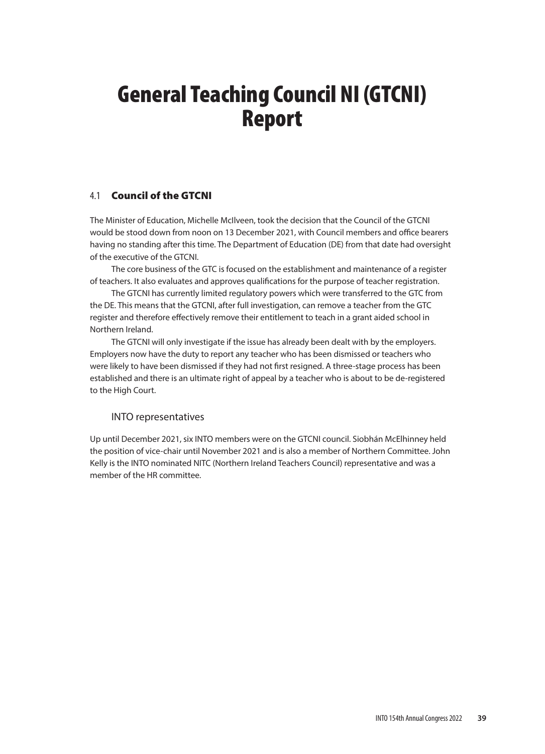# General Teaching Council NI (GTCNI) Report

## 4.1 Council of the GTCNI

The Minister of Education, Michelle McIlveen, took the decision that the Council of the GTCNI would be stood down from noon on 13 December 2021, with Council members and office bearers having no standing after this time. The Department of Education (DE) from that date had oversight of the executive of the GTCNI.

The core business of the GTC is focused on the establishment and maintenance of a register of teachers. It also evaluates and approves qualifications for the purpose of teacher registration.

The GTCNI has currently limited regulatory powers which were transferred to the GTC from the DE. This means that the GTCNI, after full investigation, can remove a teacher from the GTC register and therefore effectively remove their entitlement to teach in a grant aided school in Northern Ireland.

The GTCNI will only investigate if the issue has already been dealt with by the employers. Employers now have the duty to report any teacher who has been dismissed or teachers who were likely to have been dismissed if they had not first resigned. A three-stage process has been established and there is an ultimate right of appeal by a teacher who is about to be de-registered to the High Court.

### INTO representatives

Up until December 2021, six INTO members were on the GTCNI council. Siobhán McElhinney held the position of vice-chair until November 2021 and is also a member of Northern Committee. John Kelly is the INTO nominated NITC (Northern Ireland Teachers Council) representative and was a member of the HR committee.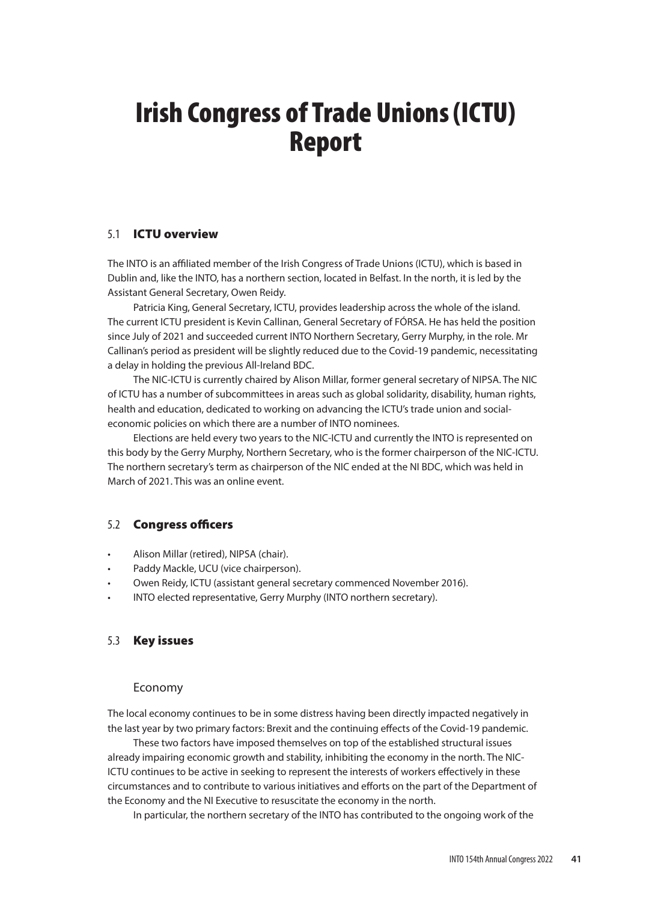# Irish Congress of Trade Unions (ICTU) Report

## 5.1 ICTU overview

The INTO is an affiliated member of the Irish Congress of Trade Unions (ICTU), which is based in Dublin and, like the INTO, has a northern section, located in Belfast. In the north, it is led by the Assistant General Secretary, Owen Reidy.

Patricia King, General Secretary, ICTU, provides leadership across the whole of the island. The current ICTU president is Kevin Callinan, General Secretary of FÓRSA. He has held the position since July of 2021 and succeeded current INTO Northern Secretary, Gerry Murphy, in the role. Mr Callinan's period as president will be slightly reduced due to the Covid-19 pandemic, necessitating a delay in holding the previous All-Ireland BDC.

The NIC-ICTU is currently chaired by Alison Millar, former general secretary of NIPSA. The NIC of ICTU has a number of subcommittees in areas such as global solidarity, disability, human rights, health and education, dedicated to working on advancing the ICTU's trade union and social-economic policies on which there are a number of INTO nominees.

Elections are held every two years to the NIC-ICTU and currently the INTO is represented on this body by the Gerry Murphy, Northern Secretary, who is the former chairperson of the NIC-ICTU. The northern secretary's term as chairperson of the NIC ended at the NI BDC, which was held in March of 2021. This was an online event.

## 5.2 Congress officers

- Alison Millar (retired), NIPSA (chair).
- Paddy Mackle, UCU (vice chairperson).
- Owen Reidy, ICTU (assistant general secretary commenced November 2016).
- INTO elected representative, Gerry Murphy (INTO northern secretary).

## 5.3 Key issues

### Economy

The local economy continues to be in some distress having been directly impacted negatively in the last year by two primary factors: Brexit and the continuing effects of the Covid-19 pandemic.

These two factors have imposed themselves on top of the established structural issues already impairing economic growth and stability, inhibiting the economy in the north. The NIC-ICTU continues to be active in seeking to represent the interests of workers effectively in these circumstances and to contribute to various initiatives and efforts on the part of the Department of the Economy and the NI Executive to resuscitate the economy in the north.

In particular, the northern secretary of the INTO has contributed to the ongoing work of the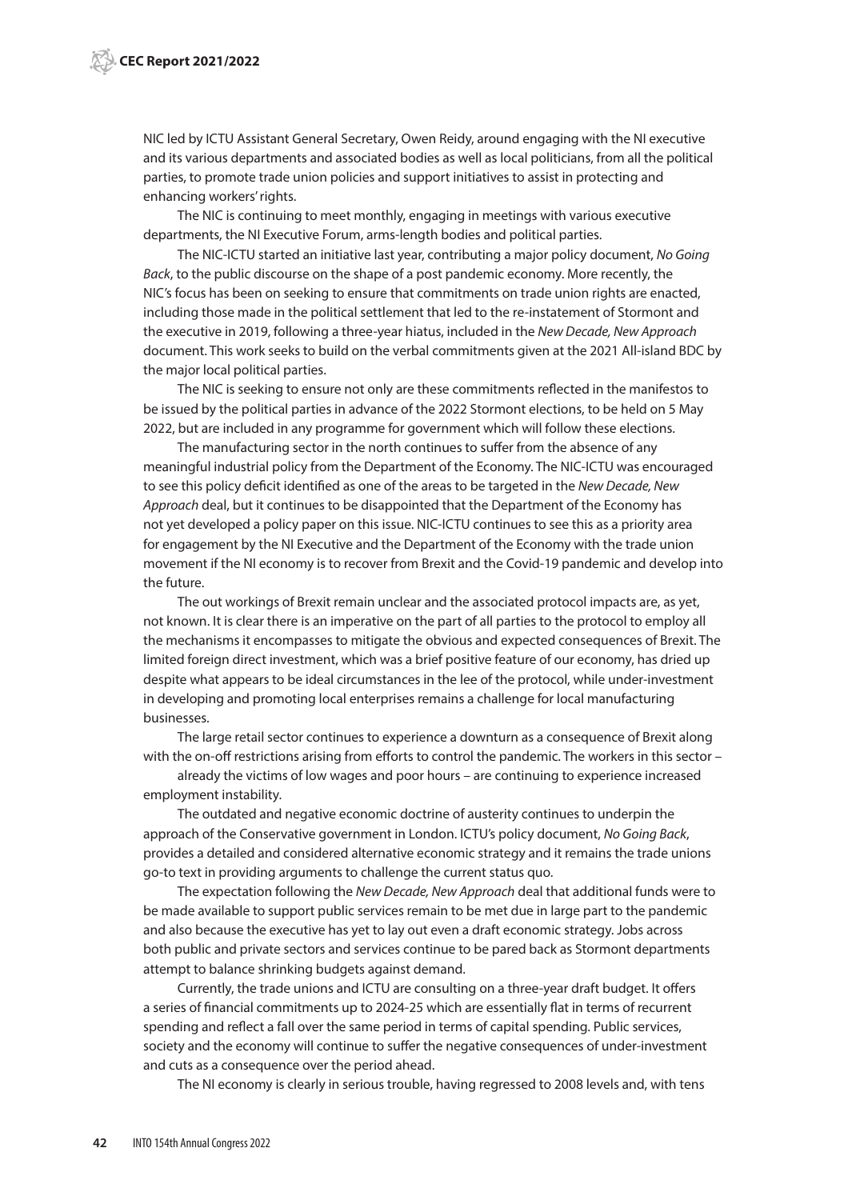NIC led by ICTU Assistant General Secretary, Owen Reidy, around engaging with the NI executive and its various departments and associated bodies as well as local politicians, from all the political parties, to promote trade union policies and support initiatives to assist in protecting and enhancing workers' rights.

The NIC is continuing to meet monthly, engaging in meetings with various executive departments, the NI Executive Forum, arms-length bodies and political parties.

The NIC-ICTU started an initiative last year, contributing a major policy document, *No Going Back*, to the public discourse on the shape of a post pandemic economy. More recently, the NIC's focus has been on seeking to ensure that commitments on trade union rights are enacted, including those made in the political settlement that led to the re-instatement of Stormont and the executive in 2019, following a three-year hiatus, included in the *New Decade, New Approach* document. This work seeks to build on the verbal commitments given at the 2021 All-island BDC by the major local political parties.

The NIC is seeking to ensure not only are these commitments reflected in the manifestos to be issued by the political parties in advance of the 2022 Stormont elections, to be held on 5 May 2022, but are included in any programme for government which will follow these elections.

The manufacturing sector in the north continues to suffer from the absence of any meaningful industrial policy from the Department of the Economy. The NIC-ICTU was encouraged to see this policy deficit identified as one of the areas to be targeted in the *New Decade, New Approach* deal, but it continues to be disappointed that the Department of the Economy has not yet developed a policy paper on this issue. NIC-ICTU continues to see this as a priority area for engagement by the NI Executive and the Department of the Economy with the trade union movement if the NI economy is to recover from Brexit and the Covid-19 pandemic and develop into the future.

The out workings of Brexit remain unclear and the associated protocol impacts are, as yet, not known. It is clear there is an imperative on the part of all parties to the protocol to employ all the mechanisms it encompasses to mitigate the obvious and expected consequences of Brexit. The limited foreign direct investment, which was a brief positive feature of our economy, has dried up despite what appears to be ideal circumstances in the lee of the protocol, while under-investment in developing and promoting local enterprises remains a challenge for local manufacturing businesses.

The large retail sector continues to experience a downturn as a consequence of Brexit along with the on-off restrictions arising from efforts to control the pandemic. The workers in this sector – already the victims of low wages and poor hours – are continuing to experience increased employment instability.

The outdated and negative economic doctrine of austerity continues to underpin the approach of the Conservative government in London. ICTU's policy document, *No Going Back*, provides a detailed and considered alternative economic strategy and it remains the trade unions go-to text in providing arguments to challenge the current status quo.

The expectation following the *New Decade, New Approach* deal that additional funds were to be made available to support public services remain to be met due in large part to the pandemic and also because the executive has yet to lay out even a draft economic strategy. Jobs across both public and private sectors and services continue to be pared back as Stormont departments attempt to balance shrinking budgets against demand.

Currently, the trade unions and ICTU are consulting on a three-year draft budget. It offers a series of financial commitments up to 2024-25 which are essentially flat in terms of recurrent spending and reflect a fall over the same period in terms of capital spending. Public services, society and the economy will continue to suffer the negative consequences of under-investment and cuts as a consequence over the period ahead.

The NI economy is clearly in serious trouble, having regressed to 2008 levels and, with tens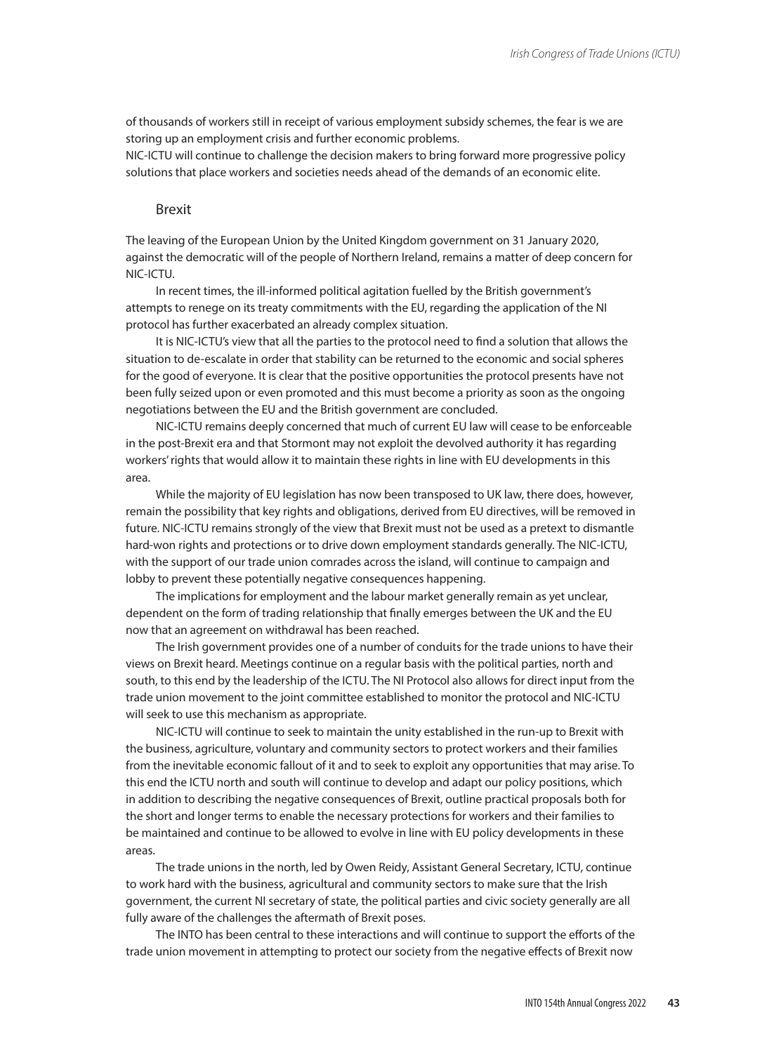of thousands of workers still in receipt of various employment subsidy schemes, the fear is we are storing up an employment crisis and further economic problems.

NIC-ICTU will continue to challenge the decision makers to bring forward more progressive policy solutions that place workers and societies needs ahead of the demands of an economic elite.

## Brexit

The leaving of the European Union by the United Kingdom government on 31 January 2020, against the democratic will of the people of Northern Ireland, remains a matter of deep concern for NIC-ICTU.

In recent times, the ill-informed political agitation fuelled by the British government's attempts to renege on its treaty commitments with the EU, regarding the application of the NI protocol has further exacerbated an already complex situation.

It is NIC-ICTU's view that all the parties to the protocol need to find a solution that allows the situation to de-escalate in order that stability can be returned to the economic and social spheres for the good of everyone. It is clear that the positive opportunities the protocol presents have not been fully seized upon or even promoted and this must become a priority as soon as the ongoing negotiations between the EU and the British government are concluded.

NIC-ICTU remains deeply concerned that much of current EU law will cease to be enforceable in the post-Brexit era and that Stormont may not exploit the devolved authority it has regarding workers' rights that would allow it to maintain these rights in line with EU developments in this area.

While the majority of EU legislation has now been transposed to UK law, there does, however, remain the possibility that key rights and obligations, derived from EU directives, will be removed in future. NIC-ICTU remains strongly of the view that Brexit must not be used as a pretext to dismantle hard-won rights and protections or to drive down employment standards generally. The NIC-ICTU, with the support of our trade union comrades across the island, will continue to campaign and lobby to prevent these potentially negative consequences happening.

The implications for employment and the labour market generally remain as yet unclear, dependent on the form of trading relationship that finally emerges between the UK and the EU now that an agreement on withdrawal has been reached.

The Irish government provides one of a number of conduits for the trade unions to have their views on Brexit heard. Meetings continue on a regular basis with the political parties, north and south, to this end by the leadership of the ICTU. The NI Protocol also allows for direct input from the trade union movement to the joint committee established to monitor the protocol and NIC-ICTU will seek to use this mechanism as appropriate.

NIC-ICTU will continue to seek to maintain the unity established in the run-up to Brexit with the business, agriculture, voluntary and community sectors to protect workers and their families from the inevitable economic fallout of it and to seek to exploit any opportunities that may arise. To this end the ICTU north and south will continue to develop and adapt our policy positions, which in addition to describing the negative consequences of Brexit, outline practical proposals both for the short and longer terms to enable the necessary protections for workers and their families to be maintained and continue to be allowed to evolve in line with EU policy developments in these areas.

The trade unions in the north, led by Owen Reidy, Assistant General Secretary, ICTU, continue to work hard with the business, agricultural and community sectors to make sure that the Irish government, the current NI secretary of state, the political parties and civic society generally are all fully aware of the challenges the aftermath of Brexit poses.

The INTO has been central to these interactions and will continue to support the efforts of the trade union movement in attempting to protect our society from the negative effects of Brexit now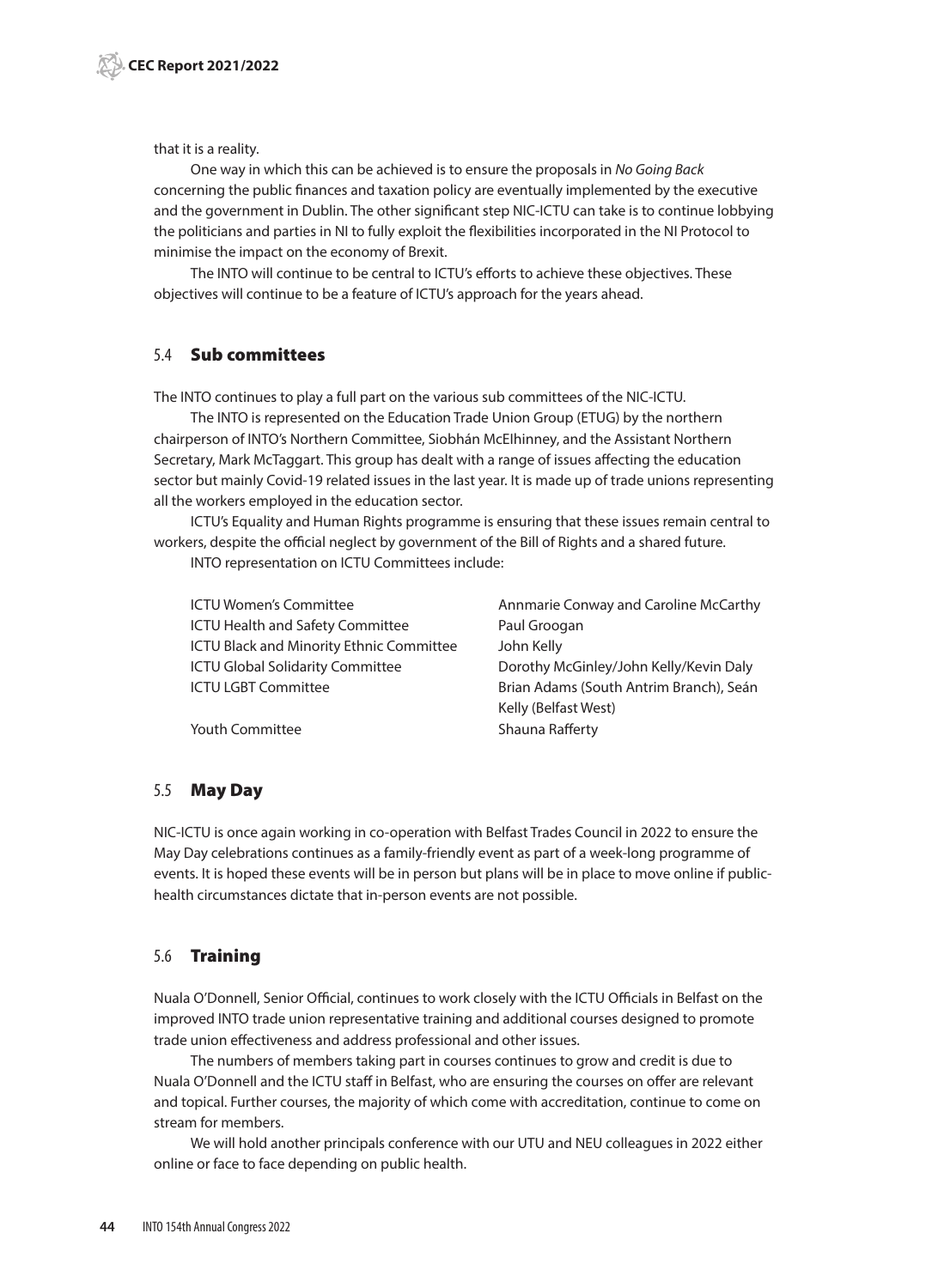that it is a reality.

One way in which this can be achieved is to ensure the proposals in *No Going Back* concerning the public finances and taxation policy are eventually implemented by the executive and the government in Dublin. The other significant step NIC-ICTU can take is to continue lobbying the politicians and parties in NI to fully exploit the flexibilities incorporated in the NI Protocol to minimise the impact on the economy of Brexit.

The INTO will continue to be central to ICTU's efforts to achieve these objectives. These objectives will continue to be a feature of ICTU's approach for the years ahead.

## 5.4 Sub committees

The INTO continues to play a full part on the various sub committees of the NIC-ICTU.

The INTO is represented on the Education Trade Union Group (ETUG) by the northern chairperson of INTO's Northern Committee, Siobhán McElhinney, and the Assistant Northern Secretary, Mark McTaggart. This group has dealt with a range of issues affecting the education sector but mainly Covid-19 related issues in the last year. It is made up of trade unions representing all the workers employed in the education sector.

ICTU's Equality and Human Rights programme is ensuring that these issues remain central to workers, despite the official neglect by government of the Bill of Rights and a shared future.

INTO representation on ICTU Committees include:

| | |
|---|---|
| ICTU Women's Committee | Annmarie Conway and Caroline McCarthy |
| ICTU Health and Safety Committee | Paul Groogan |
| ICTU Black and Minority Ethnic Committee | John Kelly |
| ICTU Global Solidarity Committee | Dorothy McGinley/John Kelly/Kevin Daly |
| ICTU LGBT Committee | Brian Adams (South Antrim Branch), Seán Kelly (Belfast West) |
| Youth Committee | Shauna Rafferty |

## 5.5 May Day

NIC-ICTU is once again working in co-operation with Belfast Trades Council in 2022 to ensure the May Day celebrations continues as a family-friendly event as part of a week-long programme of events. It is hoped these events will be in person but plans will be in place to move online if public-health circumstances dictate that in-person events are not possible.

## 5.6 Training

Nuala O'Donnell, Senior Official, continues to work closely with the ICTU Officials in Belfast on the improved INTO trade union representative training and additional courses designed to promote trade union effectiveness and address professional and other issues.

The numbers of members taking part in courses continues to grow and credit is due to Nuala O'Donnell and the ICTU staff in Belfast, who are ensuring the courses on offer are relevant and topical. Further courses, the majority of which come with accreditation, continue to come on stream for members.

We will hold another principals conference with our UTU and NEU colleagues in 2022 either online or face to face depending on public health.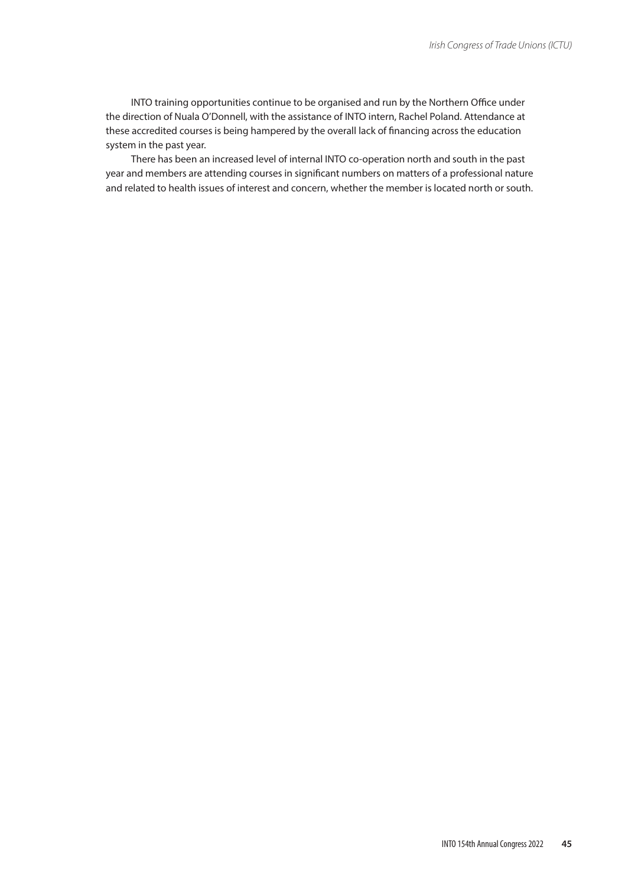INTO training opportunities continue to be organised and run by the Northern Office under the direction of Nuala O'Donnell, with the assistance of INTO intern, Rachel Poland. Attendance at these accredited courses is being hampered by the overall lack of financing across the education system in the past year.

There has been an increased level of internal INTO co-operation north and south in the past year and members are attending courses in significant numbers on matters of a professional nature and related to health issues of interest and concern, whether the member is located north or south.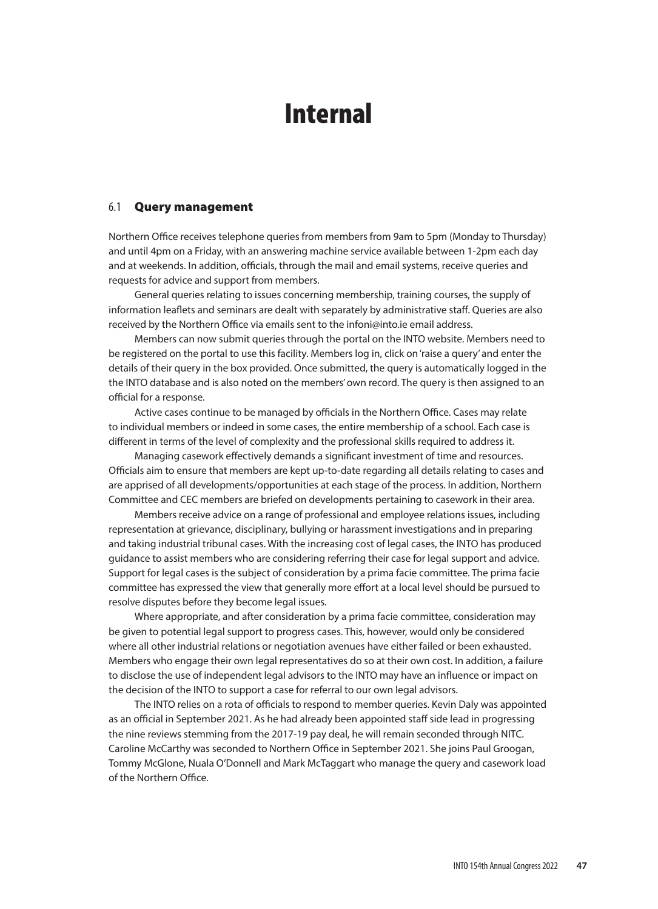# Internal

## 6.1 Query management

Northern Office receives telephone queries from members from 9am to 5pm (Monday to Thursday) and until 4pm on a Friday, with an answering machine service available between 1-2pm each day and at weekends. In addition, officials, through the mail and email systems, receive queries and requests for advice and support from members.

General queries relating to issues concerning membership, training courses, the supply of information leaflets and seminars are dealt with separately by administrative staff. Queries are also received by the Northern Office via emails sent to the infoni@into.ie email address.

Members can now submit queries through the portal on the INTO website. Members need to be registered on the portal to use this facility. Members log in, click on 'raise a query' and enter the details of their query in the box provided. Once submitted, the query is automatically logged in the the INTO database and is also noted on the members' own record. The query is then assigned to an official for a response.

Active cases continue to be managed by officials in the Northern Office. Cases may relate to individual members or indeed in some cases, the entire membership of a school. Each case is different in terms of the level of complexity and the professional skills required to address it.

Managing casework effectively demands a significant investment of time and resources. Officials aim to ensure that members are kept up-to-date regarding all details relating to cases and are apprised of all developments/opportunities at each stage of the process. In addition, Northern Committee and CEC members are briefed on developments pertaining to casework in their area.

Members receive advice on a range of professional and employee relations issues, including representation at grievance, disciplinary, bullying or harassment investigations and in preparing and taking industrial tribunal cases. With the increasing cost of legal cases, the INTO has produced guidance to assist members who are considering referring their case for legal support and advice. Support for legal cases is the subject of consideration by a prima facie committee. The prima facie committee has expressed the view that generally more effort at a local level should be pursued to resolve disputes before they become legal issues.

Where appropriate, and after consideration by a prima facie committee, consideration may be given to potential legal support to progress cases. This, however, would only be considered where all other industrial relations or negotiation avenues have either failed or been exhausted. Members who engage their own legal representatives do so at their own cost. In addition, a failure to disclose the use of independent legal advisors to the INTO may have an influence or impact on the decision of the INTO to support a case for referral to our own legal advisors.

The INTO relies on a rota of officials to respond to member queries. Kevin Daly was appointed as an official in September 2021. As he had already been appointed staff side lead in progressing the nine reviews stemming from the 2017-19 pay deal, he will remain seconded through NITC. Caroline McCarthy was seconded to Northern Office in September 2021. She joins Paul Groogan, Tommy McGlone, Nuala O'Donnell and Mark McTaggart who manage the query and casework load of the Northern Office.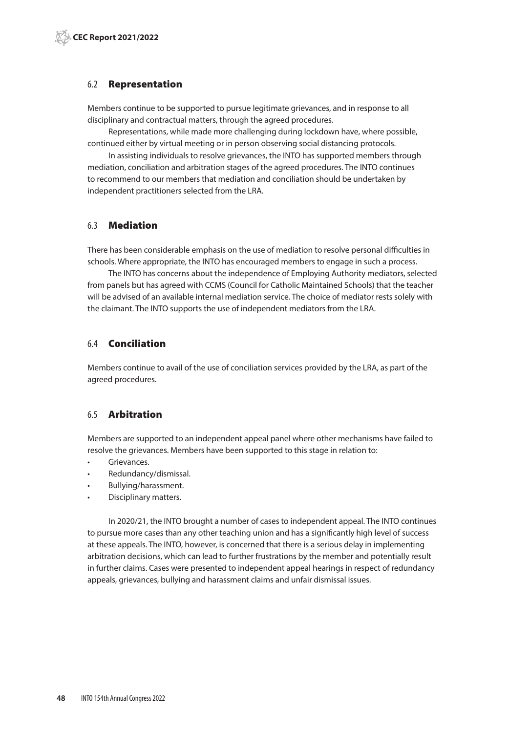## 6.2 Representation

Members continue to be supported to pursue legitimate grievances, and in response to all disciplinary and contractual matters, through the agreed procedures.

Representations, while made more challenging during lockdown have, where possible, continued either by virtual meeting or in person observing social distancing protocols.

In assisting individuals to resolve grievances, the INTO has supported members through mediation, conciliation and arbitration stages of the agreed procedures. The INTO continues to recommend to our members that mediation and conciliation should be undertaken by independent practitioners selected from the LRA.

## 6.3 Mediation

There has been considerable emphasis on the use of mediation to resolve personal difficulties in schools. Where appropriate, the INTO has encouraged members to engage in such a process.

The INTO has concerns about the independence of Employing Authority mediators, selected from panels but has agreed with CCMS (Council for Catholic Maintained Schools) that the teacher will be advised of an available internal mediation service. The choice of mediator rests solely with the claimant. The INTO supports the use of independent mediators from the LRA.

## 6.4 Conciliation

Members continue to avail of the use of conciliation services provided by the LRA, as part of the agreed procedures.

## 6.5 Arbitration

Members are supported to an independent appeal panel where other mechanisms have failed to resolve the grievances. Members have been supported to this stage in relation to:

- Grievances.
- Redundancy/dismissal.
- Bullying/harassment.
- Disciplinary matters.

In 2020/21, the INTO brought a number of cases to independent appeal. The INTO continues to pursue more cases than any other teaching union and has a significantly high level of success at these appeals. The INTO, however, is concerned that there is a serious delay in implementing arbitration decisions, which can lead to further frustrations by the member and potentially result in further claims. Cases were presented to independent appeal hearings in respect of redundancy appeals, grievances, bullying and harassment claims and unfair dismissal issues.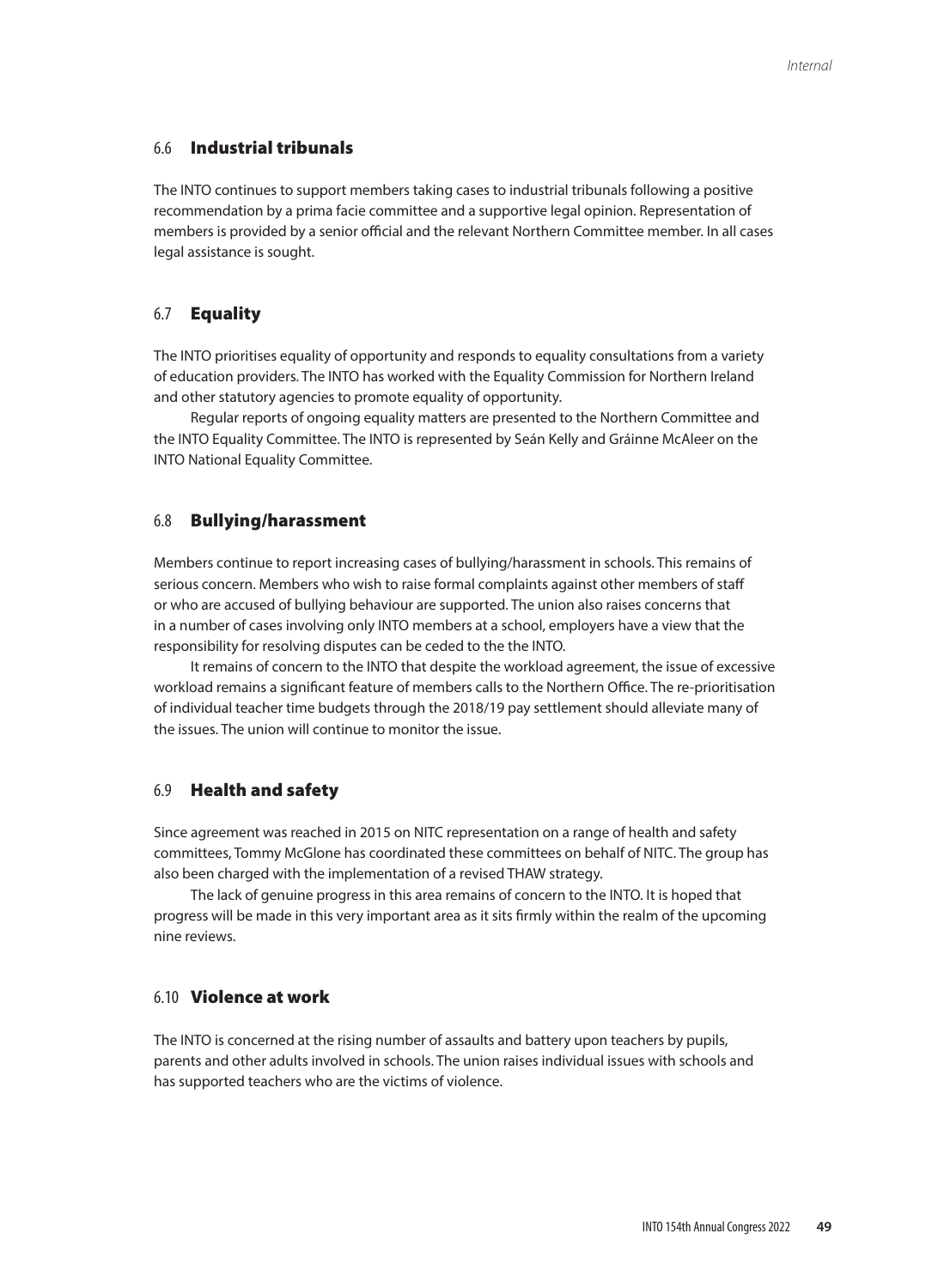## 6.6 Industrial tribunals

The INTO continues to support members taking cases to industrial tribunals following a positive recommendation by a prima facie committee and a supportive legal opinion. Representation of members is provided by a senior official and the relevant Northern Committee member. In all cases legal assistance is sought.

## 6.7 Equality

The INTO prioritises equality of opportunity and responds to equality consultations from a variety of education providers. The INTO has worked with the Equality Commission for Northern Ireland and other statutory agencies to promote equality of opportunity.

Regular reports of ongoing equality matters are presented to the Northern Committee and the INTO Equality Committee. The INTO is represented by Seán Kelly and Gráinne McAleer on the INTO National Equality Committee.

## 6.8 Bullying/harassment

Members continue to report increasing cases of bullying/harassment in schools. This remains of serious concern. Members who wish to raise formal complaints against other members of staff or who are accused of bullying behaviour are supported. The union also raises concerns that in a number of cases involving only INTO members at a school, employers have a view that the responsibility for resolving disputes can be ceded to the the INTO.

It remains of concern to the INTO that despite the workload agreement, the issue of excessive workload remains a significant feature of members calls to the Northern Office. The re-prioritisation of individual teacher time budgets through the 2018/19 pay settlement should alleviate many of the issues. The union will continue to monitor the issue.

## 6.9 Health and safety

Since agreement was reached in 2015 on NITC representation on a range of health and safety committees, Tommy McGlone has coordinated these committees on behalf of NITC. The group has also been charged with the implementation of a revised THAW strategy.

The lack of genuine progress in this area remains of concern to the INTO. It is hoped that progress will be made in this very important area as it sits firmly within the realm of the upcoming nine reviews.

## 6.10 Violence at work

The INTO is concerned at the rising number of assaults and battery upon teachers by pupils, parents and other adults involved in schools. The union raises individual issues with schools and has supported teachers who are the victims of violence.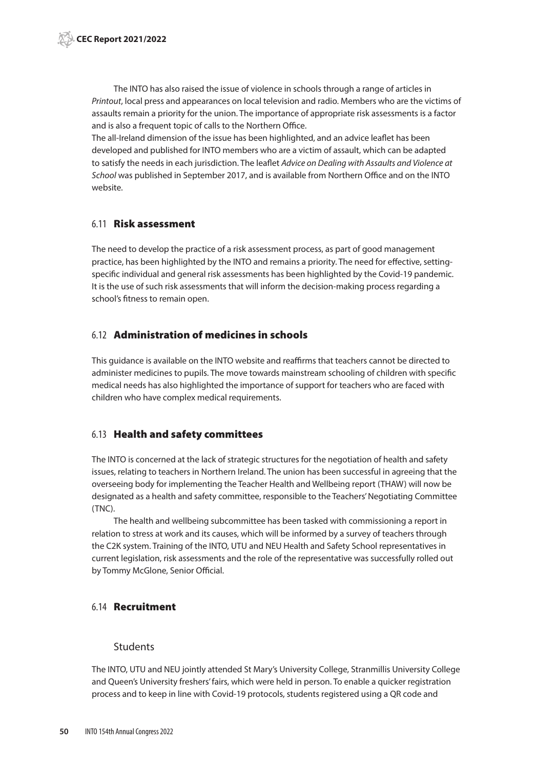The INTO has also raised the issue of violence in schools through a range of articles in *Printout*, local press and appearances on local television and radio. Members who are the victims of assaults remain a priority for the union. The importance of appropriate risk assessments is a factor and is also a frequent topic of calls to the Northern Office.
The all-Ireland dimension of the issue has been highlighted, and an advice leaflet has been developed and published for INTO members who are a victim of assault, which can be adapted to satisfy the needs in each jurisdiction. The leaflet *Advice on Dealing with Assaults and Violence at School* was published in September 2017, and is available from Northern Office and on the INTO website.

## 6.11 Risk assessment

The need to develop the practice of a risk assessment process, as part of good management practice, has been highlighted by the INTO and remains a priority. The need for effective, setting-specific individual and general risk assessments has been highlighted by the Covid-19 pandemic. It is the use of such risk assessments that will inform the decision-making process regarding a school's fitness to remain open.

## 6.12 Administration of medicines in schools

This guidance is available on the INTO website and reaffirms that teachers cannot be directed to administer medicines to pupils. The move towards mainstream schooling of children with specific medical needs has also highlighted the importance of support for teachers who are faced with children who have complex medical requirements.

## 6.13 Health and safety committees

The INTO is concerned at the lack of strategic structures for the negotiation of health and safety issues, relating to teachers in Northern Ireland. The union has been successful in agreeing that the overseeing body for implementing the Teacher Health and Wellbeing report (THAW) will now be designated as a health and safety committee, responsible to the Teachers' Negotiating Committee (TNC).

The health and wellbeing subcommittee has been tasked with commissioning a report in relation to stress at work and its causes, which will be informed by a survey of teachers through the C2K system. Training of the INTO, UTU and NEU Health and Safety School representatives in current legislation, risk assessments and the role of the representative was successfully rolled out by Tommy McGlone, Senior Official.

## 6.14 Recruitment

### Students

The INTO, UTU and NEU jointly attended St Mary's University College, Stranmillis University College and Queen's University freshers' fairs, which were held in person. To enable a quicker registration process and to keep in line with Covid-19 protocols, students registered using a QR code and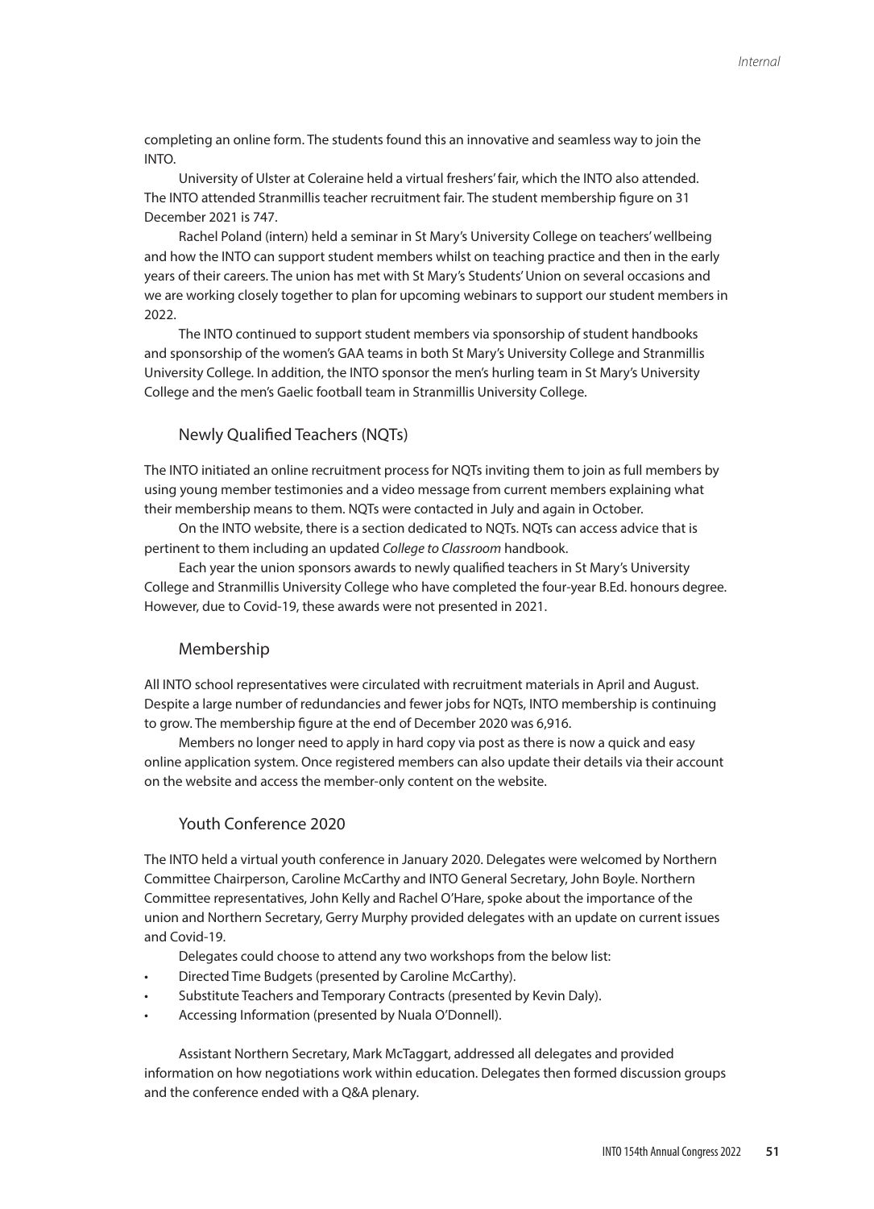completing an online form. The students found this an innovative and seamless way to join the INTO.

University of Ulster at Coleraine held a virtual freshers' fair, which the INTO also attended. The INTO attended Stranmillis teacher recruitment fair. The student membership figure on 31 December 2021 is 747.

Rachel Poland (intern) held a seminar in St Mary's University College on teachers' wellbeing and how the INTO can support student members whilst on teaching practice and then in the early years of their careers. The union has met with St Mary's Students' Union on several occasions and we are working closely together to plan for upcoming webinars to support our student members in 2022.

The INTO continued to support student members via sponsorship of student handbooks and sponsorship of the women's GAA teams in both St Mary's University College and Stranmillis University College. In addition, the INTO sponsor the men's hurling team in St Mary's University College and the men's Gaelic football team in Stranmillis University College.

## Newly Qualified Teachers (NQTs)

The INTO initiated an online recruitment process for NQTs inviting them to join as full members by using young member testimonies and a video message from current members explaining what their membership means to them. NQTs were contacted in July and again in October.

On the INTO website, there is a section dedicated to NQTs. NQTs can access advice that is pertinent to them including an updated *College to Classroom* handbook.

Each year the union sponsors awards to newly qualified teachers in St Mary's University College and Stranmillis University College who have completed the four-year B.Ed. honours degree. However, due to Covid-19, these awards were not presented in 2021.

## Membership

All INTO school representatives were circulated with recruitment materials in April and August. Despite a large number of redundancies and fewer jobs for NQTs, INTO membership is continuing to grow. The membership figure at the end of December 2020 was 6,916.

Members no longer need to apply in hard copy via post as there is now a quick and easy online application system. Once registered members can also update their details via their account on the website and access the member-only content on the website.

## Youth Conference 2020

The INTO held a virtual youth conference in January 2020. Delegates were welcomed by Northern Committee Chairperson, Caroline McCarthy and INTO General Secretary, John Boyle. Northern Committee representatives, John Kelly and Rachel O'Hare, spoke about the importance of the union and Northern Secretary, Gerry Murphy provided delegates with an update on current issues and Covid-19.

Delegates could choose to attend any two workshops from the below list:

- Directed Time Budgets (presented by Caroline McCarthy).
- Substitute Teachers and Temporary Contracts (presented by Kevin Daly).
- Accessing Information (presented by Nuala O'Donnell).

Assistant Northern Secretary, Mark McTaggart, addressed all delegates and provided information on how negotiations work within education. Delegates then formed discussion groups and the conference ended with a Q&A plenary.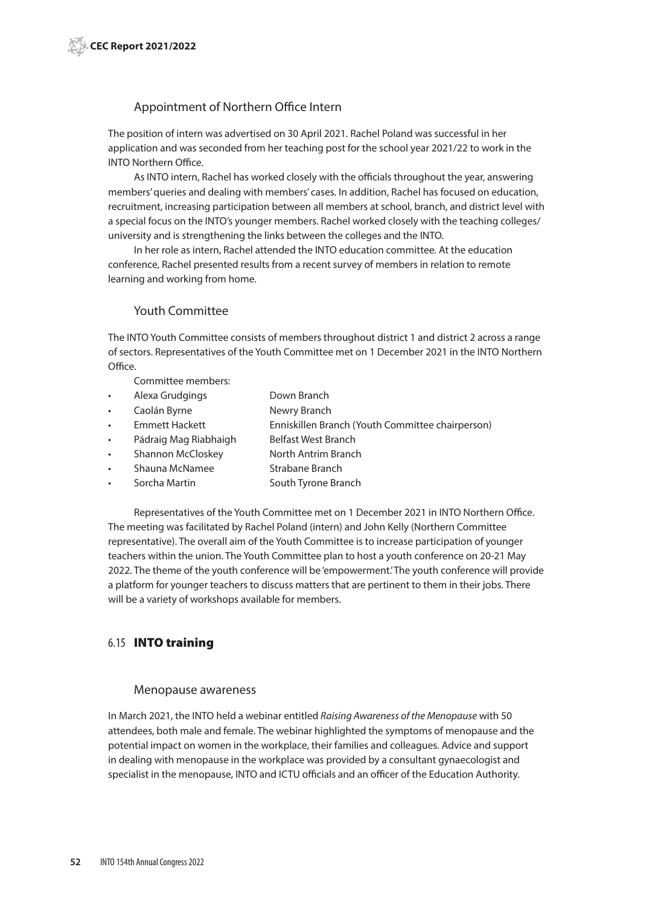### Appointment of Northern Office Intern

The position of intern was advertised on 30 April 2021. Rachel Poland was successful in her application and was seconded from her teaching post for the school year 2021/22 to work in the INTO Northern Office.

As INTO intern, Rachel has worked closely with the officials throughout the year, answering members' queries and dealing with members' cases. In addition, Rachel has focused on education, recruitment, increasing participation between all members at school, branch, and district level with a special focus on the INTO's younger members. Rachel worked closely with the teaching colleges/ university and is strengthening the links between the colleges and the INTO.

In her role as intern, Rachel attended the INTO education committee. At the education conference, Rachel presented results from a recent survey of members in relation to remote learning and working from home.

### Youth Committee

The INTO Youth Committee consists of members throughout district 1 and district 2 across a range of sectors. Representatives of the Youth Committee met on 1 December 2021 in the INTO Northern Office.

Committee members:

- Alexa Grudgings — Down Branch
- Caolán Byrne — Newry Branch
- Emmett Hackett — Enniskillen Branch (Youth Committee chairperson)
- Pádraig Mag Riabhaigh — Belfast West Branch
- Shannon McCloskey — North Antrim Branch
- Shauna McNamee — Strabane Branch
- Sorcha Martin — South Tyrone Branch

Representatives of the Youth Committee met on 1 December 2021 in INTO Northern Office. The meeting was facilitated by Rachel Poland (intern) and John Kelly (Northern Committee representative). The overall aim of the Youth Committee is to increase participation of younger teachers within the union. The Youth Committee plan to host a youth conference on 20-21 May 2022. The theme of the youth conference will be 'empowerment.' The youth conference will provide a platform for younger teachers to discuss matters that are pertinent to them in their jobs. There will be a variety of workshops available for members.

## 6.15 INTO training

### Menopause awareness

In March 2021, the INTO held a webinar entitled *Raising Awareness of the Menopause* with 50 attendees, both male and female. The webinar highlighted the symptoms of menopause and the potential impact on women in the workplace, their families and colleagues. Advice and support in dealing with menopause in the workplace was provided by a consultant gynaecologist and specialist in the menopause, INTO and ICTU officials and an officer of the Education Authority.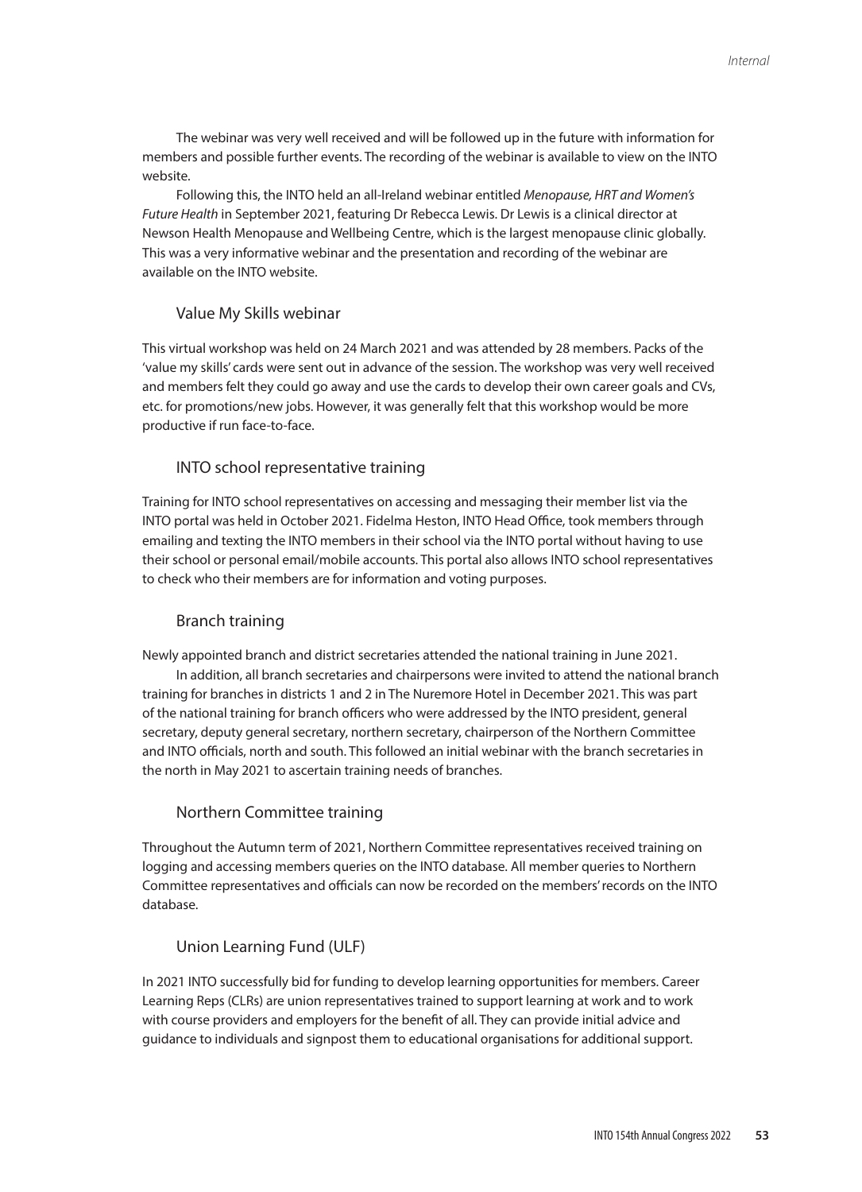The webinar was very well received and will be followed up in the future with information for members and possible further events. The recording of the webinar is available to view on the INTO website.

Following this, the INTO held an all-Ireland webinar entitled *Menopause, HRT and Women's Future Health* in September 2021, featuring Dr Rebecca Lewis. Dr Lewis is a clinical director at Newson Health Menopause and Wellbeing Centre, which is the largest menopause clinic globally. This was a very informative webinar and the presentation and recording of the webinar are available on the INTO website.

### Value My Skills webinar

This virtual workshop was held on 24 March 2021 and was attended by 28 members. Packs of the 'value my skills' cards were sent out in advance of the session. The workshop was very well received and members felt they could go away and use the cards to develop their own career goals and CVs, etc. for promotions/new jobs. However, it was generally felt that this workshop would be more productive if run face-to-face.

### INTO school representative training

Training for INTO school representatives on accessing and messaging their member list via the INTO portal was held in October 2021. Fidelma Heston, INTO Head Office, took members through emailing and texting the INTO members in their school via the INTO portal without having to use their school or personal email/mobile accounts. This portal also allows INTO school representatives to check who their members are for information and voting purposes.

### Branch training

Newly appointed branch and district secretaries attended the national training in June 2021.

In addition, all branch secretaries and chairpersons were invited to attend the national branch training for branches in districts 1 and 2 in The Nuremore Hotel in December 2021. This was part of the national training for branch officers who were addressed by the INTO president, general secretary, deputy general secretary, northern secretary, chairperson of the Northern Committee and INTO officials, north and south. This followed an initial webinar with the branch secretaries in the north in May 2021 to ascertain training needs of branches.

### Northern Committee training

Throughout the Autumn term of 2021, Northern Committee representatives received training on logging and accessing members queries on the INTO database. All member queries to Northern Committee representatives and officials can now be recorded on the members' records on the INTO database.

### Union Learning Fund (ULF)

In 2021 INTO successfully bid for funding to develop learning opportunities for members. Career Learning Reps (CLRs) are union representatives trained to support learning at work and to work with course providers and employers for the benefit of all. They can provide initial advice and guidance to individuals and signpost them to educational organisations for additional support.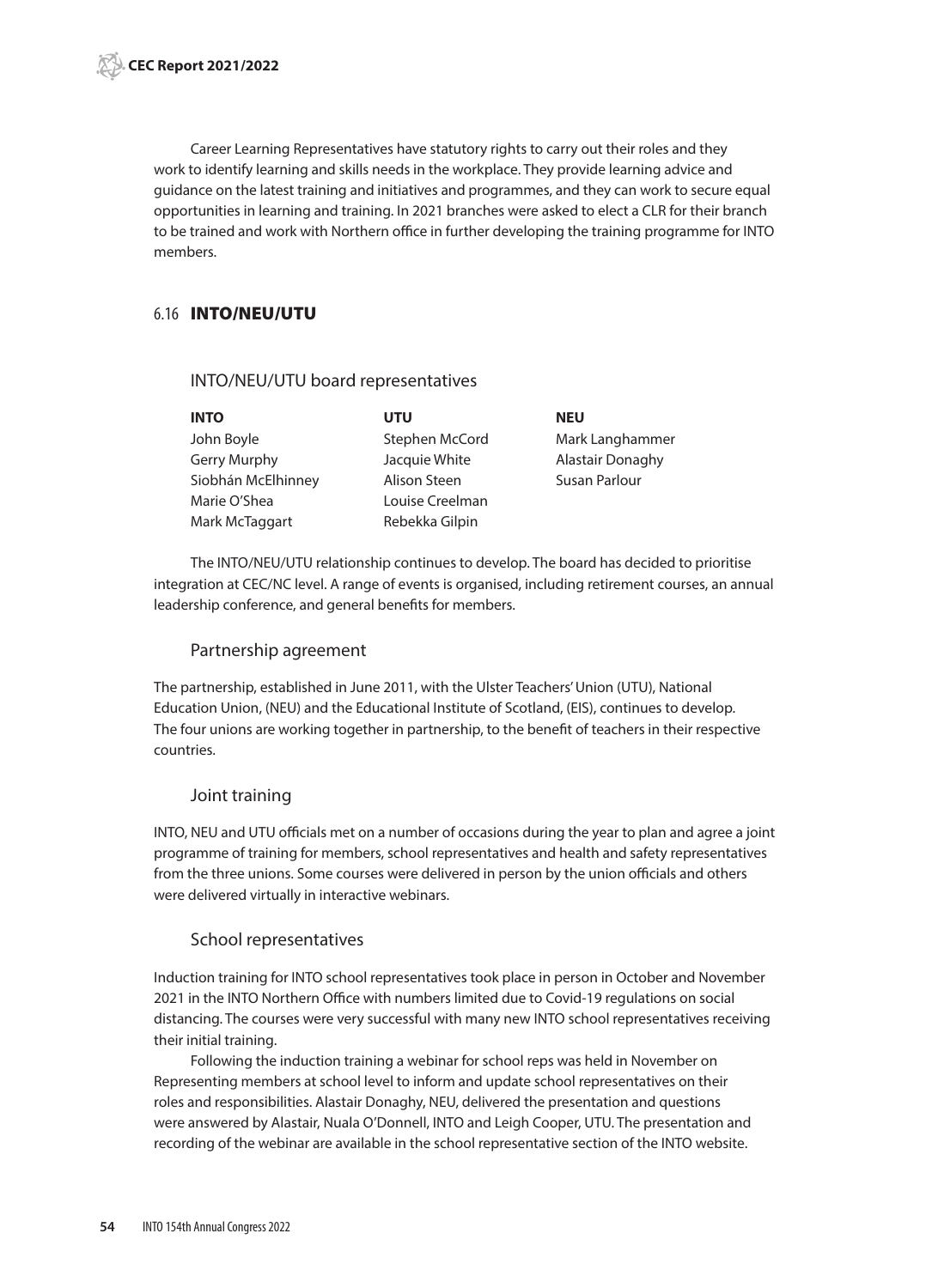Career Learning Representatives have statutory rights to carry out their roles and they work to identify learning and skills needs in the workplace. They provide learning advice and guidance on the latest training and initiatives and programmes, and they can work to secure equal opportunities in learning and training. In 2021 branches were asked to elect a CLR for their branch to be trained and work with Northern office in further developing the training programme for INTO members.

## 6.16 INTO/NEU/UTU

### INTO/NEU/UTU board representatives

| INTO | UTU | NEU |
|---|---|---|
| John Boyle | Stephen McCord | Mark Langhammer |
| Gerry Murphy | Jacquie White | Alastair Donaghy |
| Siobhán McElhinney | Alison Steen | Susan Parlour |
| Marie O'Shea | Louise Creelman | |
| Mark McTaggart | Rebekka Gilpin | |

The INTO/NEU/UTU relationship continues to develop. The board has decided to prioritise integration at CEC/NC level. A range of events is organised, including retirement courses, an annual leadership conference, and general benefits for members.

### Partnership agreement

The partnership, established in June 2011, with the Ulster Teachers' Union (UTU), National Education Union, (NEU) and the Educational Institute of Scotland, (EIS), continues to develop. The four unions are working together in partnership, to the benefit of teachers in their respective countries.

### Joint training

INTO, NEU and UTU officials met on a number of occasions during the year to plan and agree a joint programme of training for members, school representatives and health and safety representatives from the three unions. Some courses were delivered in person by the union officials and others were delivered virtually in interactive webinars.

### School representatives

Induction training for INTO school representatives took place in person in October and November 2021 in the INTO Northern Office with numbers limited due to Covid-19 regulations on social distancing. The courses were very successful with many new INTO school representatives receiving their initial training.

Following the induction training a webinar for school reps was held in November on Representing members at school level to inform and update school representatives on their roles and responsibilities. Alastair Donaghy, NEU, delivered the presentation and questions were answered by Alastair, Nuala O'Donnell, INTO and Leigh Cooper, UTU. The presentation and recording of the webinar are available in the school representative section of the INTO website.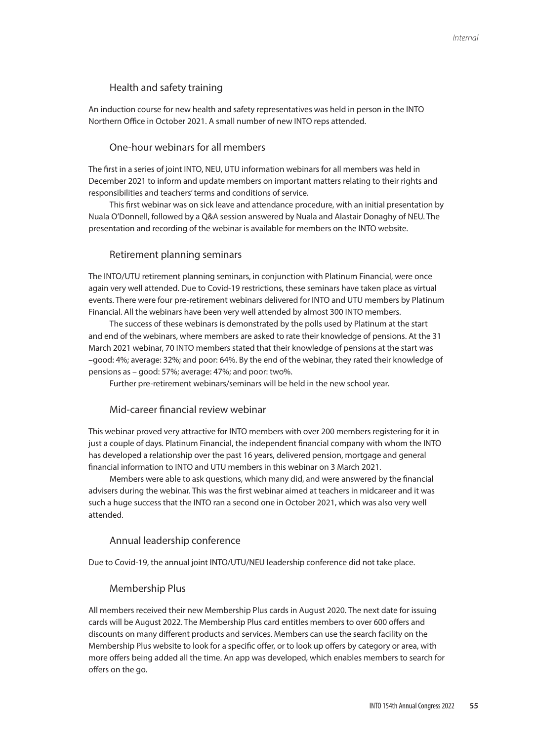### Health and safety training

An induction course for new health and safety representatives was held in person in the INTO Northern Office in October 2021. A small number of new INTO reps attended.

### One-hour webinars for all members

The first in a series of joint INTO, NEU, UTU information webinars for all members was held in December 2021 to inform and update members on important matters relating to their rights and responsibilities and teachers' terms and conditions of service.

This first webinar was on sick leave and attendance procedure, with an initial presentation by Nuala O'Donnell, followed by a Q&A session answered by Nuala and Alastair Donaghy of NEU. The presentation and recording of the webinar is available for members on the INTO website.

### Retirement planning seminars

The INTO/UTU retirement planning seminars, in conjunction with Platinum Financial, were once again very well attended. Due to Covid-19 restrictions, these seminars have taken place as virtual events. There were four pre-retirement webinars delivered for INTO and UTU members by Platinum Financial. All the webinars have been very well attended by almost 300 INTO members.

The success of these webinars is demonstrated by the polls used by Platinum at the start and end of the webinars, where members are asked to rate their knowledge of pensions. At the 31 March 2021 webinar, 70 INTO members stated that their knowledge of pensions at the start was –good: 4%; average: 32%; and poor: 64%. By the end of the webinar, they rated their knowledge of pensions as – good: 57%; average: 47%; and poor: two%.

Further pre-retirement webinars/seminars will be held in the new school year.

### Mid-career financial review webinar

This webinar proved very attractive for INTO members with over 200 members registering for it in just a couple of days. Platinum Financial, the independent financial company with whom the INTO has developed a relationship over the past 16 years, delivered pension, mortgage and general financial information to INTO and UTU members in this webinar on 3 March 2021.

Members were able to ask questions, which many did, and were answered by the financial advisers during the webinar. This was the first webinar aimed at teachers in midcareer and it was such a huge success that the INTO ran a second one in October 2021, which was also very well attended.

### Annual leadership conference

Due to Covid-19, the annual joint INTO/UTU/NEU leadership conference did not take place.

### Membership Plus

All members received their new Membership Plus cards in August 2020. The next date for issuing cards will be August 2022. The Membership Plus card entitles members to over 600 offers and discounts on many different products and services. Members can use the search facility on the Membership Plus website to look for a specific offer, or to look up offers by category or area, with more offers being added all the time. An app was developed, which enables members to search for offers on the go.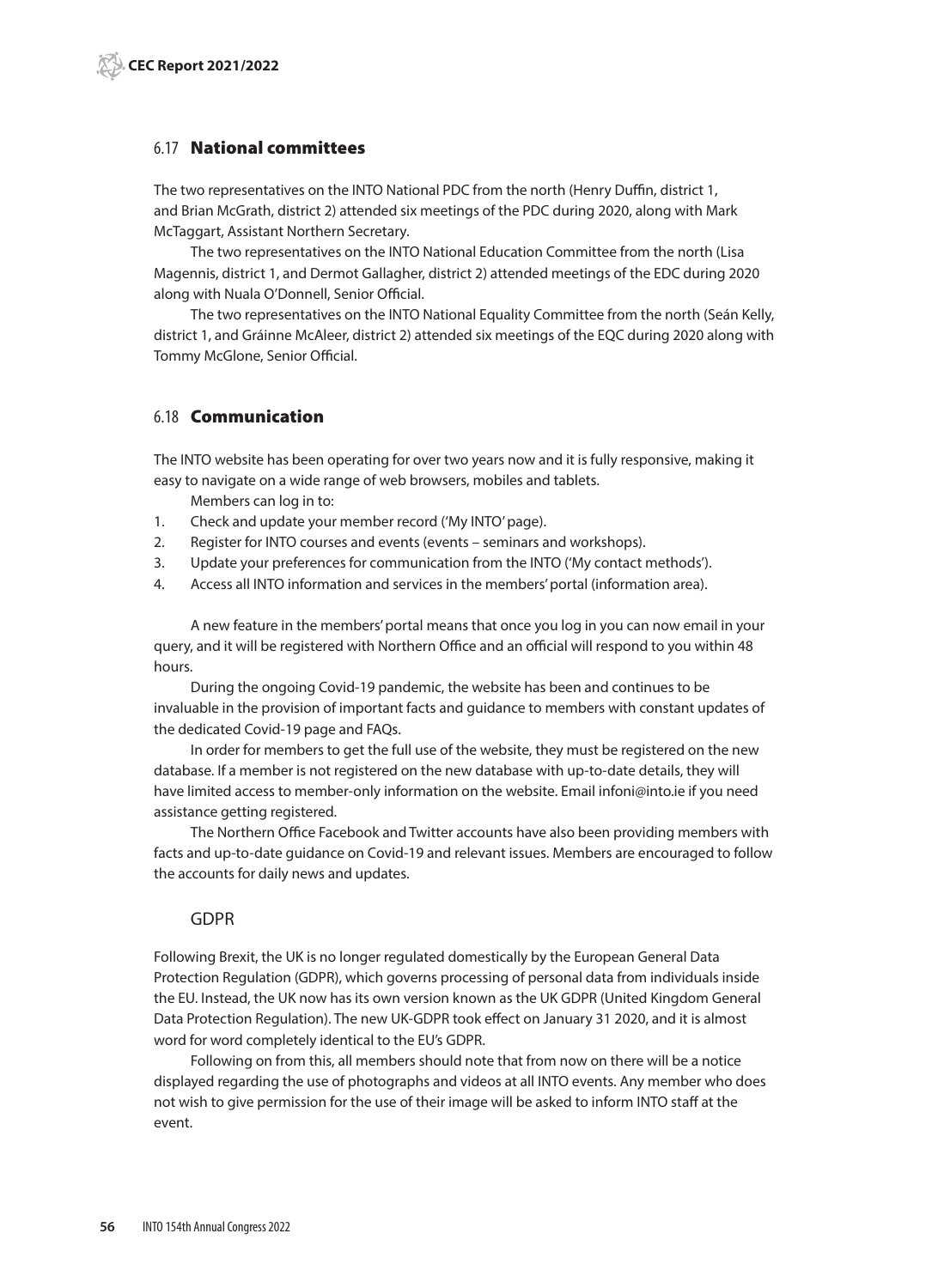## 6.17 National committees

The two representatives on the INTO National PDC from the north (Henry Duffin, district 1, and Brian McGrath, district 2) attended six meetings of the PDC during 2020, along with Mark McTaggart, Assistant Northern Secretary.

The two representatives on the INTO National Education Committee from the north (Lisa Magennis, district 1, and Dermot Gallagher, district 2) attended meetings of the EDC during 2020 along with Nuala O'Donnell, Senior Official.

The two representatives on the INTO National Equality Committee from the north (Seán Kelly, district 1, and Gráinne McAleer, district 2) attended six meetings of the EQC during 2020 along with Tommy McGlone, Senior Official.

## 6.18 Communication

The INTO website has been operating for over two years now and it is fully responsive, making it easy to navigate on a wide range of web browsers, mobiles and tablets.

Members can log in to:

1. Check and update your member record ('My INTO' page).
2. Register for INTO courses and events (events – seminars and workshops).
3. Update your preferences for communication from the INTO ('My contact methods').
4. Access all INTO information and services in the members' portal (information area).

A new feature in the members' portal means that once you log in you can now email in your query, and it will be registered with Northern Office and an official will respond to you within 48 hours.

During the ongoing Covid-19 pandemic, the website has been and continues to be invaluable in the provision of important facts and guidance to members with constant updates of the dedicated Covid-19 page and FAQs.

In order for members to get the full use of the website, they must be registered on the new database. If a member is not registered on the new database with up-to-date details, they will have limited access to member-only information on the website. Email infoni@into.ie if you need assistance getting registered.

The Northern Office Facebook and Twitter accounts have also been providing members with facts and up-to-date guidance on Covid-19 and relevant issues. Members are encouraged to follow the accounts for daily news and updates.

### GDPR

Following Brexit, the UK is no longer regulated domestically by the European General Data Protection Regulation (GDPR), which governs processing of personal data from individuals inside the EU. Instead, the UK now has its own version known as the UK GDPR (United Kingdom General Data Protection Regulation). The new UK-GDPR took effect on January 31 2020, and it is almost word for word completely identical to the EU's GDPR.

Following on from this, all members should note that from now on there will be a notice displayed regarding the use of photographs and videos at all INTO events. Any member who does not wish to give permission for the use of their image will be asked to inform INTO staff at the event.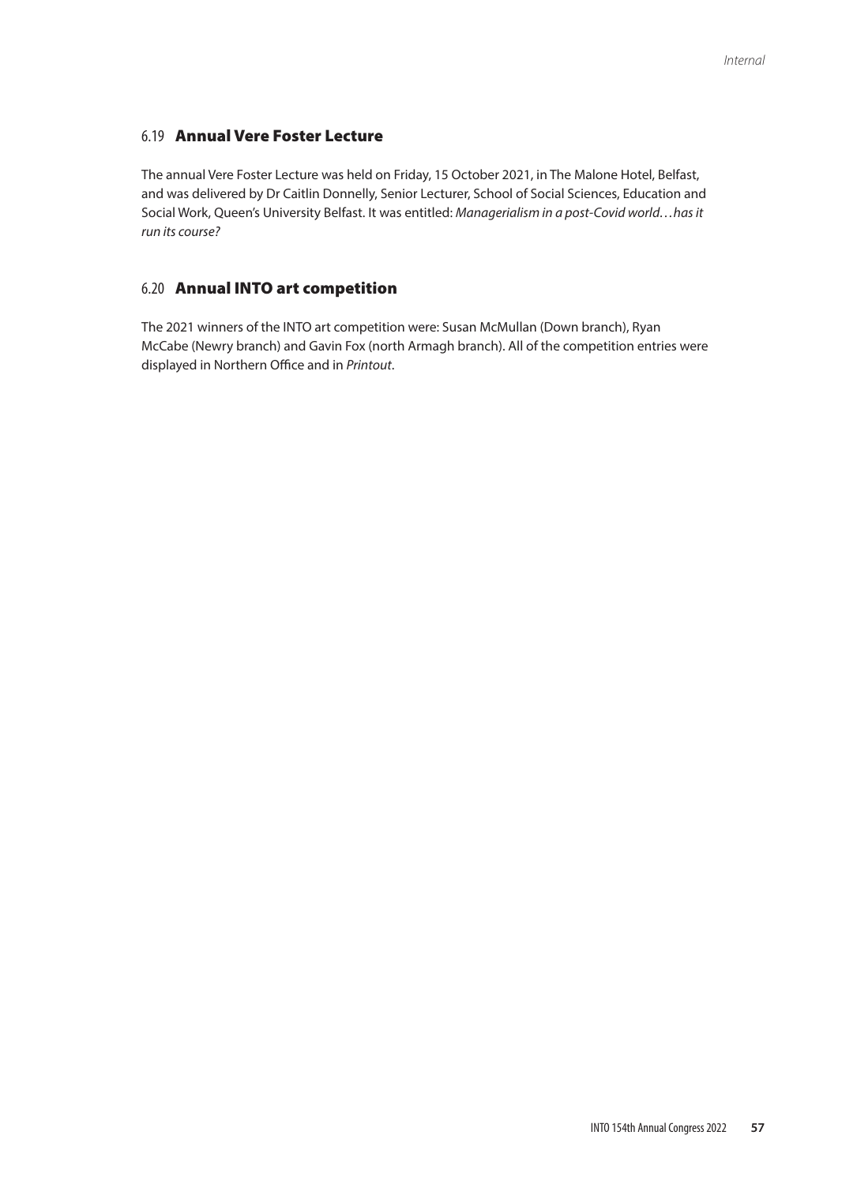## 6.19 Annual Vere Foster Lecture

The annual Vere Foster Lecture was held on Friday, 15 October 2021, in The Malone Hotel, Belfast, and was delivered by Dr Caitlin Donnelly, Senior Lecturer, School of Social Sciences, Education and Social Work, Queen's University Belfast. It was entitled: *Managerialism in a post-Covid world…has it run its course?*

## 6.20 Annual INTO art competition

The 2021 winners of the INTO art competition were: Susan McMullan (Down branch), Ryan McCabe (Newry branch) and Gavin Fox (north Armagh branch). All of the competition entries were displayed in Northern Office and in *Printout*.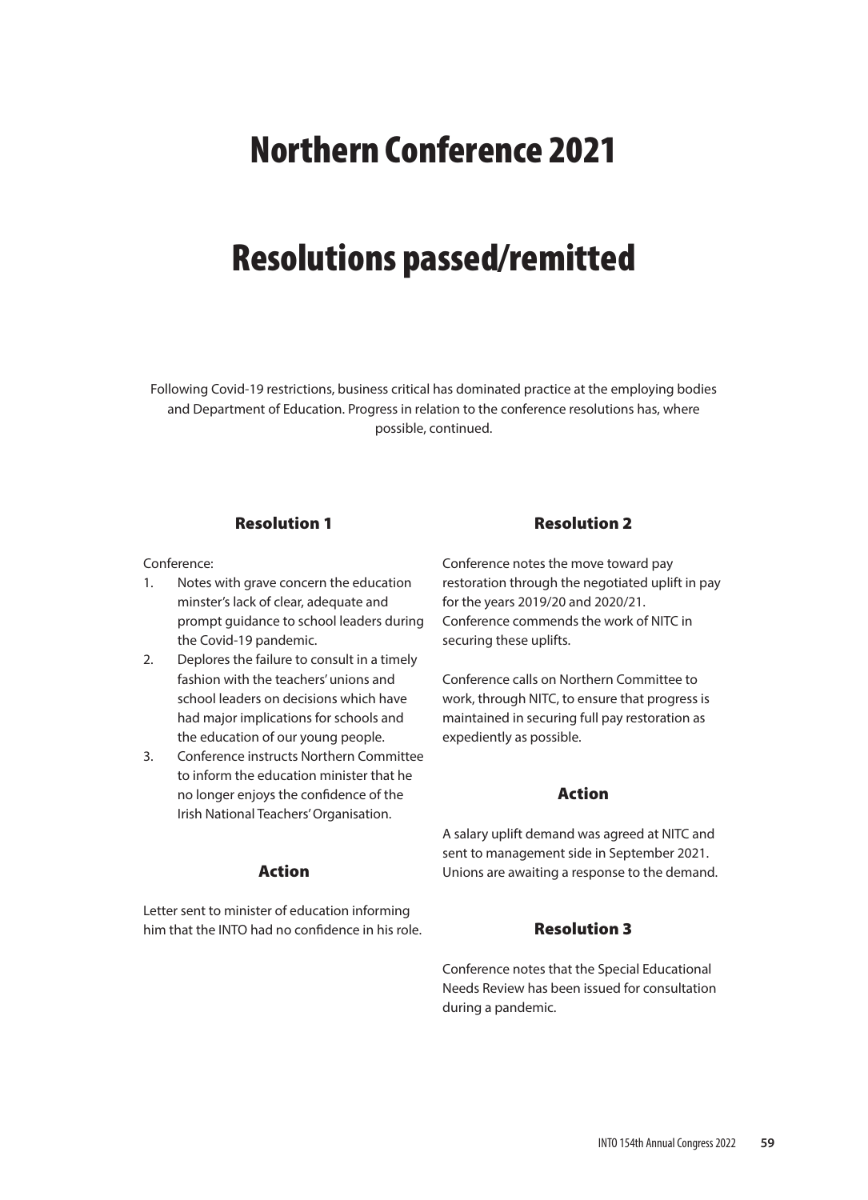# Northern Conference 2021

# Resolutions passed/remitted

Following Covid-19 restrictions, business critical has dominated practice at the employing bodies and Department of Education. Progress in relation to the conference resolutions has, where possible, continued.

## Resolution 1

Conference:

1. Notes with grave concern the education minster's lack of clear, adequate and prompt guidance to school leaders during the Covid-19 pandemic.
2. Deplores the failure to consult in a timely fashion with the teachers' unions and school leaders on decisions which have had major implications for schools and the education of our young people.
3. Conference instructs Northern Committee to inform the education minister that he no longer enjoys the confidence of the Irish National Teachers' Organisation.

### Action

Letter sent to minister of education informing him that the INTO had no confidence in his role.

## Resolution 2

Conference notes the move toward pay restoration through the negotiated uplift in pay for the years 2019/20 and 2020/21. Conference commends the work of NITC in securing these uplifts.

Conference calls on Northern Committee to work, through NITC, to ensure that progress is maintained in securing full pay restoration as expediently as possible.

### Action

A salary uplift demand was agreed at NITC and sent to management side in September 2021. Unions are awaiting a response to the demand.

## Resolution 3

Conference notes that the Special Educational Needs Review has been issued for consultation during a pandemic.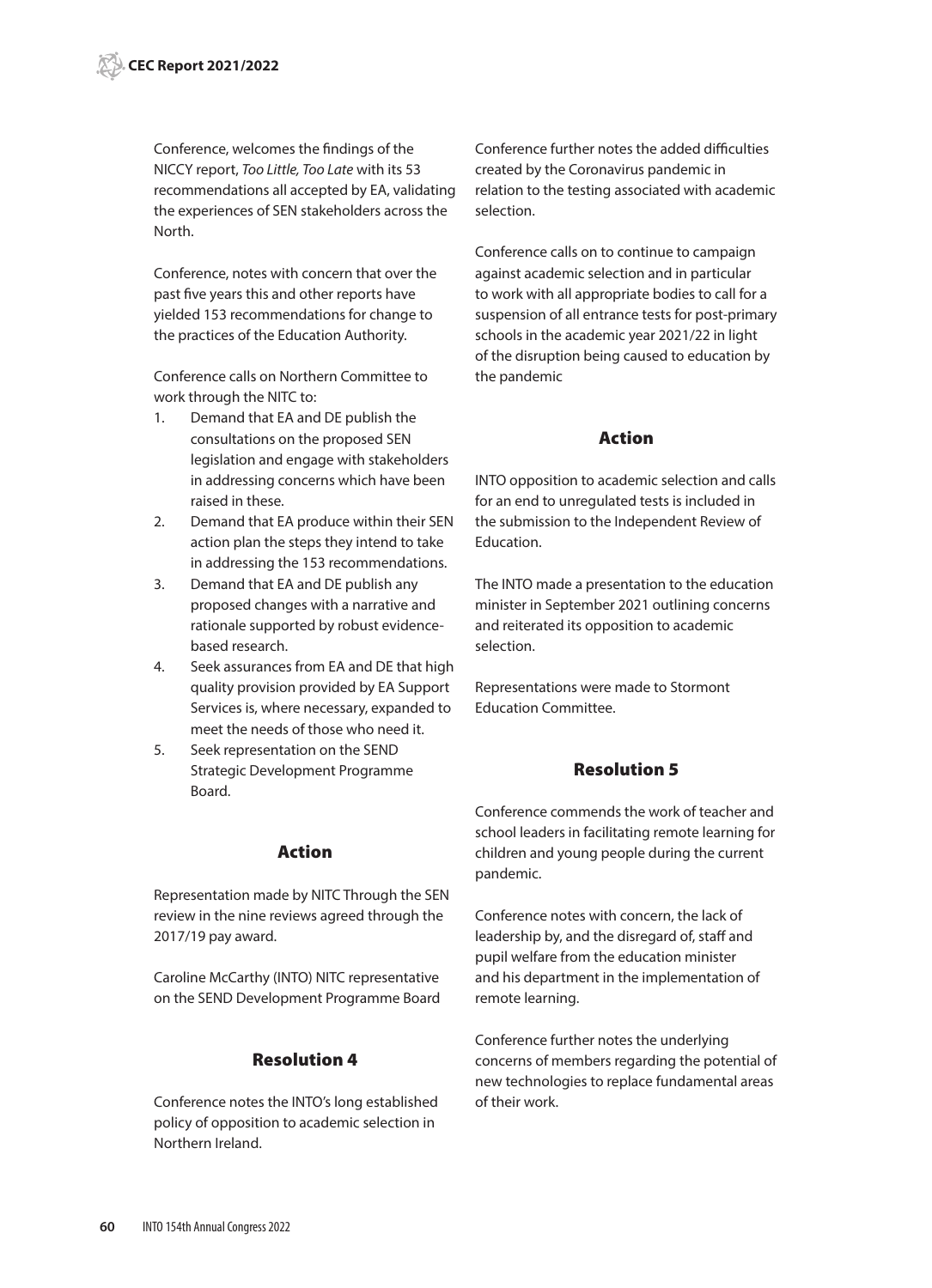Conference, welcomes the findings of the NICCY report, *Too Little, Too Late* with its 53 recommendations all accepted by EA, validating the experiences of SEN stakeholders across the North.

Conference, notes with concern that over the past five years this and other reports have yielded 153 recommendations for change to the practices of the Education Authority.

Conference calls on Northern Committee to work through the NITC to:

1. Demand that EA and DE publish the consultations on the proposed SEN legislation and engage with stakeholders in addressing concerns which have been raised in these.
2. Demand that EA produce within their SEN action plan the steps they intend to take in addressing the 153 recommendations.
3. Demand that EA and DE publish any proposed changes with a narrative and rationale supported by robust evidence-based research.
4. Seek assurances from EA and DE that high quality provision provided by EA Support Services is, where necessary, expanded to meet the needs of those who need it.
5. Seek representation on the SEND Strategic Development Programme Board.

## Action

Representation made by NITC Through the SEN review in the nine reviews agreed through the 2017/19 pay award.

Caroline McCarthy (INTO) NITC representative on the SEND Development Programme Board

## Resolution 4

Conference notes the INTO's long established policy of opposition to academic selection in Northern Ireland.

Conference further notes the added difficulties created by the Coronavirus pandemic in relation to the testing associated with academic selection.

Conference calls on to continue to campaign against academic selection and in particular to work with all appropriate bodies to call for a suspension of all entrance tests for post-primary schools in the academic year 2021/22 in light of the disruption being caused to education by the pandemic

## Action

INTO opposition to academic selection and calls for an end to unregulated tests is included in the submission to the Independent Review of Education.

The INTO made a presentation to the education minister in September 2021 outlining concerns and reiterated its opposition to academic selection.

Representations were made to Stormont Education Committee.

## Resolution 5

Conference commends the work of teacher and school leaders in facilitating remote learning for children and young people during the current pandemic.

Conference notes with concern, the lack of leadership by, and the disregard of, staff and pupil welfare from the education minister and his department in the implementation of remote learning.

Conference further notes the underlying concerns of members regarding the potential of new technologies to replace fundamental areas of their work.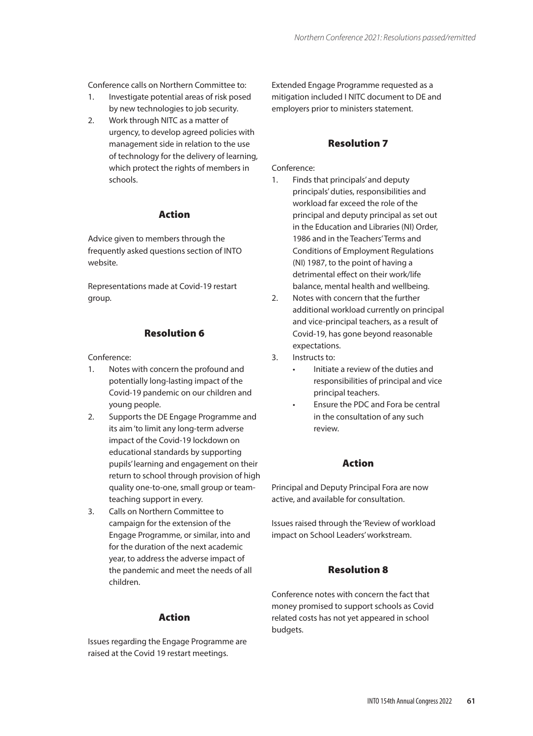Conference calls on Northern Committee to:

1. Investigate potential areas of risk posed by new technologies to job security.
2. Work through NITC as a matter of urgency, to develop agreed policies with management side in relation to the use of technology for the delivery of learning, which protect the rights of members in schools.

## Action

Advice given to members through the frequently asked questions section of INTO website.

Representations made at Covid-19 restart group.

## Resolution 6

Conference:

1. Notes with concern the profound and potentially long-lasting impact of the Covid-19 pandemic on our children and young people.
2. Supports the DE Engage Programme and its aim 'to limit any long-term adverse impact of the Covid-19 lockdown on educational standards by supporting pupils' learning and engagement on their return to school through provision of high quality one-to-one, small group or team-teaching support in every.
3. Calls on Northern Committee to campaign for the extension of the Engage Programme, or similar, into and for the duration of the next academic year, to address the adverse impact of the pandemic and meet the needs of all children.

## Action

Issues regarding the Engage Programme are raised at the Covid 19 restart meetings.

Extended Engage Programme requested as a mitigation included I NITC document to DE and employers prior to ministers statement.

## Resolution 7

Conference:

1. Finds that principals' and deputy principals' duties, responsibilities and workload far exceed the role of the principal and deputy principal as set out in the Education and Libraries (NI) Order, 1986 and in the Teachers' Terms and Conditions of Employment Regulations (NI) 1987, to the point of having a detrimental effect on their work/life balance, mental health and wellbeing.
2. Notes with concern that the further additional workload currently on principal and vice-principal teachers, as a result of Covid-19, has gone beyond reasonable expectations.
3. Instructs to:
   - Initiate a review of the duties and responsibilities of principal and vice principal teachers.
   - Ensure the PDC and Fora be central in the consultation of any such review.

## Action

Principal and Deputy Principal Fora are now active, and available for consultation.

Issues raised through the 'Review of workload impact on School Leaders' workstream.

## Resolution 8

Conference notes with concern the fact that money promised to support schools as Covid related costs has not yet appeared in school budgets.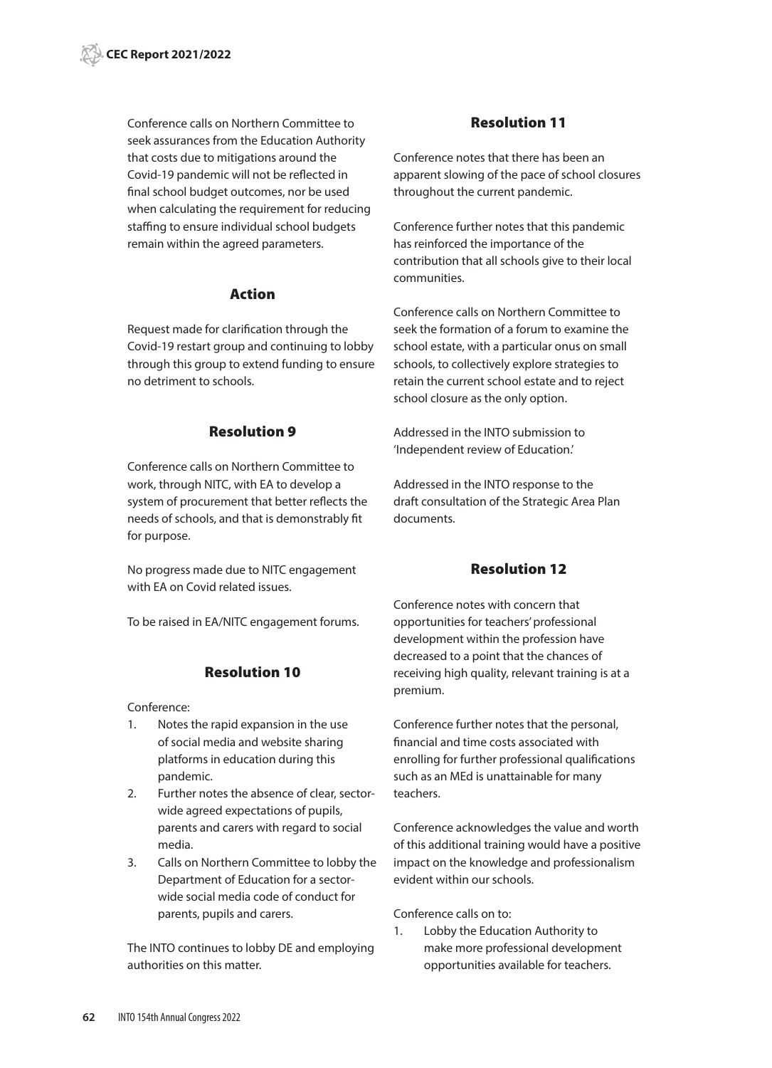Conference calls on Northern Committee to seek assurances from the Education Authority that costs due to mitigations around the Covid-19 pandemic will not be reflected in final school budget outcomes, nor be used when calculating the requirement for reducing staffing to ensure individual school budgets remain within the agreed parameters.

## Action

Request made for clarification through the Covid-19 restart group and continuing to lobby through this group to extend funding to ensure no detriment to schools.

## Resolution 9

Conference calls on Northern Committee to work, through NITC, with EA to develop a system of procurement that better reflects the needs of schools, and that is demonstrably fit for purpose.

No progress made due to NITC engagement with EA on Covid related issues.

To be raised in EA/NITC engagement forums.

## Resolution 10

Conference:

1. Notes the rapid expansion in the use of social media and website sharing platforms in education during this pandemic.
2. Further notes the absence of clear, sector-wide agreed expectations of pupils, parents and carers with regard to social media.
3. Calls on Northern Committee to lobby the Department of Education for a sector-wide social media code of conduct for parents, pupils and carers.

The INTO continues to lobby DE and employing authorities on this matter.

## Resolution 11

Conference notes that there has been an apparent slowing of the pace of school closures throughout the current pandemic.

Conference further notes that this pandemic has reinforced the importance of the contribution that all schools give to their local communities.

Conference calls on Northern Committee to seek the formation of a forum to examine the school estate, with a particular onus on small schools, to collectively explore strategies to retain the current school estate and to reject school closure as the only option.

Addressed in the INTO submission to 'Independent review of Education.'

Addressed in the INTO response to the draft consultation of the Strategic Area Plan documents.

## Resolution 12

Conference notes with concern that opportunities for teachers' professional development within the profession have decreased to a point that the chances of receiving high quality, relevant training is at a premium.

Conference further notes that the personal, financial and time costs associated with enrolling for further professional qualifications such as an MEd is unattainable for many teachers.

Conference acknowledges the value and worth of this additional training would have a positive impact on the knowledge and professionalism evident within our schools.

Conference calls on to:

1. Lobby the Education Authority to make more professional development opportunities available for teachers.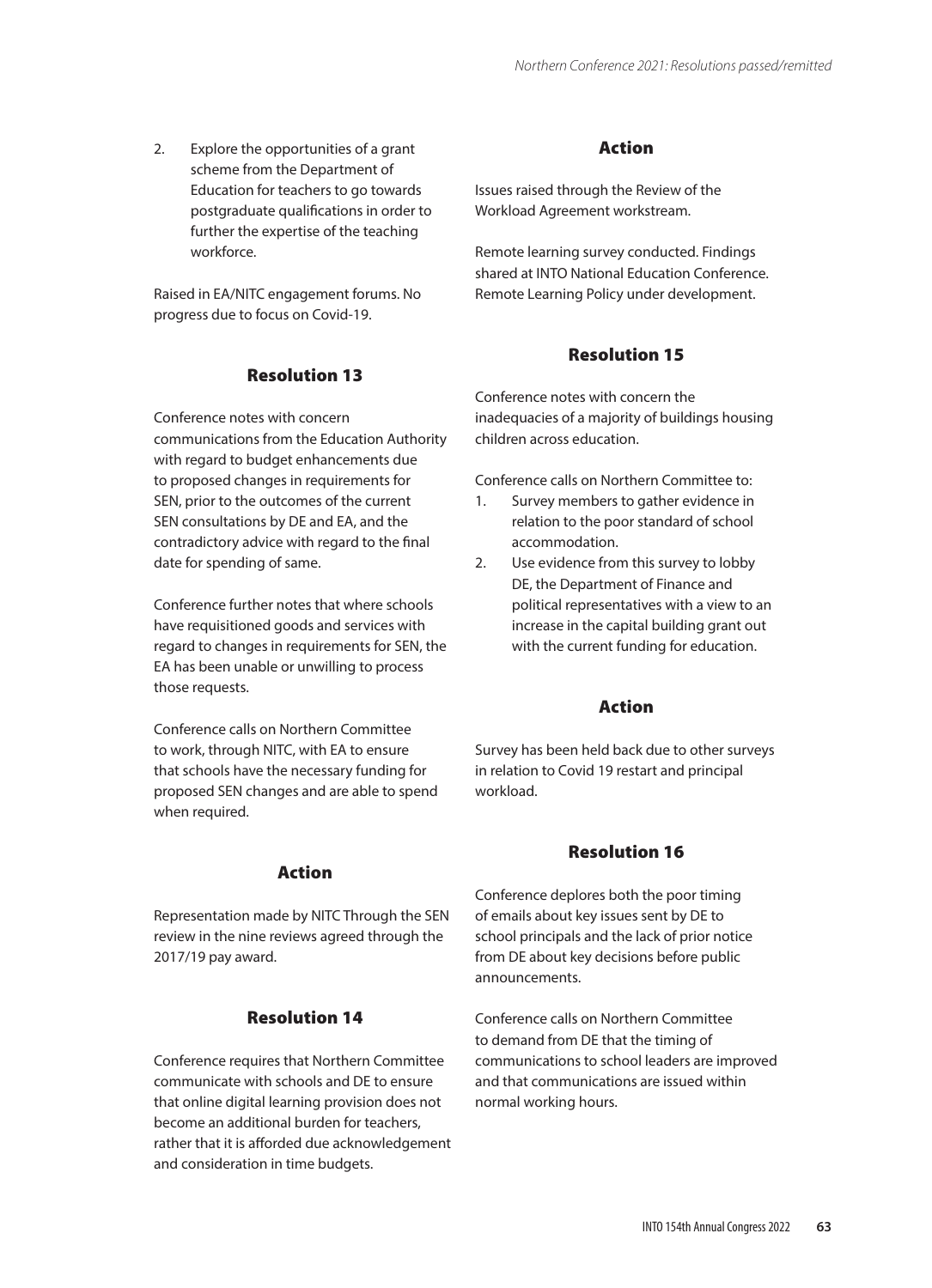2. Explore the opportunities of a grant scheme from the Department of Education for teachers to go towards postgraduate qualifications in order to further the expertise of the teaching workforce.

Raised in EA/NITC engagement forums. No progress due to focus on Covid-19.

## Resolution 13

Conference notes with concern communications from the Education Authority with regard to budget enhancements due to proposed changes in requirements for SEN, prior to the outcomes of the current SEN consultations by DE and EA, and the contradictory advice with regard to the final date for spending of same.

Conference further notes that where schools have requisitioned goods and services with regard to changes in requirements for SEN, the EA has been unable or unwilling to process those requests.

Conference calls on Northern Committee to work, through NITC, with EA to ensure that schools have the necessary funding for proposed SEN changes and are able to spend when required.

### Action

Representation made by NITC Through the SEN review in the nine reviews agreed through the 2017/19 pay award.

## Resolution 14

Conference requires that Northern Committee communicate with schools and DE to ensure that online digital learning provision does not become an additional burden for teachers, rather that it is afforded due acknowledgement and consideration in time budgets.

### Action

Issues raised through the Review of the Workload Agreement workstream.

Remote learning survey conducted. Findings shared at INTO National Education Conference. Remote Learning Policy under development.

## Resolution 15

Conference notes with concern the inadequacies of a majority of buildings housing children across education.

Conference calls on Northern Committee to:

1. Survey members to gather evidence in relation to the poor standard of school accommodation.
2. Use evidence from this survey to lobby DE, the Department of Finance and political representatives with a view to an increase in the capital building grant out with the current funding for education.

### Action

Survey has been held back due to other surveys in relation to Covid 19 restart and principal workload.

## Resolution 16

Conference deplores both the poor timing of emails about key issues sent by DE to school principals and the lack of prior notice from DE about key decisions before public announcements.

Conference calls on Northern Committee to demand from DE that the timing of communications to school leaders are improved and that communications are issued within normal working hours.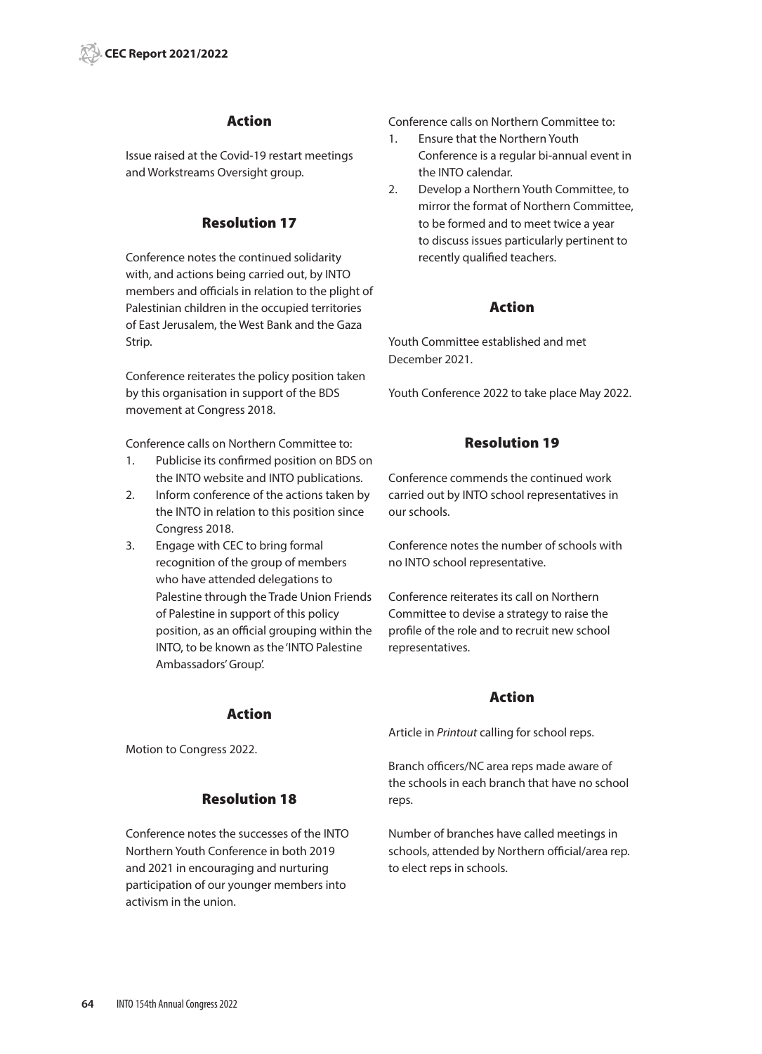## Action

Issue raised at the Covid-19 restart meetings and Workstreams Oversight group.

## Resolution 17

Conference notes the continued solidarity with, and actions being carried out, by INTO members and officials in relation to the plight of Palestinian children in the occupied territories of East Jerusalem, the West Bank and the Gaza Strip.

Conference reiterates the policy position taken by this organisation in support of the BDS movement at Congress 2018.

Conference calls on Northern Committee to:

1. Publicise its confirmed position on BDS on the INTO website and INTO publications.
2. Inform conference of the actions taken by the INTO in relation to this position since Congress 2018.
3. Engage with CEC to bring formal recognition of the group of members who have attended delegations to Palestine through the Trade Union Friends of Palestine in support of this policy position, as an official grouping within the INTO, to be known as the 'INTO Palestine Ambassadors' Group'.

## Action

Motion to Congress 2022.

## Resolution 18

Conference notes the successes of the INTO Northern Youth Conference in both 2019 and 2021 in encouraging and nurturing participation of our younger members into activism in the union.

Conference calls on Northern Committee to:

1. Ensure that the Northern Youth Conference is a regular bi-annual event in the INTO calendar.
2. Develop a Northern Youth Committee, to mirror the format of Northern Committee, to be formed and to meet twice a year to discuss issues particularly pertinent to recently qualified teachers.

## Action

Youth Committee established and met December 2021.

Youth Conference 2022 to take place May 2022.

## Resolution 19

Conference commends the continued work carried out by INTO school representatives in our schools.

Conference notes the number of schools with no INTO school representative.

Conference reiterates its call on Northern Committee to devise a strategy to raise the profile of the role and to recruit new school representatives.

## Action

Article in *Printout* calling for school reps.

Branch officers/NC area reps made aware of the schools in each branch that have no school reps.

Number of branches have called meetings in schools, attended by Northern official/area rep. to elect reps in schools.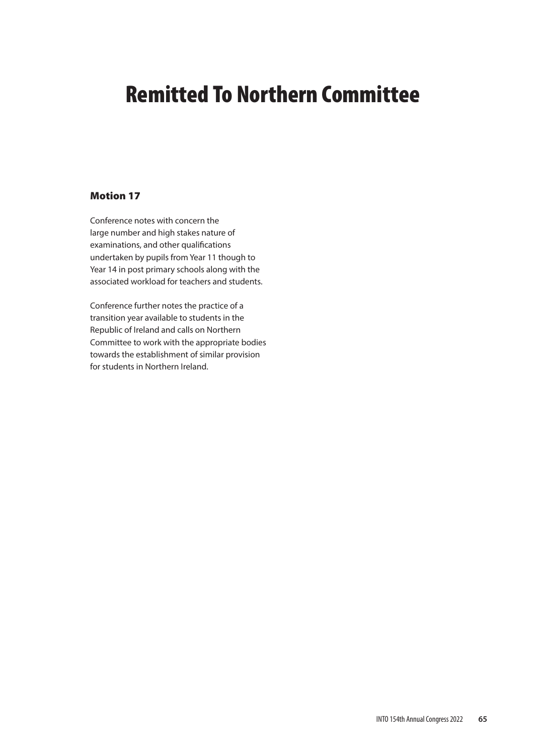# Remitted To Northern Committee

### Motion 17

Conference notes with concern the large number and high stakes nature of examinations, and other qualifications undertaken by pupils from Year 11 though to Year 14 in post primary schools along with the associated workload for teachers and students.

Conference further notes the practice of a transition year available to students in the Republic of Ireland and calls on Northern Committee to work with the appropriate bodies towards the establishment of similar provision for students in Northern Ireland.